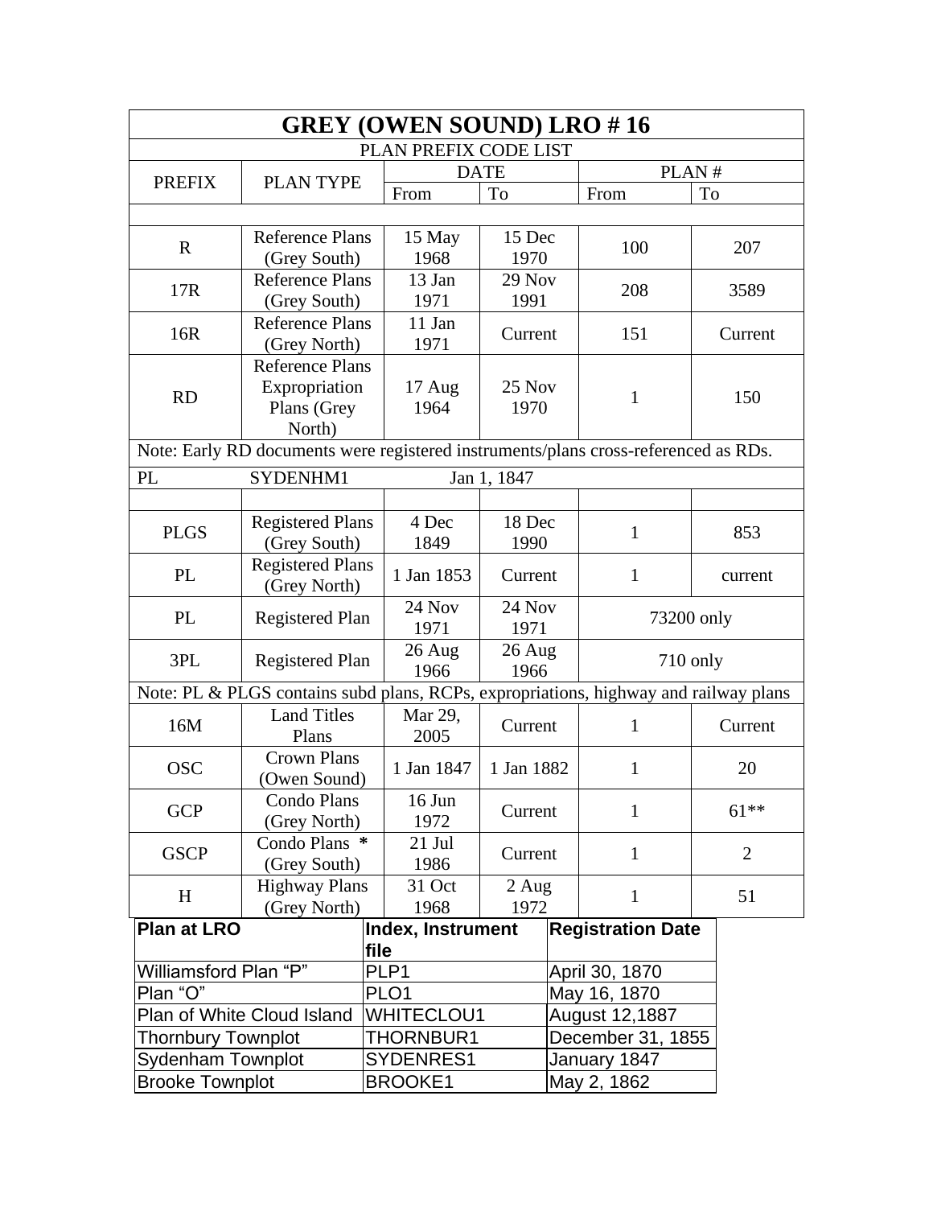# GREY (OWEN SOUND) LRO # 16

PLAN PREFIX CODE LIST

| PREFIX | PLAN TYPE | DATE | | PLAN # | |
|---|---|---|---|---|---|
| | | From | To | From | To |
| | | | | | |
| R | Reference Plans (Grey South) | 15 May 1968 | 15 Dec 1970 | 100 | 207 |
| 17R | Reference Plans (Grey South) | 13 Jan 1971 | 29 Nov 1991 | 208 | 3589 |
| 16R | Reference Plans (Grey North) | 11 Jan 1971 | Current | 151 | Current |
| RD | Reference Plans Expropriation Plans (Grey North) | 17 Aug 1964 | 25 Nov 1970 | 1 | 150 |
| Note: Early RD documents were registered instruments/plans cross-referenced as RDs. | | | | | |
| PL | SYDENHM1 | Jan 1, 1847 | | | |
| | | | | | |
| PLGS | Registered Plans (Grey South) | 4 Dec 1849 | 18 Dec 1990 | 1 | 853 |
| PL | Registered Plans (Grey North) | 1 Jan 1853 | Current | 1 | current |
| PL | Registered Plan | 24 Nov 1971 | 24 Nov 1971 | 73200 only | |
| 3PL | Registered Plan | 26 Aug 1966 | 26 Aug 1966 | 710 only | |
| Note: PL & PLGS contains subd plans, RCPs, expropriations, highway and railway plans | | | | | |
| 16M | Land Titles Plans | Mar 29, 2005 | Current | 1 | Current |
| OSC | Crown Plans (Owen Sound) | 1 Jan 1847 | 1 Jan 1882 | 1 | 20 |
| GCP | Condo Plans (Grey North) | 16 Jun 1972 | Current | 1 | 61** |
| GSCP | Condo Plans * (Grey South) | 21 Jul 1986 | Current | 1 | 2 |
| H | Highway Plans (Grey North) | 31 Oct 1968 | 2 Aug 1972 | 1 | 51 |

| Plan at LRO | Index, Instrument file | Registration Date |
|---|---|---|
| Williamsford Plan "P" | PLP1 | April 30, 1870 |
| Plan "O" | PLO1 | May 16, 1870 |
| Plan of White Cloud Island | WHITECLOU1 | August 12,1887 |
| Thornbury Townplot | THORNBUR1 | December 31, 1855 |
| Sydenham Townplot | SYDENRES1 | January 1847 |
| Brooke Townplot | BROOKE1 | May 2, 1862 |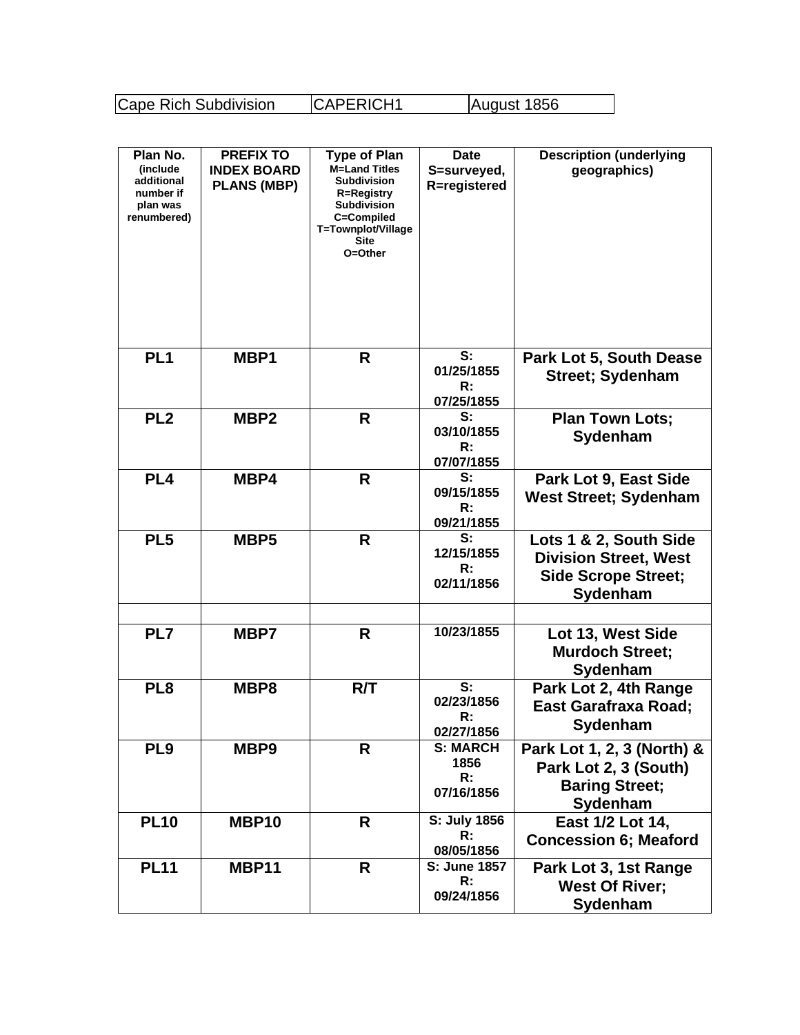| Cape Rich Subdivision | CAPERICH1 | August 1856 |
|---|---|---|

| Plan No. (include additional number if plan was renumbered) | PREFIX TO INDEX BOARD PLANS (MBP) | Type of Plan M=Land Titles Subdivision R=Registry Subdivision C=Compiled T=Townplot/Village Site O=Other | Date S=surveyed, R=registered | Description (underlying geographics) |
|---|---|---|---|---|
| **PL1** | **MBP1** | **R** | **S: 01/25/1855 R: 07/25/1855** | **Park Lot 5, South Dease Street; Sydenham** |
| **PL2** | **MBP2** | **R** | **S: 03/10/1855 R: 07/07/1855** | **Plan Town Lots; Sydenham** |
| **PL4** | **MBP4** | **R** | **S: 09/15/1855 R: 09/21/1855** | **Park Lot 9, East Side West Street; Sydenham** |
| **PL5** | **MBP5** | **R** | **S: 12/15/1855 R: 02/11/1856** | **Lots 1 & 2, South Side Division Street, West Side Scrope Street; Sydenham** |
| | | | | |
| **PL7** | **MBP7** | **R** | **10/23/1855** | **Lot 13, West Side Murdoch Street; Sydenham** |
| **PL8** | **MBP8** | **R/T** | **S: 02/23/1856 R: 02/27/1856** | **Park Lot 2, 4th Range East Garafraxa Road; Sydenham** |
| **PL9** | **MBP9** | **R** | **S: MARCH 1856 R: 07/16/1856** | **Park Lot 1, 2, 3 (North) & Park Lot 2, 3 (South) Baring Street; Sydenham** |
| **PL10** | **MBP10** | **R** | **S: July 1856 R: 08/05/1856** | **East 1/2 Lot 14, Concession 6; Meaford** |
| **PL11** | **MBP11** | **R** | **S: June 1857 R: 09/24/1856** | **Park Lot 3, 1st Range West Of River; Sydenham** |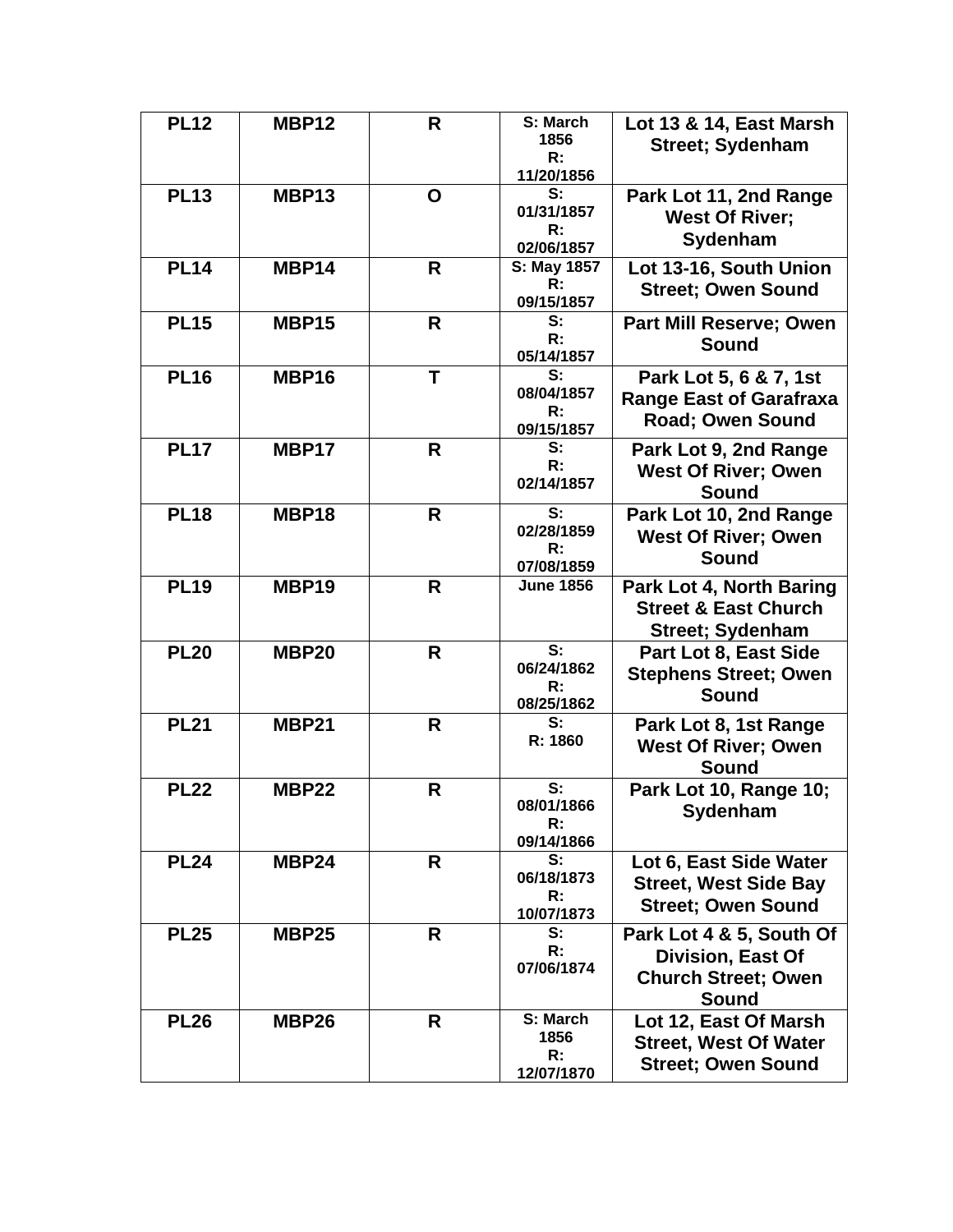| PL12 | MBP12 | R | S: March 1856 R: 11/20/1856 | Lot 13 & 14, East Marsh Street; Sydenham |
|---|---|---|---|---|
| PL13 | MBP13 | O | S: 01/31/1857 R: 02/06/1857 | Park Lot 11, 2nd Range West Of River; Sydenham |
| PL14 | MBP14 | R | S: May 1857 R: 09/15/1857 | Lot 13-16, South Union Street; Owen Sound |
| PL15 | MBP15 | R | S: R: 05/14/1857 | Part Mill Reserve; Owen Sound |
| PL16 | MBP16 | T | S: 08/04/1857 R: 09/15/1857 | Park Lot 5, 6 & 7, 1st Range East of Garafraxa Road; Owen Sound |
| PL17 | MBP17 | R | S: R: 02/14/1857 | Park Lot 9, 2nd Range West Of River; Owen Sound |
| PL18 | MBP18 | R | S: 02/28/1859 R: 07/08/1859 | Park Lot 10, 2nd Range West Of River; Owen Sound |
| PL19 | MBP19 | R | June 1856 | Park Lot 4, North Baring Street & East Church Street; Sydenham |
| PL20 | MBP20 | R | S: 06/24/1862 R: 08/25/1862 | Part Lot 8, East Side Stephens Street; Owen Sound |
| PL21 | MBP21 | R | S: R: 1860 | Park Lot 8, 1st Range West Of River; Owen Sound |
| PL22 | MBP22 | R | S: 08/01/1866 R: 09/14/1866 | Park Lot 10, Range 10; Sydenham |
| PL24 | MBP24 | R | S: 06/18/1873 R: 10/07/1873 | Lot 6, East Side Water Street, West Side Bay Street; Owen Sound |
| PL25 | MBP25 | R | S: R: 07/06/1874 | Park Lot 4 & 5, South Of Division, East Of Church Street; Owen Sound |
| PL26 | MBP26 | R | S: March 1856 R: 12/07/1870 | Lot 12, East Of Marsh Street, West Of Water Street; Owen Sound |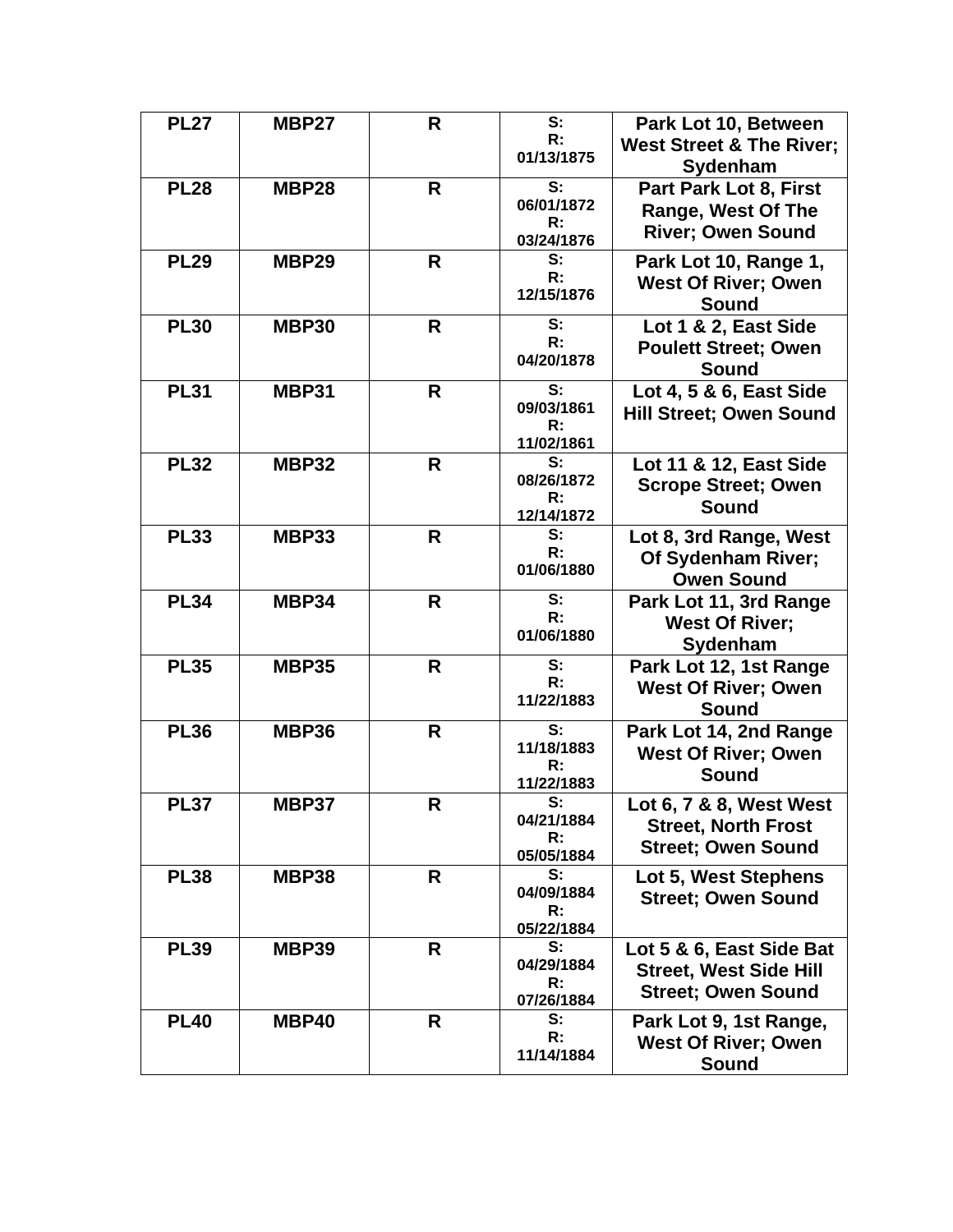| PL27 | MBP27 | R | S:<br>R:<br>01/13/1875 | Park Lot 10, Between West Street & The River; Sydenham |
|---|---|---|---|---|
| PL28 | MBP28 | R | S:<br>06/01/1872<br>R:<br>03/24/1876 | Part Park Lot 8, First Range, West Of The River; Owen Sound |
| PL29 | MBP29 | R | S:<br>R:<br>12/15/1876 | Park Lot 10, Range 1, West Of River; Owen Sound |
| PL30 | MBP30 | R | S:<br>R:<br>04/20/1878 | Lot 1 & 2, East Side Poulett Street; Owen Sound |
| PL31 | MBP31 | R | S:<br>09/03/1861<br>R:<br>11/02/1861 | Lot 4, 5 & 6, East Side Hill Street; Owen Sound |
| PL32 | MBP32 | R | S:<br>08/26/1872<br>R:<br>12/14/1872 | Lot 11 & 12, East Side Scrope Street; Owen Sound |
| PL33 | MBP33 | R | S:<br>R:<br>01/06/1880 | Lot 8, 3rd Range, West Of Sydenham River; Owen Sound |
| PL34 | MBP34 | R | S:<br>R:<br>01/06/1880 | Park Lot 11, 3rd Range West Of River; Sydenham |
| PL35 | MBP35 | R | S:<br>R:<br>11/22/1883 | Park Lot 12, 1st Range West Of River; Owen Sound |
| PL36 | MBP36 | R | S:<br>11/18/1883<br>R:<br>11/22/1883 | Park Lot 14, 2nd Range West Of River; Owen Sound |
| PL37 | MBP37 | R | S:<br>04/21/1884<br>R:<br>05/05/1884 | Lot 6, 7 & 8, West West Street, North Frost Street; Owen Sound |
| PL38 | MBP38 | R | S:<br>04/09/1884<br>R:<br>05/22/1884 | Lot 5, West Stephens Street; Owen Sound |
| PL39 | MBP39 | R | S:<br>04/29/1884<br>R:<br>07/26/1884 | Lot 5 & 6, East Side Bat Street, West Side Hill Street; Owen Sound |
| PL40 | MBP40 | R | S:<br>R:<br>11/14/1884 | Park Lot 9, 1st Range, West Of River; Owen Sound |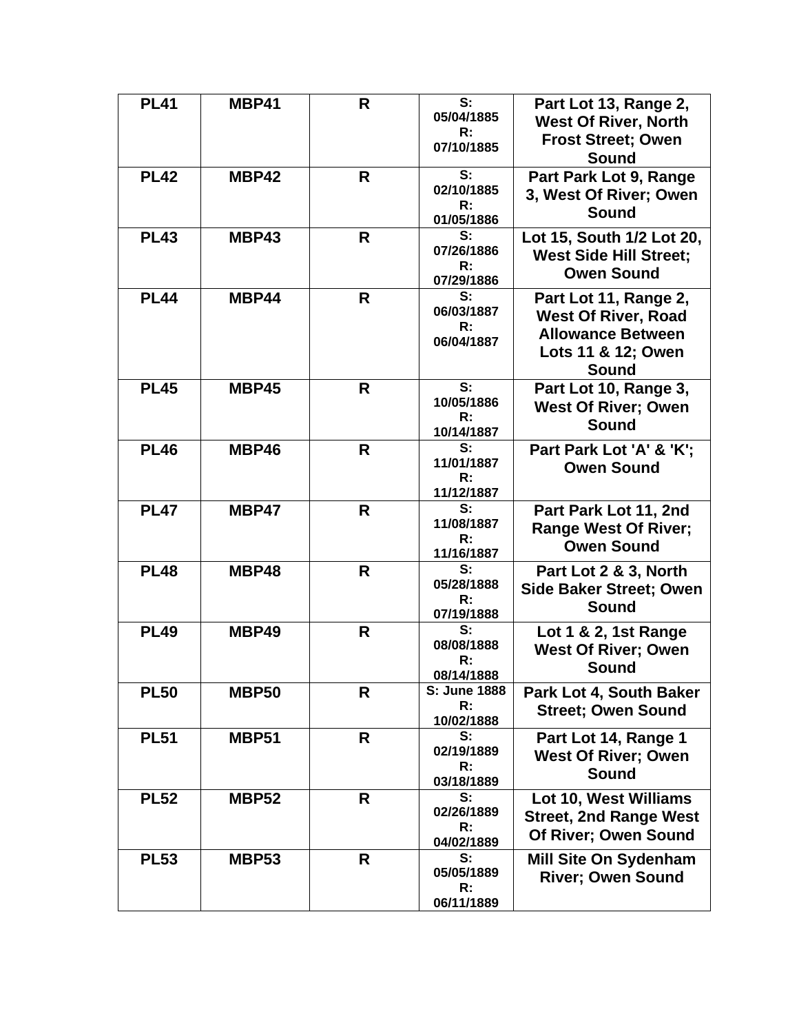| PL41 | MBP41 | R | S: 05/04/1885 R: 07/10/1885 | Part Lot 13, Range 2, West Of River, North Frost Street; Owen Sound |
|---|---|---|---|---|
| PL42 | MBP42 | R | S: 02/10/1885 R: 01/05/1886 | Part Park Lot 9, Range 3, West Of River; Owen Sound |
| PL43 | MBP43 | R | S: 07/26/1886 R: 07/29/1886 | Lot 15, South 1/2 Lot 20, West Side Hill Street; Owen Sound |
| PL44 | MBP44 | R | S: 06/03/1887 R: 06/04/1887 | Part Lot 11, Range 2, West Of River, Road Allowance Between Lots 11 & 12; Owen Sound |
| PL45 | MBP45 | R | S: 10/05/1886 R: 10/14/1887 | Part Lot 10, Range 3, West Of River; Owen Sound |
| PL46 | MBP46 | R | S: 11/01/1887 R: 11/12/1887 | Part Park Lot 'A' & 'K'; Owen Sound |
| PL47 | MBP47 | R | S: 11/08/1887 R: 11/16/1887 | Part Park Lot 11, 2nd Range West Of River; Owen Sound |
| PL48 | MBP48 | R | S: 05/28/1888 R: 07/19/1888 | Part Lot 2 & 3, North Side Baker Street; Owen Sound |
| PL49 | MBP49 | R | S: 08/08/1888 R: 08/14/1888 | Lot 1 & 2, 1st Range West Of River; Owen Sound |
| PL50 | MBP50 | R | S: June 1888 R: 10/02/1888 | Park Lot 4, South Baker Street; Owen Sound |
| PL51 | MBP51 | R | S: 02/19/1889 R: 03/18/1889 | Part Lot 14, Range 1 West Of River; Owen Sound |
| PL52 | MBP52 | R | S: 02/26/1889 R: 04/02/1889 | Lot 10, West Williams Street, 2nd Range West Of River; Owen Sound |
| PL53 | MBP53 | R | S: 05/05/1889 R: 06/11/1889 | Mill Site On Sydenham River; Owen Sound |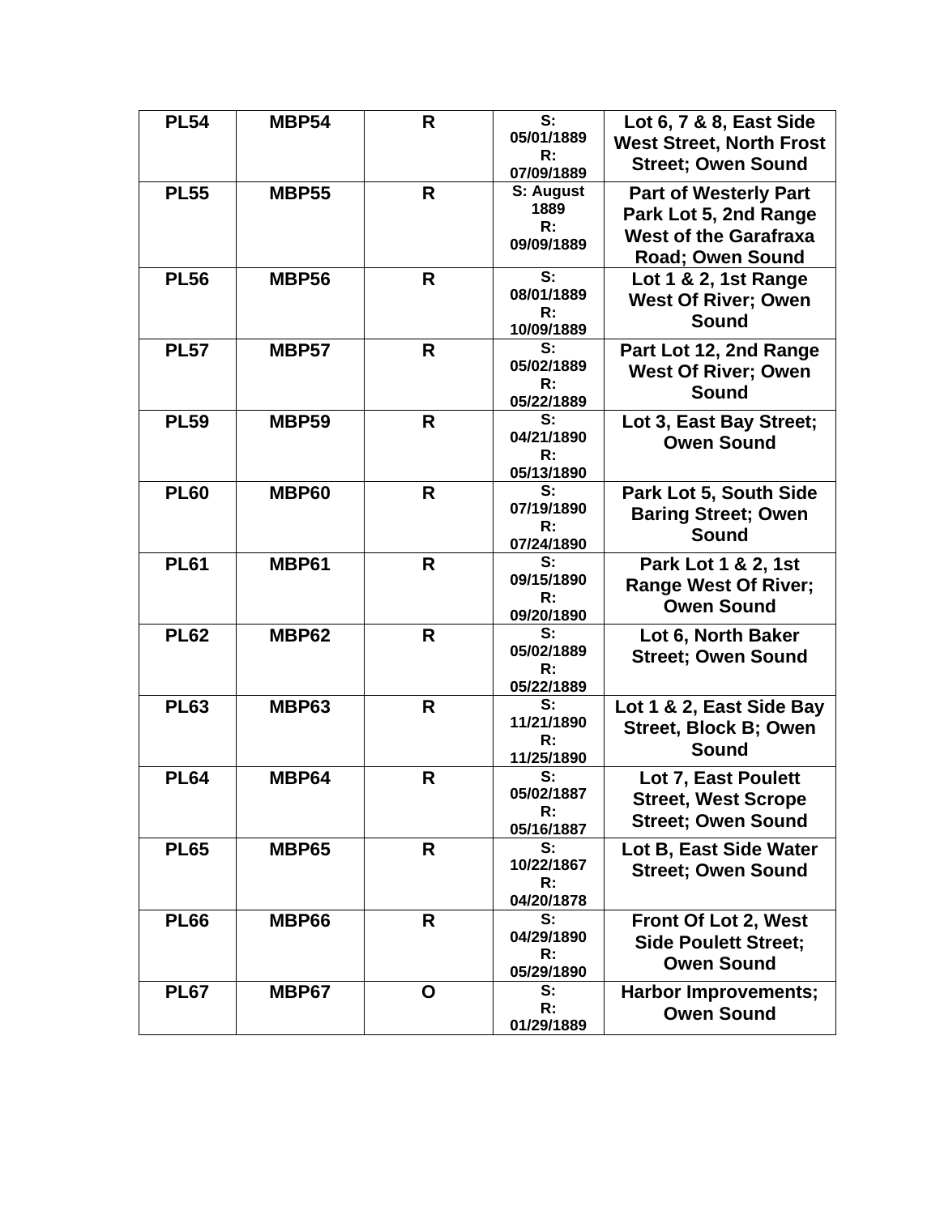| PL54 | MBP54 | R | S: 05/01/1889 R: 07/09/1889 | Lot 6, 7 & 8, East Side West Street, North Frost Street; Owen Sound |
|---|---|---|---|---|
| PL55 | MBP55 | R | S: August 1889 R: 09/09/1889 | Part of Westerly Part Park Lot 5, 2nd Range West of the Garafraxa Road; Owen Sound |
| PL56 | MBP56 | R | S: 08/01/1889 R: 10/09/1889 | Lot 1 & 2, 1st Range West Of River; Owen Sound |
| PL57 | MBP57 | R | S: 05/02/1889 R: 05/22/1889 | Part Lot 12, 2nd Range West Of River; Owen Sound |
| PL59 | MBP59 | R | S: 04/21/1890 R: 05/13/1890 | Lot 3, East Bay Street; Owen Sound |
| PL60 | MBP60 | R | S: 07/19/1890 R: 07/24/1890 | Park Lot 5, South Side Baring Street; Owen Sound |
| PL61 | MBP61 | R | S: 09/15/1890 R: 09/20/1890 | Park Lot 1 & 2, 1st Range West Of River; Owen Sound |
| PL62 | MBP62 | R | S: 05/02/1889 R: 05/22/1889 | Lot 6, North Baker Street; Owen Sound |
| PL63 | MBP63 | R | S: 11/21/1890 R: 11/25/1890 | Lot 1 & 2, East Side Bay Street, Block B; Owen Sound |
| PL64 | MBP64 | R | S: 05/02/1887 R: 05/16/1887 | Lot 7, East Poulett Street, West Scrope Street; Owen Sound |
| PL65 | MBP65 | R | S: 10/22/1867 R: 04/20/1878 | Lot B, East Side Water Street; Owen Sound |
| PL66 | MBP66 | R | S: 04/29/1890 R: 05/29/1890 | Front Of Lot 2, West Side Poulett Street; Owen Sound |
| PL67 | MBP67 | O | S: R: 01/29/1889 | Harbor Improvements; Owen Sound |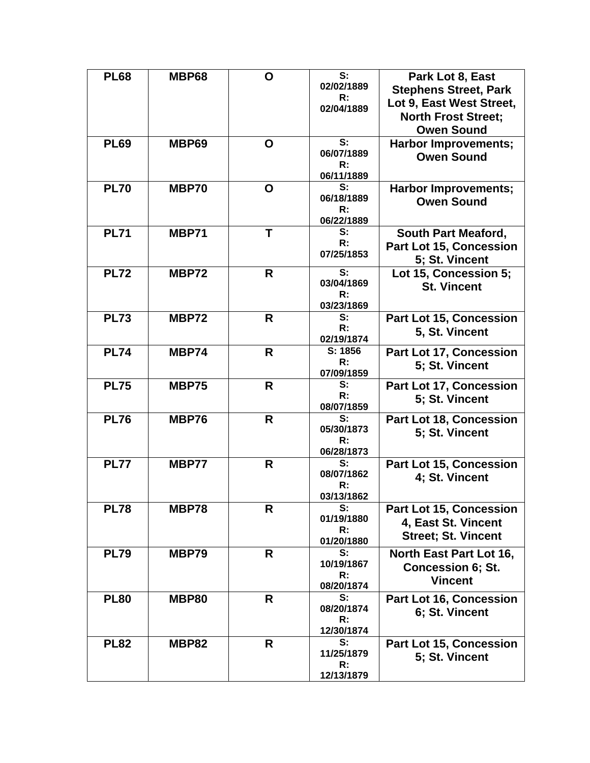| PL68 | MBP68 | O | S: 02/02/1889 R: 02/04/1889 | Park Lot 8, East Stephens Street, Park Lot 9, East West Street, North Frost Street; Owen Sound |
|---|---|---|---|---|
| PL69 | MBP69 | O | S: 06/07/1889 R: 06/11/1889 | Harbor Improvements; Owen Sound |
| PL70 | MBP70 | O | S: 06/18/1889 R: 06/22/1889 | Harbor Improvements; Owen Sound |
| PL71 | MBP71 | T | S: R: 07/25/1853 | South Part Meaford, Part Lot 15, Concession 5; St. Vincent |
| PL72 | MBP72 | R | S: 03/04/1869 R: 03/23/1869 | Lot 15, Concession 5; St. Vincent |
| PL73 | MBP72 | R | S: R: 02/19/1874 | Part Lot 15, Concession 5, St. Vincent |
| PL74 | MBP74 | R | S: 1856 R: 07/09/1859 | Part Lot 17, Concession 5; St. Vincent |
| PL75 | MBP75 | R | S: R: 08/07/1859 | Part Lot 17, Concession 5; St. Vincent |
| PL76 | MBP76 | R | S: 05/30/1873 R: 06/28/1873 | Part Lot 18, Concession 5; St. Vincent |
| PL77 | MBP77 | R | S: 08/07/1862 R: 03/13/1862 | Part Lot 15, Concession 4; St. Vincent |
| PL78 | MBP78 | R | S: 01/19/1880 R: 01/20/1880 | Part Lot 15, Concession 4, East St. Vincent Street; St. Vincent |
| PL79 | MBP79 | R | S: 10/19/1867 R: 08/20/1874 | North East Part Lot 16, Concession 6; St. Vincent |
| PL80 | MBP80 | R | S: 08/20/1874 R: 12/30/1874 | Part Lot 16, Concession 6; St. Vincent |
| PL82 | MBP82 | R | S: 11/25/1879 R: 12/13/1879 | Part Lot 15, Concession 5; St. Vincent |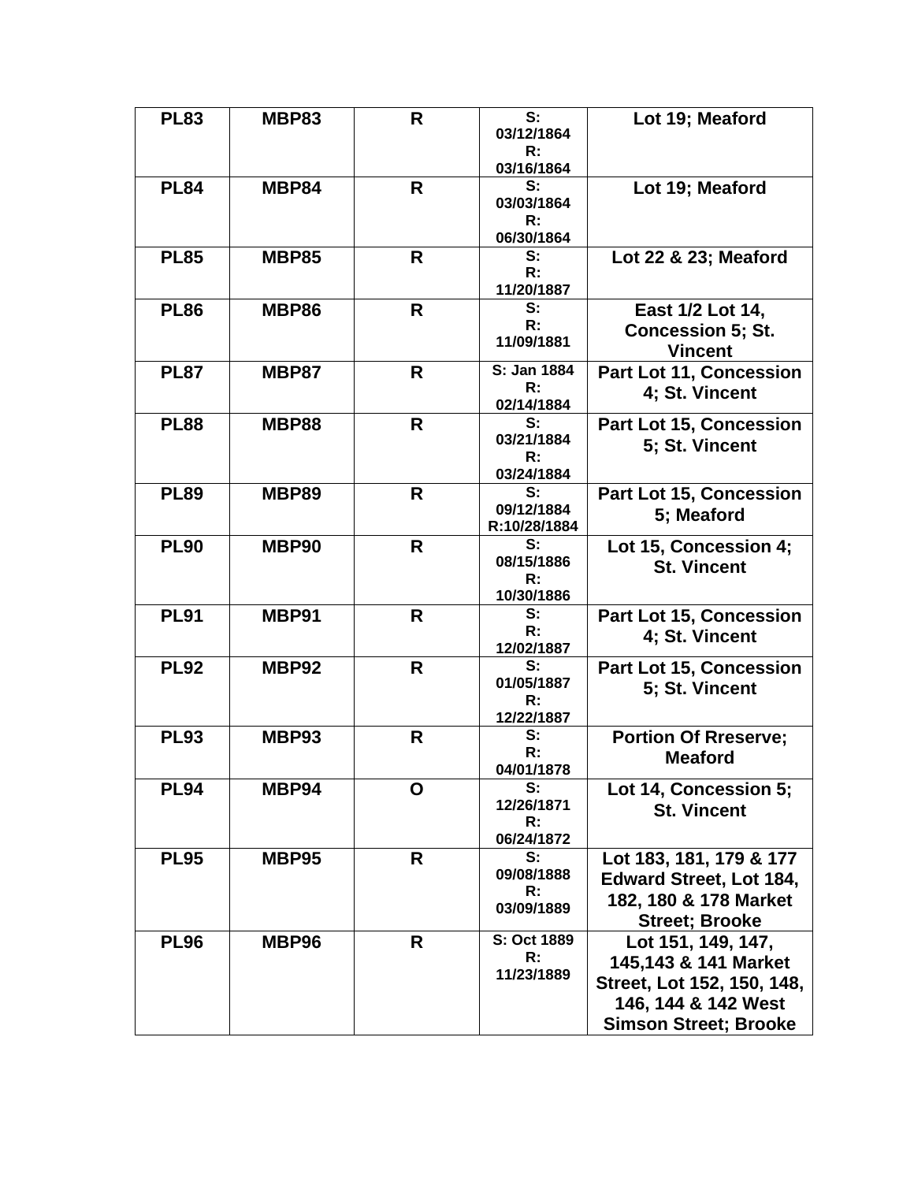| PL83 | MBP83 | R | S: 03/12/1864 R: 03/16/1864 | Lot 19; Meaford |
|---|---|---|---|---|
| PL84 | MBP84 | R | S: 03/03/1864 R: 06/30/1864 | Lot 19; Meaford |
| PL85 | MBP85 | R | S: R: 11/20/1887 | Lot 22 & 23; Meaford |
| PL86 | MBP86 | R | S: R: 11/09/1881 | East 1/2 Lot 14, Concession 5; St. Vincent |
| PL87 | MBP87 | R | S: Jan 1884 R: 02/14/1884 | Part Lot 11, Concession 4; St. Vincent |
| PL88 | MBP88 | R | S: 03/21/1884 R: 03/24/1884 | Part Lot 15, Concession 5; St. Vincent |
| PL89 | MBP89 | R | S: 09/12/1884 R:10/28/1884 | Part Lot 15, Concession 5; Meaford |
| PL90 | MBP90 | R | S: 08/15/1886 R: 10/30/1886 | Lot 15, Concession 4; St. Vincent |
| PL91 | MBP91 | R | S: R: 12/02/1887 | Part Lot 15, Concession 4; St. Vincent |
| PL92 | MBP92 | R | S: 01/05/1887 R: 12/22/1887 | Part Lot 15, Concession 5; St. Vincent |
| PL93 | MBP93 | R | S: R: 04/01/1878 | Portion Of Rreserve; Meaford |
| PL94 | MBP94 | O | S: 12/26/1871 R: 06/24/1872 | Lot 14, Concession 5; St. Vincent |
| PL95 | MBP95 | R | S: 09/08/1888 R: 03/09/1889 | Lot 183, 181, 179 & 177 Edward Street, Lot 184, 182, 180 & 178 Market Street; Brooke |
| PL96 | MBP96 | R | S: Oct 1889 R: 11/23/1889 | Lot 151, 149, 147, 145,143 & 141 Market Street, Lot 152, 150, 148, 146, 144 & 142 West Simson Street; Brooke |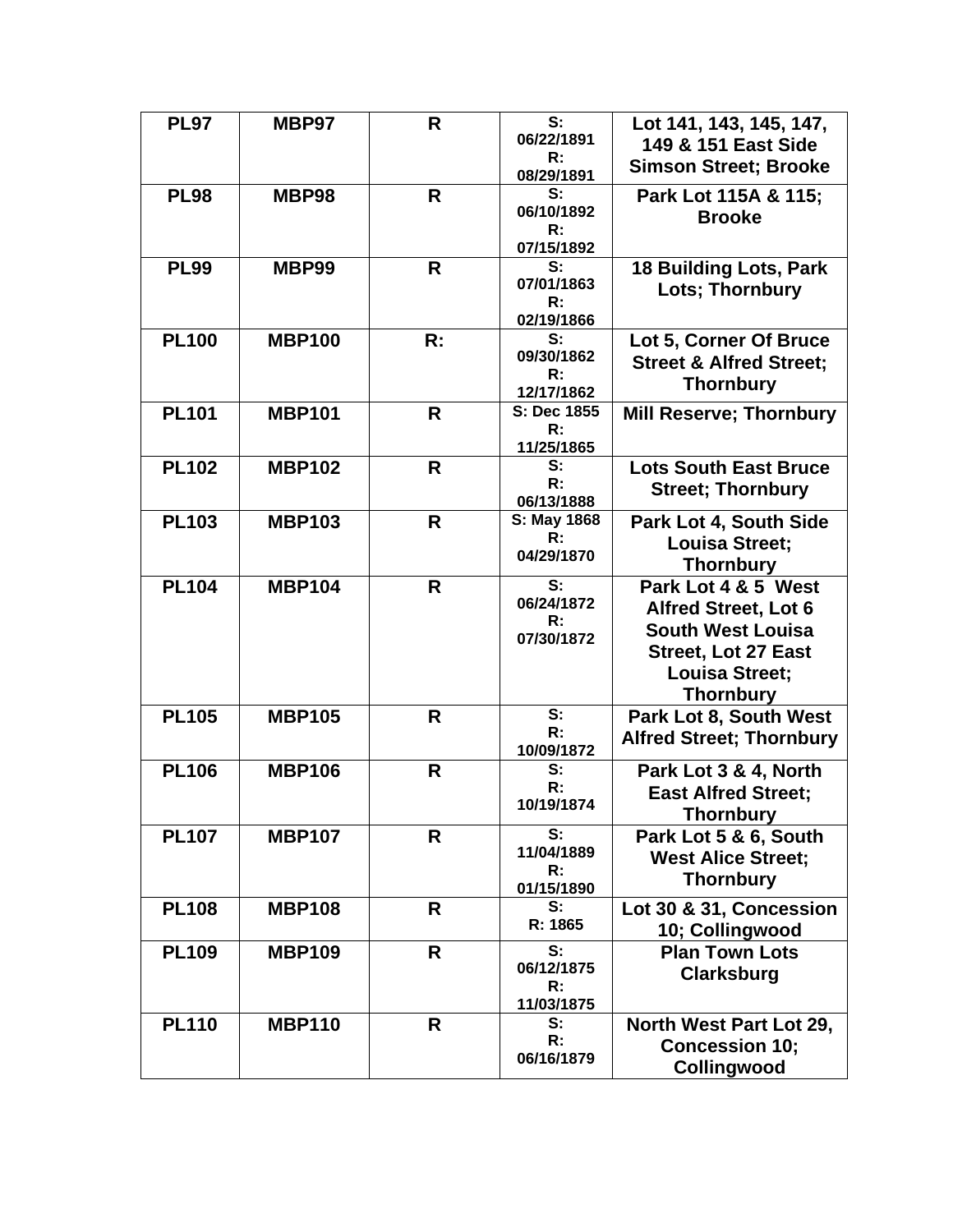| PL97 | MBP97 | R | S: 06/22/1891 R: 08/29/1891 | Lot 141, 143, 145, 147, 149 & 151 East Side Simson Street; Brooke |
|---|---|---|---|---|
| PL98 | MBP98 | R | S: 06/10/1892 R: 07/15/1892 | Park Lot 115A & 115; Brooke |
| PL99 | MBP99 | R | S: 07/01/1863 R: 02/19/1866 | 18 Building Lots, Park Lots; Thornbury |
| PL100 | MBP100 | R: | S: 09/30/1862 R: 12/17/1862 | Lot 5, Corner Of Bruce Street & Alfred Street; Thornbury |
| PL101 | MBP101 | R | S: Dec 1855 R: 11/25/1865 | Mill Reserve; Thornbury |
| PL102 | MBP102 | R | S: R: 06/13/1888 | Lots South East Bruce Street; Thornbury |
| PL103 | MBP103 | R | S: May 1868 R: 04/29/1870 | Park Lot 4, South Side Louisa Street; Thornbury |
| PL104 | MBP104 | R | S: 06/24/1872 R: 07/30/1872 | Park Lot 4 & 5 West Alfred Street, Lot 6 South West Louisa Street, Lot 27 East Louisa Street; Thornbury |
| PL105 | MBP105 | R | S: R: 10/09/1872 | Park Lot 8, South West Alfred Street; Thornbury |
| PL106 | MBP106 | R | S: R: 10/19/1874 | Park Lot 3 & 4, North East Alfred Street; Thornbury |
| PL107 | MBP107 | R | S: 11/04/1889 R: 01/15/1890 | Park Lot 5 & 6, South West Alice Street; Thornbury |
| PL108 | MBP108 | R | S: R: 1865 | Lot 30 & 31, Concession 10; Collingwood |
| PL109 | MBP109 | R | S: 06/12/1875 R: 11/03/1875 | Plan Town Lots Clarksburg |
| PL110 | MBP110 | R | S: R: 06/16/1879 | North West Part Lot 29, Concession 10; Collingwood |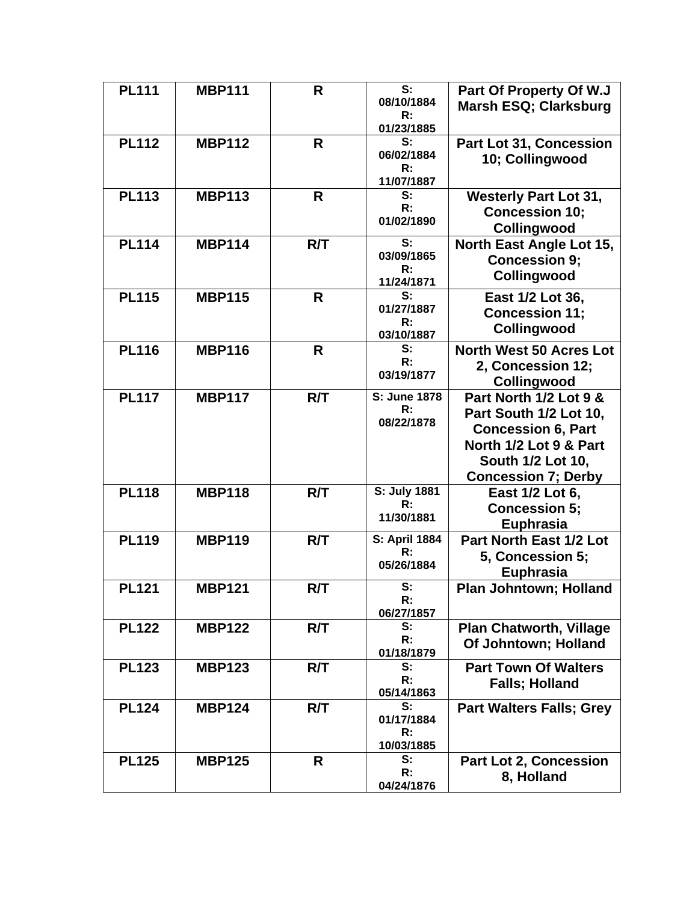| PL111 | MBP111 | R | S: 08/10/1884 R: 01/23/1885 | Part Of Property Of W.J Marsh ESQ; Clarksburg |
|---|---|---|---|---|
| PL112 | MBP112 | R | S: 06/02/1884 R: 11/07/1887 | Part Lot 31, Concession 10; Collingwood |
| PL113 | MBP113 | R | S: R: 01/02/1890 | Westerly Part Lot 31, Concession 10; Collingwood |
| PL114 | MBP114 | R/T | S: 03/09/1865 R: 11/24/1871 | North East Angle Lot 15, Concession 9; Collingwood |
| PL115 | MBP115 | R | S: 01/27/1887 R: 03/10/1887 | East 1/2 Lot 36, Concession 11; Collingwood |
| PL116 | MBP116 | R | S: R: 03/19/1877 | North West 50 Acres Lot 2, Concession 12; Collingwood |
| PL117 | MBP117 | R/T | S: June 1878 R: 08/22/1878 | Part North 1/2 Lot 9 & Part South 1/2 Lot 10, Concession 6, Part North 1/2 Lot 9 & Part South 1/2 Lot 10, Concession 7; Derby |
| PL118 | MBP118 | R/T | S: July 1881 R: 11/30/1881 | East 1/2 Lot 6, Concession 5; Euphrasia |
| PL119 | MBP119 | R/T | S: April 1884 R: 05/26/1884 | Part North East 1/2 Lot 5, Concession 5; Euphrasia |
| PL121 | MBP121 | R/T | S: R: 06/27/1857 | Plan Johntown; Holland |
| PL122 | MBP122 | R/T | S: R: 01/18/1879 | Plan Chatworth, Village Of Johntown; Holland |
| PL123 | MBP123 | R/T | S: R: 05/14/1863 | Part Town Of Walters Falls; Holland |
| PL124 | MBP124 | R/T | S: 01/17/1884 R: 10/03/1885 | Part Walters Falls; Grey |
| PL125 | MBP125 | R | S: R: 04/24/1876 | Part Lot 2, Concession 8, Holland |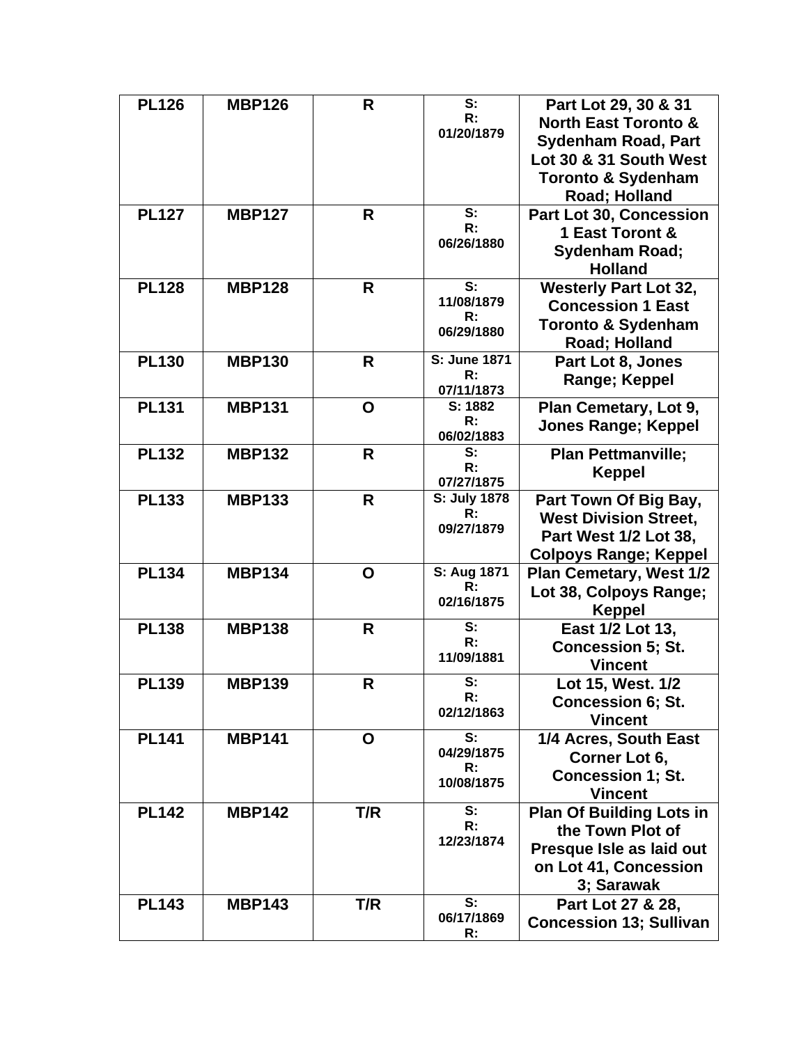| PL126 | MBP126 | R | S: R: 01/20/1879 | Part Lot 29, 30 & 31 North East Toronto & Sydenham Road, Part Lot 30 & 31 South West Toronto & Sydenham Road; Holland |
|---|---|---|---|---|
| PL127 | MBP127 | R | S: R: 06/26/1880 | Part Lot 30, Concession 1 East Toront & Sydenham Road; Holland |
| PL128 | MBP128 | R | S: 11/08/1879 R: 06/29/1880 | Westerly Part Lot 32, Concession 1 East Toronto & Sydenham Road; Holland |
| PL130 | MBP130 | R | S: June 1871 R: 07/11/1873 | Part Lot 8, Jones Range; Keppel |
| PL131 | MBP131 | O | S: 1882 R: 06/02/1883 | Plan Cemetary, Lot 9, Jones Range; Keppel |
| PL132 | MBP132 | R | S: R: 07/27/1875 | Plan Pettmanville; Keppel |
| PL133 | MBP133 | R | S: July 1878 R: 09/27/1879 | Part Town Of Big Bay, West Division Street, Part West 1/2 Lot 38, Colpoys Range; Keppel |
| PL134 | MBP134 | O | S: Aug 1871 R: 02/16/1875 | Plan Cemetary, West 1/2 Lot 38, Colpoys Range; Keppel |
| PL138 | MBP138 | R | S: R: 11/09/1881 | East 1/2 Lot 13, Concession 5; St. Vincent |
| PL139 | MBP139 | R | S: R: 02/12/1863 | Lot 15, West. 1/2 Concession 6; St. Vincent |
| PL141 | MBP141 | O | S: 04/29/1875 R: 10/08/1875 | 1/4 Acres, South East Corner Lot 6, Concession 1; St. Vincent |
| PL142 | MBP142 | T/R | S: R: 12/23/1874 | Plan Of Building Lots in the Town Plot of Presque Isle as laid out on Lot 41, Concession 3; Sarawak |
| PL143 | MBP143 | T/R | S: 06/17/1869 R: | Part Lot 27 & 28, Concession 13; Sullivan |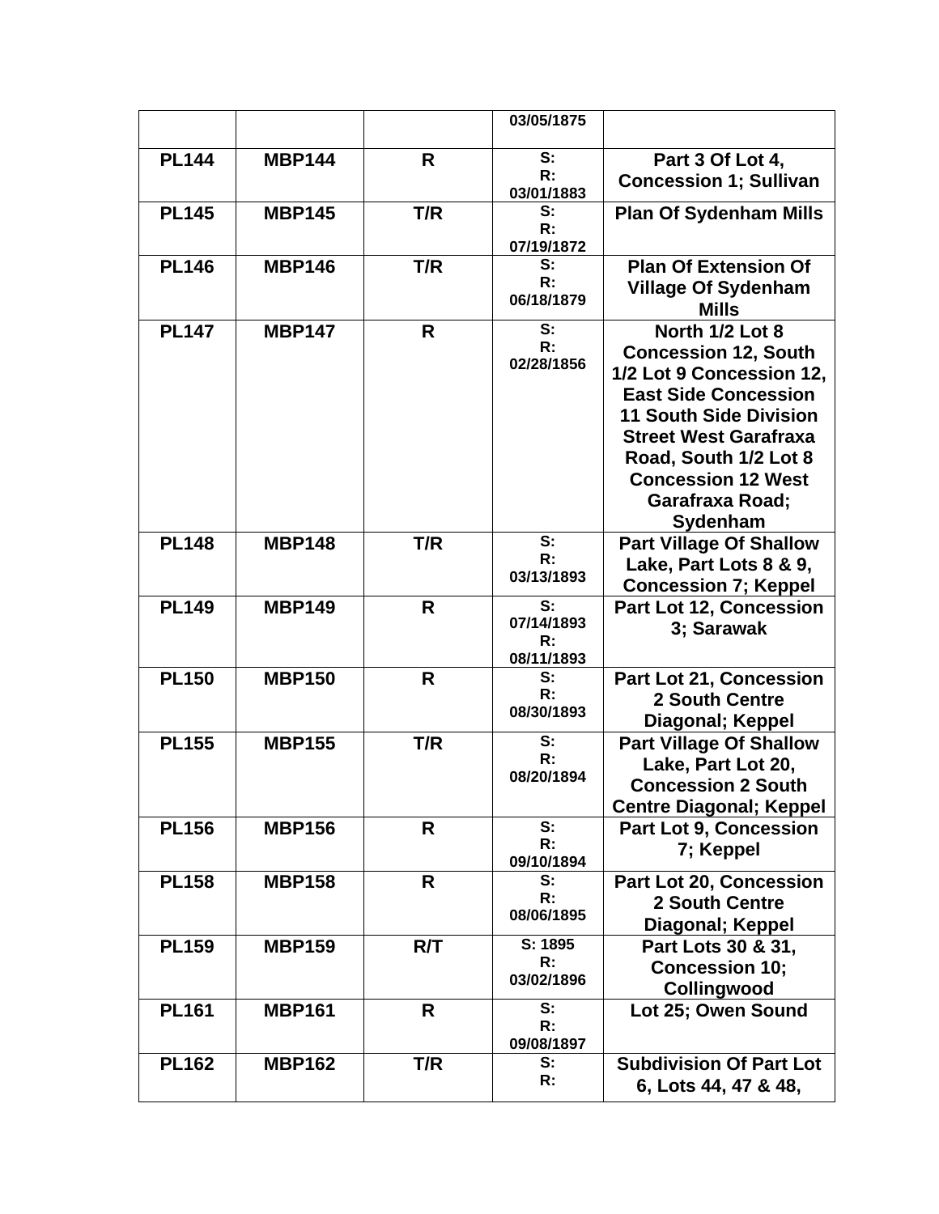| | | | 03/05/1875 | |
|---|---|---|---|---|
| **PL144** | **MBP144** | **R** | S:<br>R:<br>03/01/1883 | **Part 3 Of Lot 4, Concession 1; Sullivan** |
| **PL145** | **MBP145** | **T/R** | S:<br>R:<br>07/19/1872 | **Plan Of Sydenham Mills** |
| **PL146** | **MBP146** | **T/R** | S:<br>R:<br>06/18/1879 | **Plan Of Extension Of Village Of Sydenham Mills** |
| **PL147** | **MBP147** | **R** | S:<br>R:<br>02/28/1856 | **North 1/2 Lot 8 Concession 12, South 1/2 Lot 9 Concession 12, East Side Concession 11 South Side Division Street West Garafraxa Road, South 1/2 Lot 8 Concession 12 West Garafraxa Road; Sydenham** |
| **PL148** | **MBP148** | **T/R** | S:<br>R:<br>03/13/1893 | **Part Village Of Shallow Lake, Part Lots 8 & 9, Concession 7; Keppel** |
| **PL149** | **MBP149** | **R** | S:<br>07/14/1893<br>R:<br>08/11/1893 | **Part Lot 12, Concession 3; Sarawak** |
| **PL150** | **MBP150** | **R** | S:<br>R:<br>08/30/1893 | **Part Lot 21, Concession 2 South Centre Diagonal; Keppel** |
| **PL155** | **MBP155** | **T/R** | S:<br>R:<br>08/20/1894 | **Part Village Of Shallow Lake, Part Lot 20, Concession 2 South Centre Diagonal; Keppel** |
| **PL156** | **MBP156** | **R** | S:<br>R:<br>09/10/1894 | **Part Lot 9, Concession 7; Keppel** |
| **PL158** | **MBP158** | **R** | S:<br>R:<br>08/06/1895 | **Part Lot 20, Concession 2 South Centre Diagonal; Keppel** |
| **PL159** | **MBP159** | **R/T** | S: 1895<br>R:<br>03/02/1896 | **Part Lots 30 & 31, Concession 10; Collingwood** |
| **PL161** | **MBP161** | **R** | S:<br>R:<br>09/08/1897 | **Lot 25; Owen Sound** |
| **PL162** | **MBP162** | **T/R** | S:<br>R: | **Subdivision Of Part Lot 6, Lots 44, 47 & 48,** |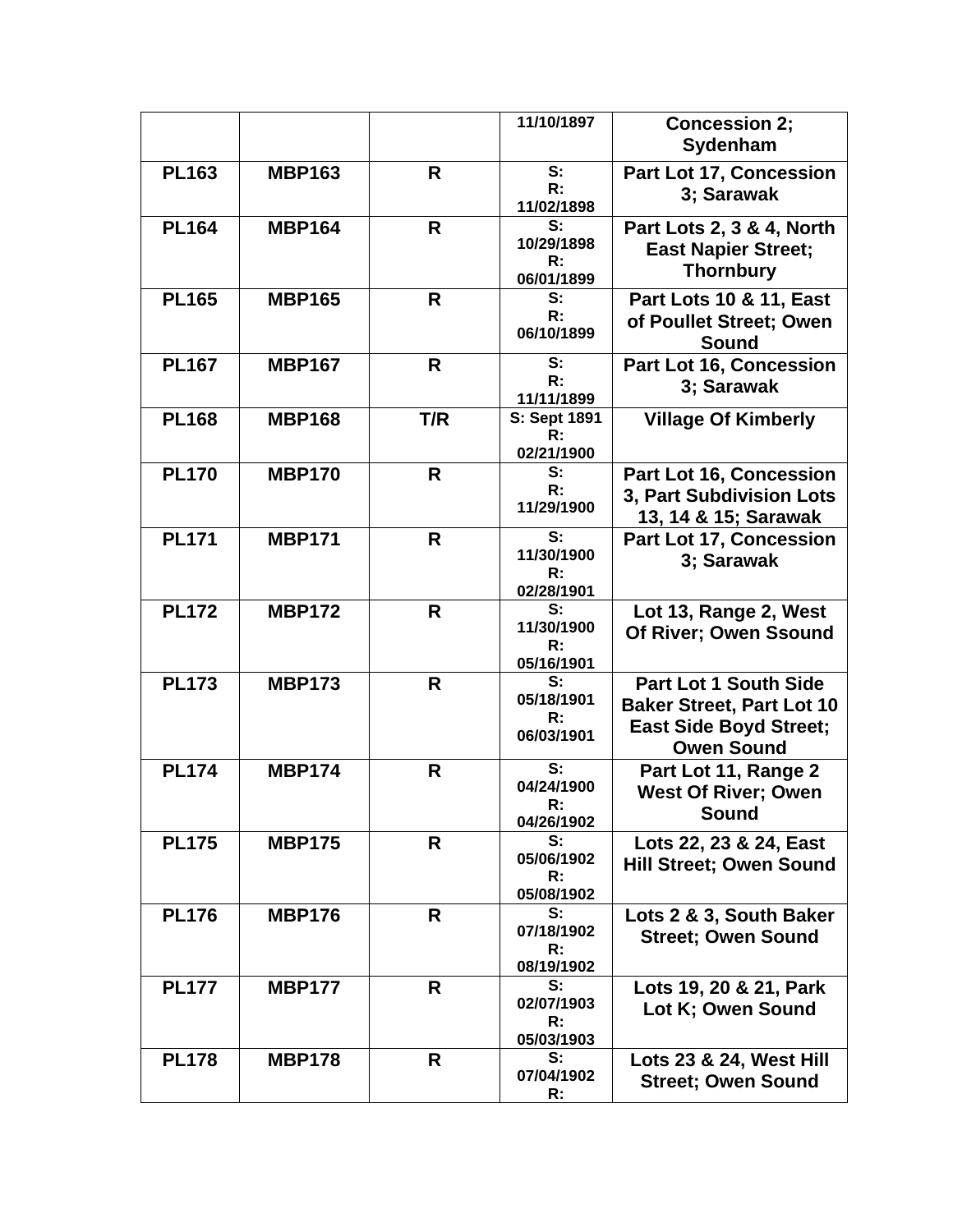| | | | 11/10/1897 | Concession 2; Sydenham |
|---|---|---|---|---|
| PL163 | MBP163 | R | S: R: 11/02/1898 | Part Lot 17, Concession 3; Sarawak |
| PL164 | MBP164 | R | S: 10/29/1898 R: 06/01/1899 | Part Lots 2, 3 & 4, North East Napier Street; Thornbury |
| PL165 | MBP165 | R | S: R: 06/10/1899 | Part Lots 10 & 11, East of Poullet Street; Owen Sound |
| PL167 | MBP167 | R | S: R: 11/11/1899 | Part Lot 16, Concession 3; Sarawak |
| PL168 | MBP168 | T/R | S: Sept 1891 R: 02/21/1900 | Village Of Kimberly |
| PL170 | MBP170 | R | S: R: 11/29/1900 | Part Lot 16, Concession 3, Part Subdivision Lots 13, 14 & 15; Sarawak |
| PL171 | MBP171 | R | S: 11/30/1900 R: 02/28/1901 | Part Lot 17, Concession 3; Sarawak |
| PL172 | MBP172 | R | S: 11/30/1900 R: 05/16/1901 | Lot 13, Range 2, West Of River; Owen Ssound |
| PL173 | MBP173 | R | S: 05/18/1901 R: 06/03/1901 | Part Lot 1 South Side Baker Street, Part Lot 10 East Side Boyd Street; Owen Sound |
| PL174 | MBP174 | R | S: 04/24/1900 R: 04/26/1902 | Part Lot 11, Range 2 West Of River; Owen Sound |
| PL175 | MBP175 | R | S: 05/06/1902 R: 05/08/1902 | Lots 22, 23 & 24, East Hill Street; Owen Sound |
| PL176 | MBP176 | R | S: 07/18/1902 R: 08/19/1902 | Lots 2 & 3, South Baker Street; Owen Sound |
| PL177 | MBP177 | R | S: 02/07/1903 R: 05/03/1903 | Lots 19, 20 & 21, Park Lot K; Owen Sound |
| PL178 | MBP178 | R | S: 07/04/1902 R: | Lots 23 & 24, West Hill Street; Owen Sound |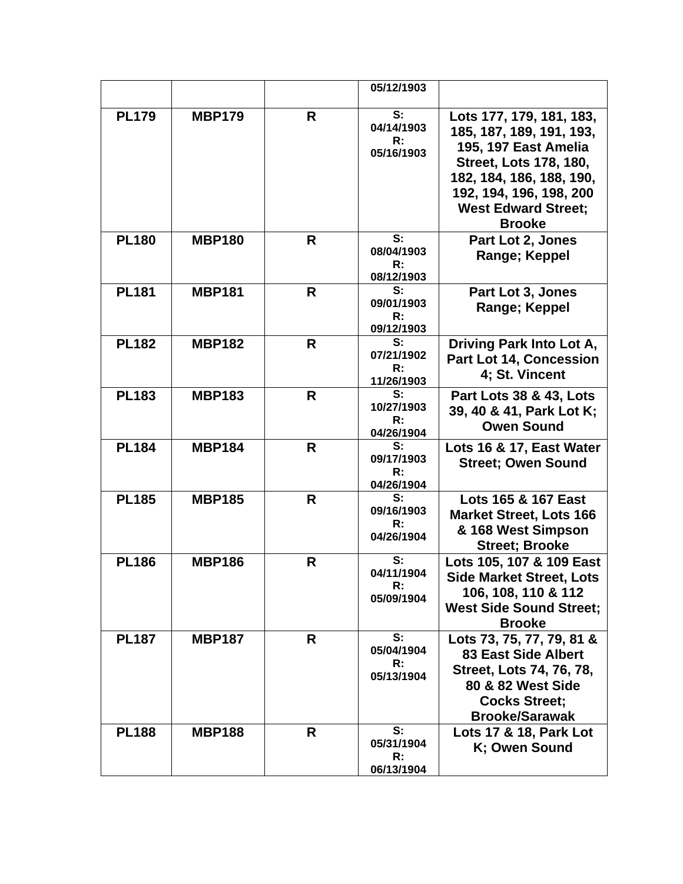| | | | 05/12/1903 | |
|---|---|---|---|---|
| **PL179** | **MBP179** | **R** | **S: 04/14/1903 R: 05/16/1903** | **Lots 177, 179, 181, 183, 185, 187, 189, 191, 193, 195, 197 East Amelia Street, Lots 178, 180, 182, 184, 186, 188, 190, 192, 194, 196, 198, 200 West Edward Street; Brooke** |
| **PL180** | **MBP180** | **R** | **S: 08/04/1903 R: 08/12/1903** | **Part Lot 2, Jones Range; Keppel** |
| **PL181** | **MBP181** | **R** | **S: 09/01/1903 R: 09/12/1903** | **Part Lot 3, Jones Range; Keppel** |
| **PL182** | **MBP182** | **R** | **S: 07/21/1902 R: 11/26/1903** | **Driving Park Into Lot A, Part Lot 14, Concession 4; St. Vincent** |
| **PL183** | **MBP183** | **R** | **S: 10/27/1903 R: 04/26/1904** | **Part Lots 38 & 43, Lots 39, 40 & 41, Park Lot K; Owen Sound** |
| **PL184** | **MBP184** | **R** | **S: 09/17/1903 R: 04/26/1904** | **Lots 16 & 17, East Water Street; Owen Sound** |
| **PL185** | **MBP185** | **R** | **S: 09/16/1903 R: 04/26/1904** | **Lots 165 & 167 East Market Street, Lots 166 & 168 West Simpson Street; Brooke** |
| **PL186** | **MBP186** | **R** | **S: 04/11/1904 R: 05/09/1904** | **Lots 105, 107 & 109 East Side Market Street, Lots 106, 108, 110 & 112 West Side Sound Street; Brooke** |
| **PL187** | **MBP187** | **R** | **S: 05/04/1904 R: 05/13/1904** | **Lots 73, 75, 77, 79, 81 & 83 East Side Albert Street, Lots 74, 76, 78, 80 & 82 West Side Cocks Street; Brooke/Sarawak** |
| **PL188** | **MBP188** | **R** | **S: 05/31/1904 R: 06/13/1904** | **Lots 17 & 18, Park Lot K; Owen Sound** |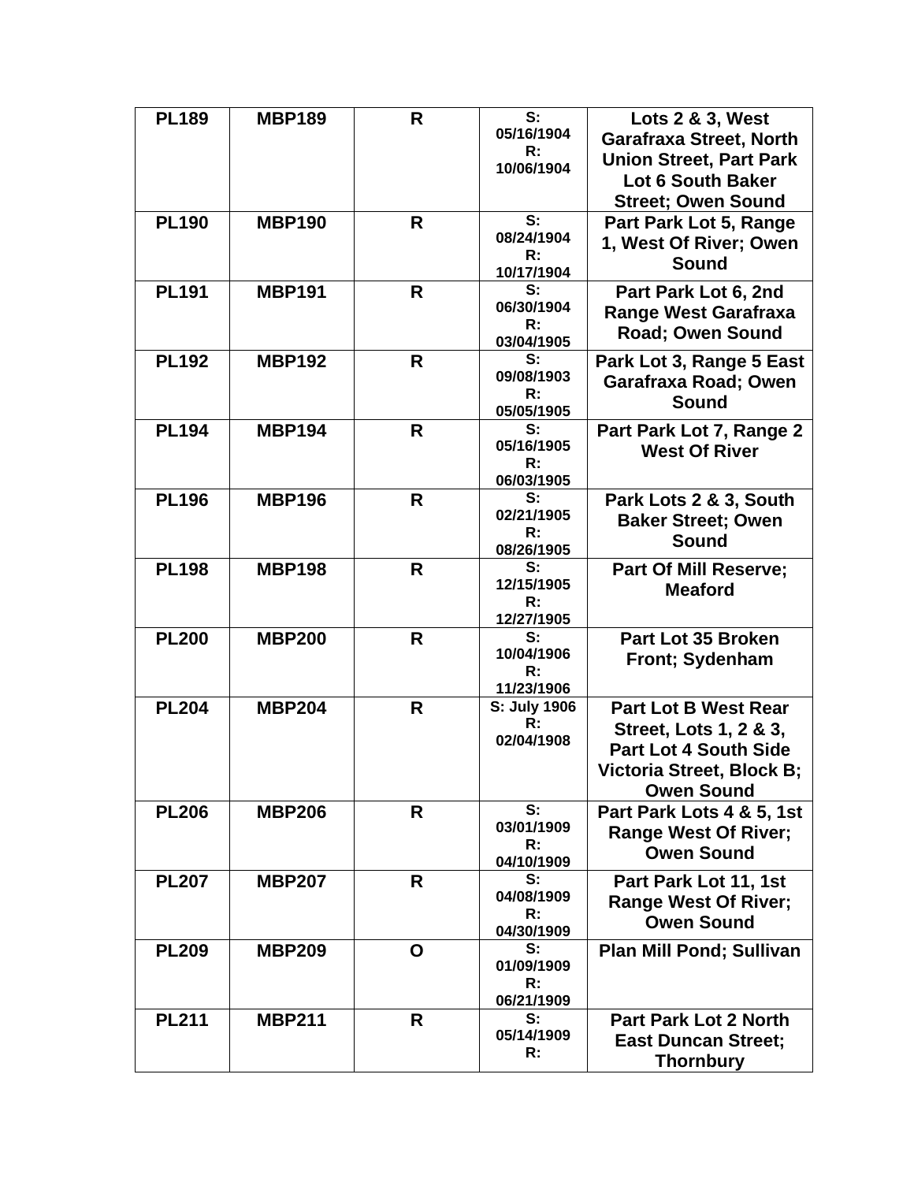| PL189 | MBP189 | R | S: 05/16/1904 R: 10/06/1904 | Lots 2 & 3, West Garafraxa Street, North Union Street, Part Park Lot 6 South Baker Street; Owen Sound |
|---|---|---|---|---|
| PL190 | MBP190 | R | S: 08/24/1904 R: 10/17/1904 | Part Park Lot 5, Range 1, West Of River; Owen Sound |
| PL191 | MBP191 | R | S: 06/30/1904 R: 03/04/1905 | Part Park Lot 6, 2nd Range West Garafraxa Road; Owen Sound |
| PL192 | MBP192 | R | S: 09/08/1903 R: 05/05/1905 | Park Lot 3, Range 5 East Garafraxa Road; Owen Sound |
| PL194 | MBP194 | R | S: 05/16/1905 R: 06/03/1905 | Part Park Lot 7, Range 2 West Of River |
| PL196 | MBP196 | R | S: 02/21/1905 R: 08/26/1905 | Park Lots 2 & 3, South Baker Street; Owen Sound |
| PL198 | MBP198 | R | S: 12/15/1905 R: 12/27/1905 | Part Of Mill Reserve; Meaford |
| PL200 | MBP200 | R | S: 10/04/1906 R: 11/23/1906 | Part Lot 35 Broken Front; Sydenham |
| PL204 | MBP204 | R | S: July 1906 R: 02/04/1908 | Part Lot B West Rear Street, Lots 1, 2 & 3, Part Lot 4 South Side Victoria Street, Block B; Owen Sound |
| PL206 | MBP206 | R | S: 03/01/1909 R: 04/10/1909 | Part Park Lots 4 & 5, 1st Range West Of River; Owen Sound |
| PL207 | MBP207 | R | S: 04/08/1909 R: 04/30/1909 | Part Park Lot 11, 1st Range West Of River; Owen Sound |
| PL209 | MBP209 | O | S: 01/09/1909 R: 06/21/1909 | Plan Mill Pond; Sullivan |
| PL211 | MBP211 | R | S: 05/14/1909 R: | Part Park Lot 2 North East Duncan Street; Thornbury |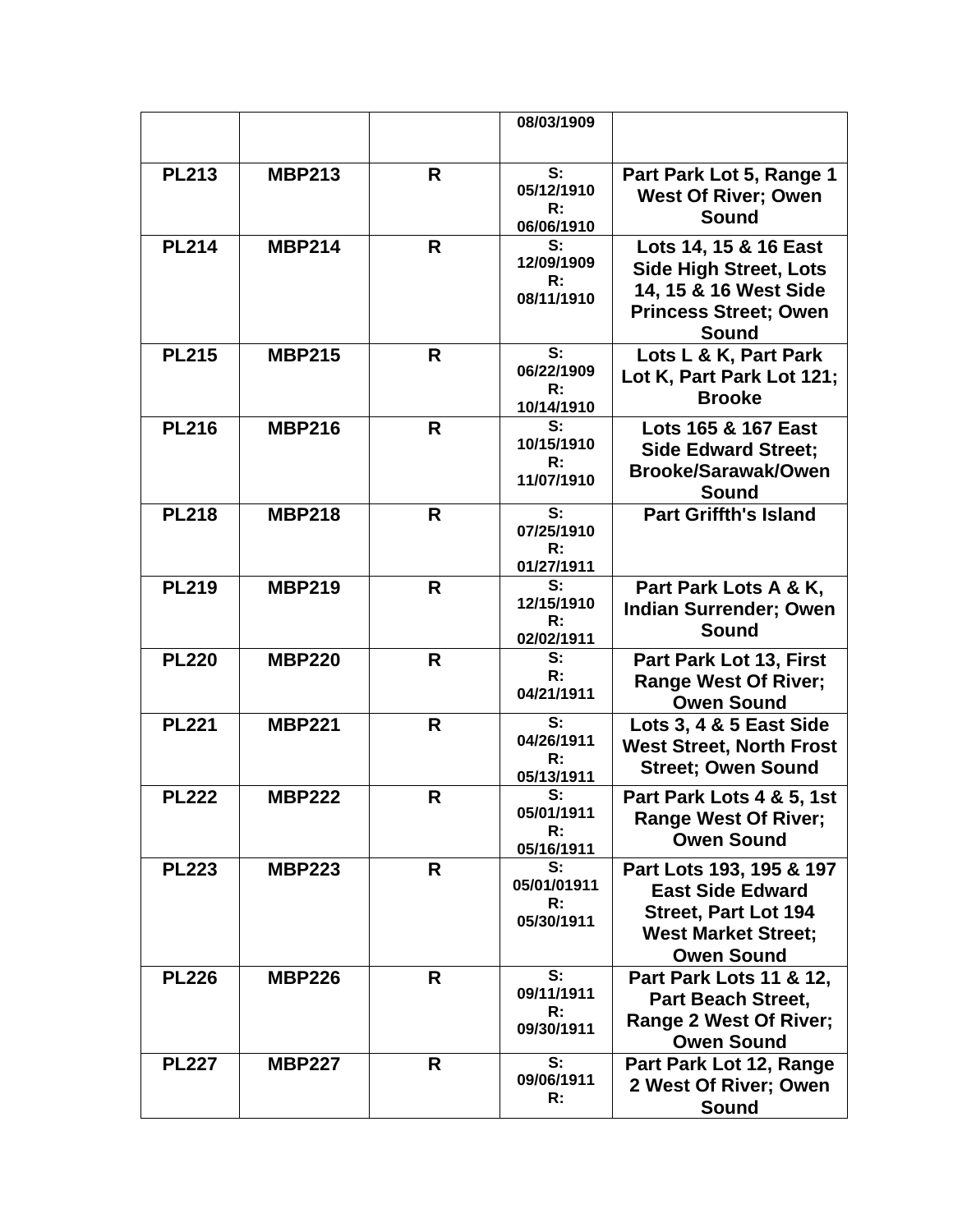| | | | 08/03/1909 | |
|---|---|---|---|---|
| **PL213** | **MBP213** | **R** | S: 05/12/1910 R: 06/06/1910 | **Part Park Lot 5, Range 1 West Of River; Owen Sound** |
| **PL214** | **MBP214** | **R** | S: 12/09/1909 R: 08/11/1910 | **Lots 14, 15 & 16 East Side High Street, Lots 14, 15 & 16 West Side Princess Street; Owen Sound** |
| **PL215** | **MBP215** | **R** | S: 06/22/1909 R: 10/14/1910 | **Lots L & K, Part Park Lot K, Part Park Lot 121; Brooke** |
| **PL216** | **MBP216** | **R** | S: 10/15/1910 R: 11/07/1910 | **Lots 165 & 167 East Side Edward Street; Brooke/Sarawak/Owen Sound** |
| **PL218** | **MBP218** | **R** | S: 07/25/1910 R: 01/27/1911 | **Part Griffth's Island** |
| **PL219** | **MBP219** | **R** | S: 12/15/1910 R: 02/02/1911 | **Part Park Lots A & K, Indian Surrender; Owen Sound** |
| **PL220** | **MBP220** | **R** | S: R: 04/21/1911 | **Part Park Lot 13, First Range West Of River; Owen Sound** |
| **PL221** | **MBP221** | **R** | S: 04/26/1911 R: 05/13/1911 | **Lots 3, 4 & 5 East Side West Street, North Frost Street; Owen Sound** |
| **PL222** | **MBP222** | **R** | S: 05/01/1911 R: 05/16/1911 | **Part Park Lots 4 & 5, 1st Range West Of River; Owen Sound** |
| **PL223** | **MBP223** | **R** | S: 05/01/01911 R: 05/30/1911 | **Part Lots 193, 195 & 197 East Side Edward Street, Part Lot 194 West Market Street; Owen Sound** |
| **PL226** | **MBP226** | **R** | S: 09/11/1911 R: 09/30/1911 | **Part Park Lots 11 & 12, Part Beach Street, Range 2 West Of River; Owen Sound** |
| **PL227** | **MBP227** | **R** | S: 09/06/1911 R: | **Part Park Lot 12, Range 2 West Of River; Owen Sound** |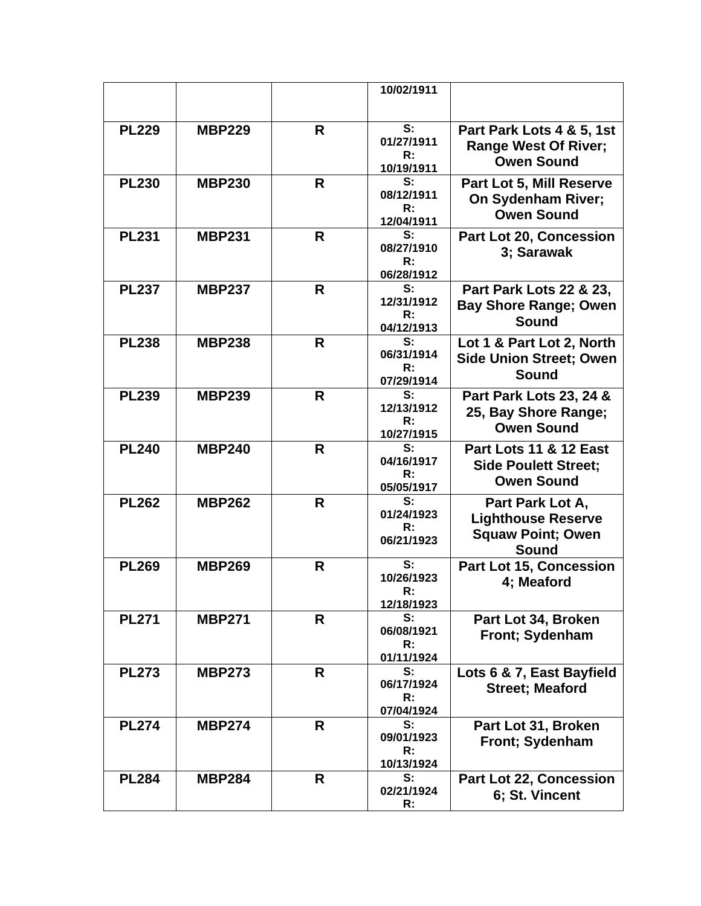| | | | | |
|---|---|---|---|---|
| | | | 10/02/1911 | |
| PL229 | MBP229 | R | S: 01/27/1911 R: 10/19/1911 | Part Park Lots 4 & 5, 1st Range West Of River; Owen Sound |
| PL230 | MBP230 | R | S: 08/12/1911 R: 12/04/1911 | Part Lot 5, Mill Reserve On Sydenham River; Owen Sound |
| PL231 | MBP231 | R | S: 08/27/1910 R: 06/28/1912 | Part Lot 20, Concession 3; Sarawak |
| PL237 | MBP237 | R | S: 12/31/1912 R: 04/12/1913 | Part Park Lots 22 & 23, Bay Shore Range; Owen Sound |
| PL238 | MBP238 | R | S: 06/31/1914 R: 07/29/1914 | Lot 1 & Part Lot 2, North Side Union Street; Owen Sound |
| PL239 | MBP239 | R | S: 12/13/1912 R: 10/27/1915 | Part Park Lots 23, 24 & 25, Bay Shore Range; Owen Sound |
| PL240 | MBP240 | R | S: 04/16/1917 R: 05/05/1917 | Part Lots 11 & 12 East Side Poulett Street; Owen Sound |
| PL262 | MBP262 | R | S: 01/24/1923 R: 06/21/1923 | Part Park Lot A, Lighthouse Reserve Squaw Point; Owen Sound |
| PL269 | MBP269 | R | S: 10/26/1923 R: 12/18/1923 | Part Lot 15, Concession 4; Meaford |
| PL271 | MBP271 | R | S: 06/08/1921 R: 01/11/1924 | Part Lot 34, Broken Front; Sydenham |
| PL273 | MBP273 | R | S: 06/17/1924 R: 07/04/1924 | Lots 6 & 7, East Bayfield Street; Meaford |
| PL274 | MBP274 | R | S: 09/01/1923 R: 10/13/1924 | Part Lot 31, Broken Front; Sydenham |
| PL284 | MBP284 | R | S: 02/21/1924 R: | Part Lot 22, Concession 6; St. Vincent |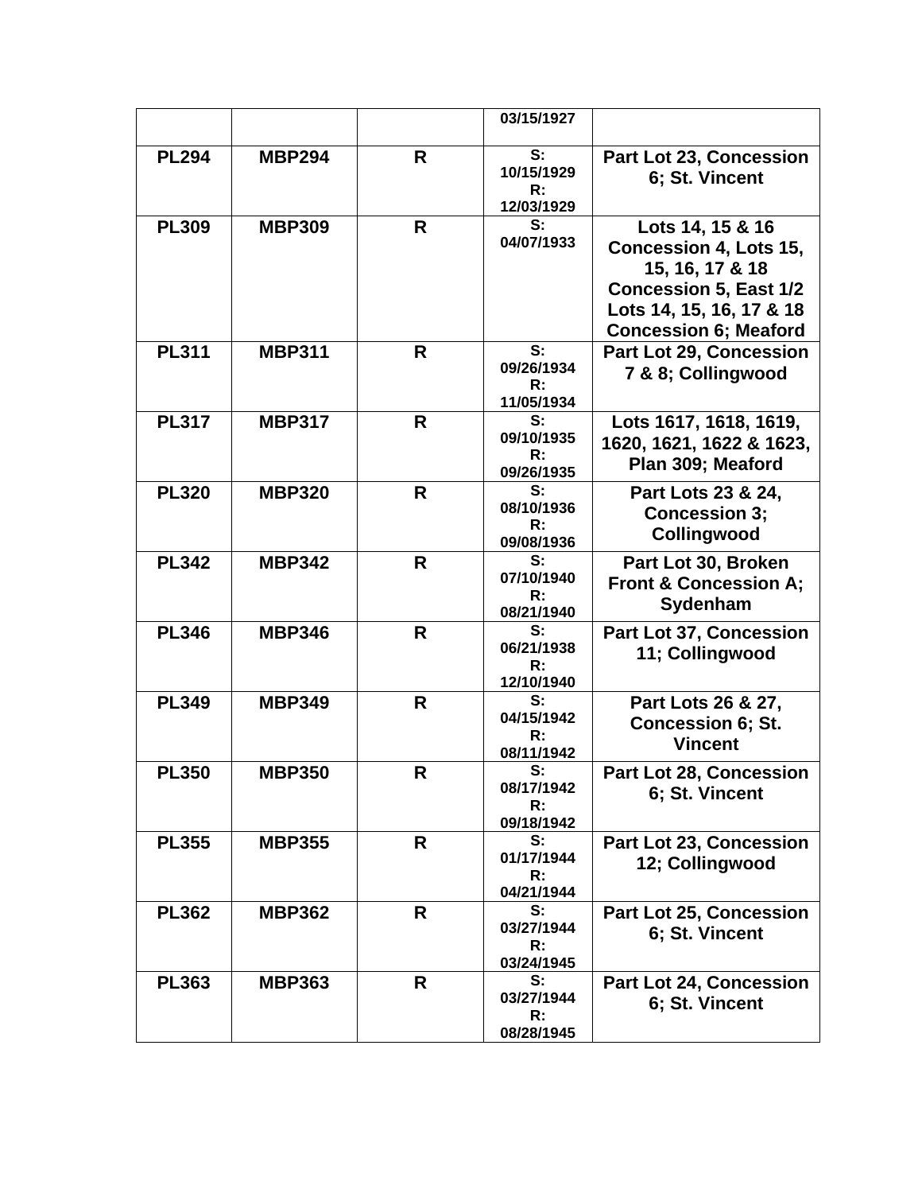| | | | 03/15/1927 | |
|---|---|---|---|---|
| **PL294** | **MBP294** | **R** | **S: 10/15/1929 R: 12/03/1929** | **Part Lot 23, Concession 6; St. Vincent** |
| **PL309** | **MBP309** | **R** | **S: 04/07/1933** | **Lots 14, 15 & 16 Concession 4, Lots 15, 15, 16, 17 & 18 Concession 5, East 1/2 Lots 14, 15, 16, 17 & 18 Concession 6; Meaford** |
| **PL311** | **MBP311** | **R** | **S: 09/26/1934 R: 11/05/1934** | **Part Lot 29, Concession 7 & 8; Collingwood** |
| **PL317** | **MBP317** | **R** | **S: 09/10/1935 R: 09/26/1935** | **Lots 1617, 1618, 1619, 1620, 1621, 1622 & 1623, Plan 309; Meaford** |
| **PL320** | **MBP320** | **R** | **S: 08/10/1936 R: 09/08/1936** | **Part Lots 23 & 24, Concession 3; Collingwood** |
| **PL342** | **MBP342** | **R** | **S: 07/10/1940 R: 08/21/1940** | **Part Lot 30, Broken Front & Concession A; Sydenham** |
| **PL346** | **MBP346** | **R** | **S: 06/21/1938 R: 12/10/1940** | **Part Lot 37, Concession 11; Collingwood** |
| **PL349** | **MBP349** | **R** | **S: 04/15/1942 R: 08/11/1942** | **Part Lots 26 & 27, Concession 6; St. Vincent** |
| **PL350** | **MBP350** | **R** | **S: 08/17/1942 R: 09/18/1942** | **Part Lot 28, Concession 6; St. Vincent** |
| **PL355** | **MBP355** | **R** | **S: 01/17/1944 R: 04/21/1944** | **Part Lot 23, Concession 12; Collingwood** |
| **PL362** | **MBP362** | **R** | **S: 03/27/1944 R: 03/24/1945** | **Part Lot 25, Concession 6; St. Vincent** |
| **PL363** | **MBP363** | **R** | **S: 03/27/1944 R: 08/28/1945** | **Part Lot 24, Concession 6; St. Vincent** |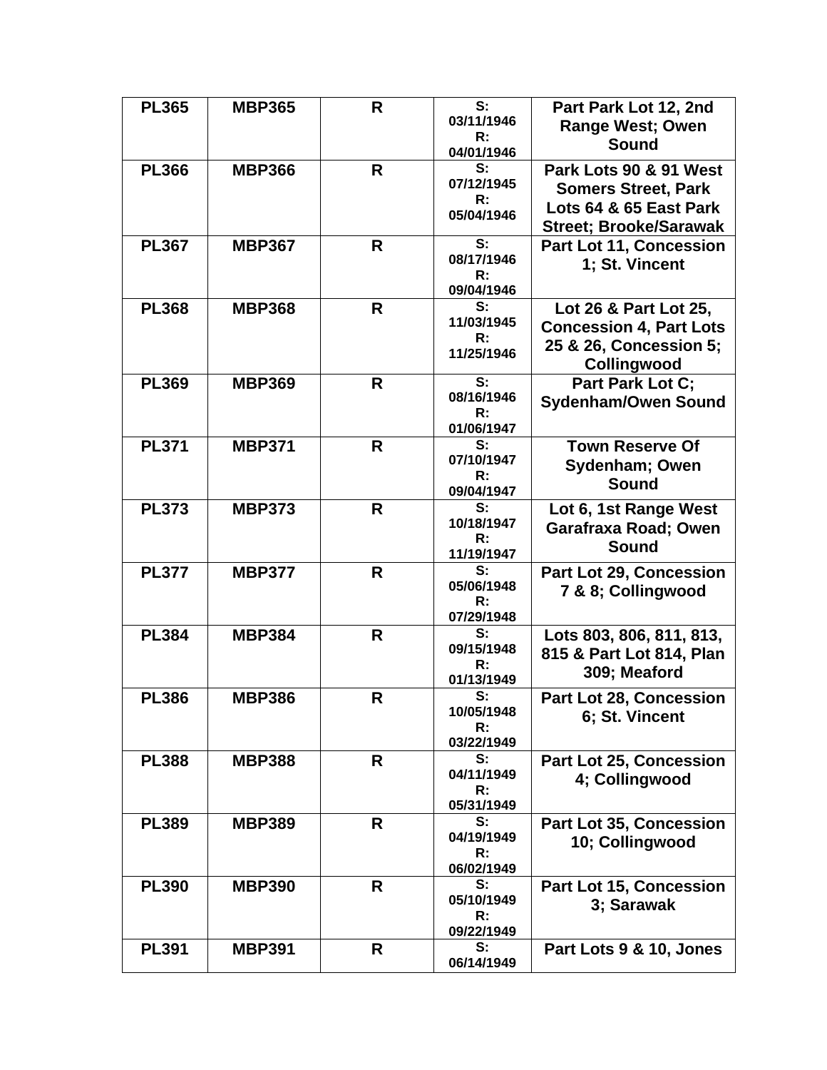| PL365 | MBP365 | R | S: 03/11/1946 R: 04/01/1946 | Part Park Lot 12, 2nd Range West; Owen Sound |
|---|---|---|---|---|
| PL366 | MBP366 | R | S: 07/12/1945 R: 05/04/1946 | Park Lots 90 & 91 West Somers Street, Park Lots 64 & 65 East Park Street; Brooke/Sarawak |
| PL367 | MBP367 | R | S: 08/17/1946 R: 09/04/1946 | Part Lot 11, Concession 1; St. Vincent |
| PL368 | MBP368 | R | S: 11/03/1945 R: 11/25/1946 | Lot 26 & Part Lot 25, Concession 4, Part Lots 25 & 26, Concession 5; Collingwood |
| PL369 | MBP369 | R | S: 08/16/1946 R: 01/06/1947 | Part Park Lot C; Sydenham/Owen Sound |
| PL371 | MBP371 | R | S: 07/10/1947 R: 09/04/1947 | Town Reserve Of Sydenham; Owen Sound |
| PL373 | MBP373 | R | S: 10/18/1947 R: 11/19/1947 | Lot 6, 1st Range West Garafraxa Road; Owen Sound |
| PL377 | MBP377 | R | S: 05/06/1948 R: 07/29/1948 | Part Lot 29, Concession 7 & 8; Collingwood |
| PL384 | MBP384 | R | S: 09/15/1948 R: 01/13/1949 | Lots 803, 806, 811, 813, 815 & Part Lot 814, Plan 309; Meaford |
| PL386 | MBP386 | R | S: 10/05/1948 R: 03/22/1949 | Part Lot 28, Concession 6; St. Vincent |
| PL388 | MBP388 | R | S: 04/11/1949 R: 05/31/1949 | Part Lot 25, Concession 4; Collingwood |
| PL389 | MBP389 | R | S: 04/19/1949 R: 06/02/1949 | Part Lot 35, Concession 10; Collingwood |
| PL390 | MBP390 | R | S: 05/10/1949 R: 09/22/1949 | Part Lot 15, Concession 3; Sarawak |
| PL391 | MBP391 | R | S: 06/14/1949 | Part Lots 9 & 10, Jones |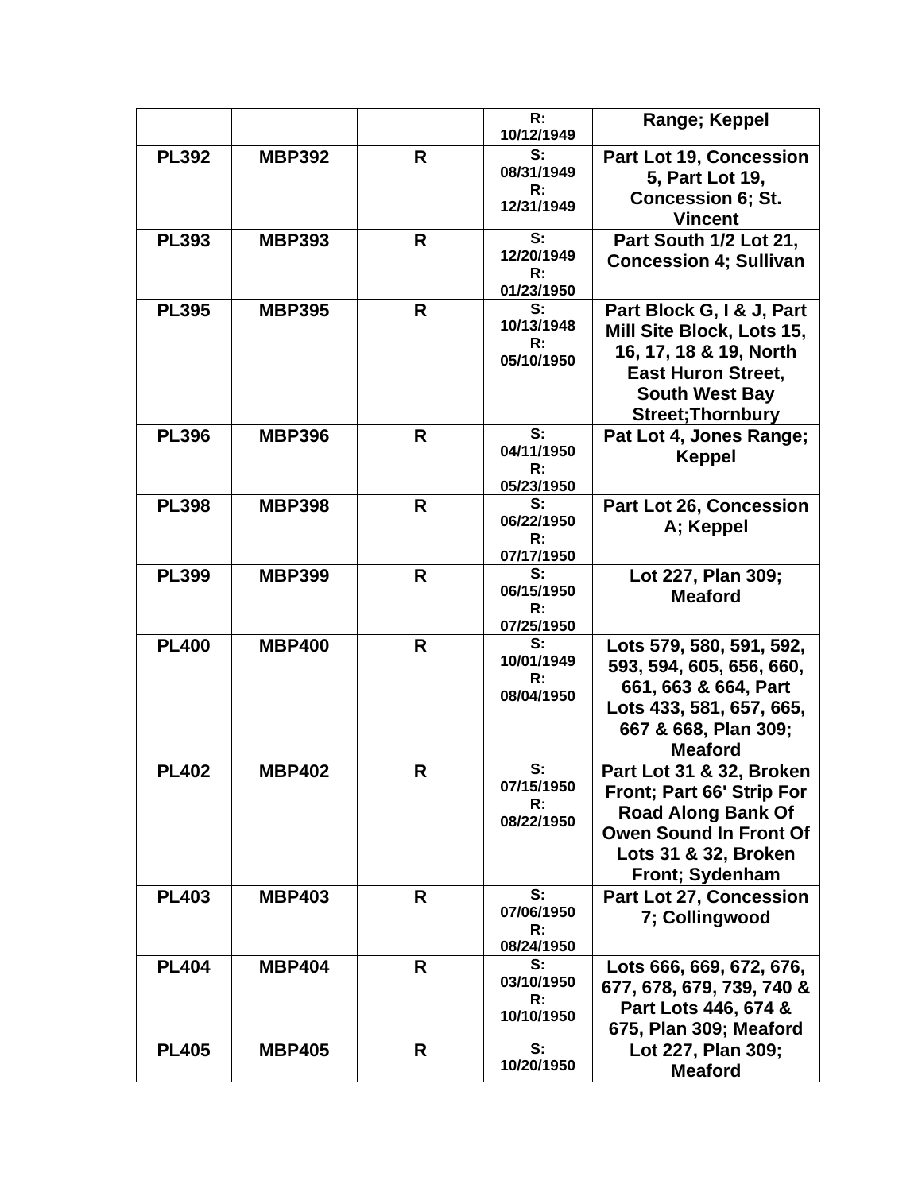| | | | R: 10/12/1949 | Range; Keppel |
|---|---|---|---|---|
| PL392 | MBP392 | R | S: 08/31/1949 R: 12/31/1949 | Part Lot 19, Concession 5, Part Lot 19, Concession 6; St. Vincent |
| PL393 | MBP393 | R | S: 12/20/1949 R: 01/23/1950 | Part South 1/2 Lot 21, Concession 4; Sullivan |
| PL395 | MBP395 | R | S: 10/13/1948 R: 05/10/1950 | Part Block G, I & J, Part Mill Site Block, Lots 15, 16, 17, 18 & 19, North East Huron Street, South West Bay Street;Thornbury |
| PL396 | MBP396 | R | S: 04/11/1950 R: 05/23/1950 | Pat Lot 4, Jones Range; Keppel |
| PL398 | MBP398 | R | S: 06/22/1950 R: 07/17/1950 | Part Lot 26, Concession A; Keppel |
| PL399 | MBP399 | R | S: 06/15/1950 R: 07/25/1950 | Lot 227, Plan 309; Meaford |
| PL400 | MBP400 | R | S: 10/01/1949 R: 08/04/1950 | Lots 579, 580, 591, 592, 593, 594, 605, 656, 660, 661, 663 & 664, Part Lots 433, 581, 657, 665, 667 & 668, Plan 309; Meaford |
| PL402 | MBP402 | R | S: 07/15/1950 R: 08/22/1950 | Part Lot 31 & 32, Broken Front; Part 66' Strip For Road Along Bank Of Owen Sound In Front Of Lots 31 & 32, Broken Front; Sydenham |
| PL403 | MBP403 | R | S: 07/06/1950 R: 08/24/1950 | Part Lot 27, Concession 7; Collingwood |
| PL404 | MBP404 | R | S: 03/10/1950 R: 10/10/1950 | Lots 666, 669, 672, 676, 677, 678, 679, 739, 740 & Part Lots 446, 674 & 675, Plan 309; Meaford |
| PL405 | MBP405 | R | S: 10/20/1950 | Lot 227, Plan 309; Meaford |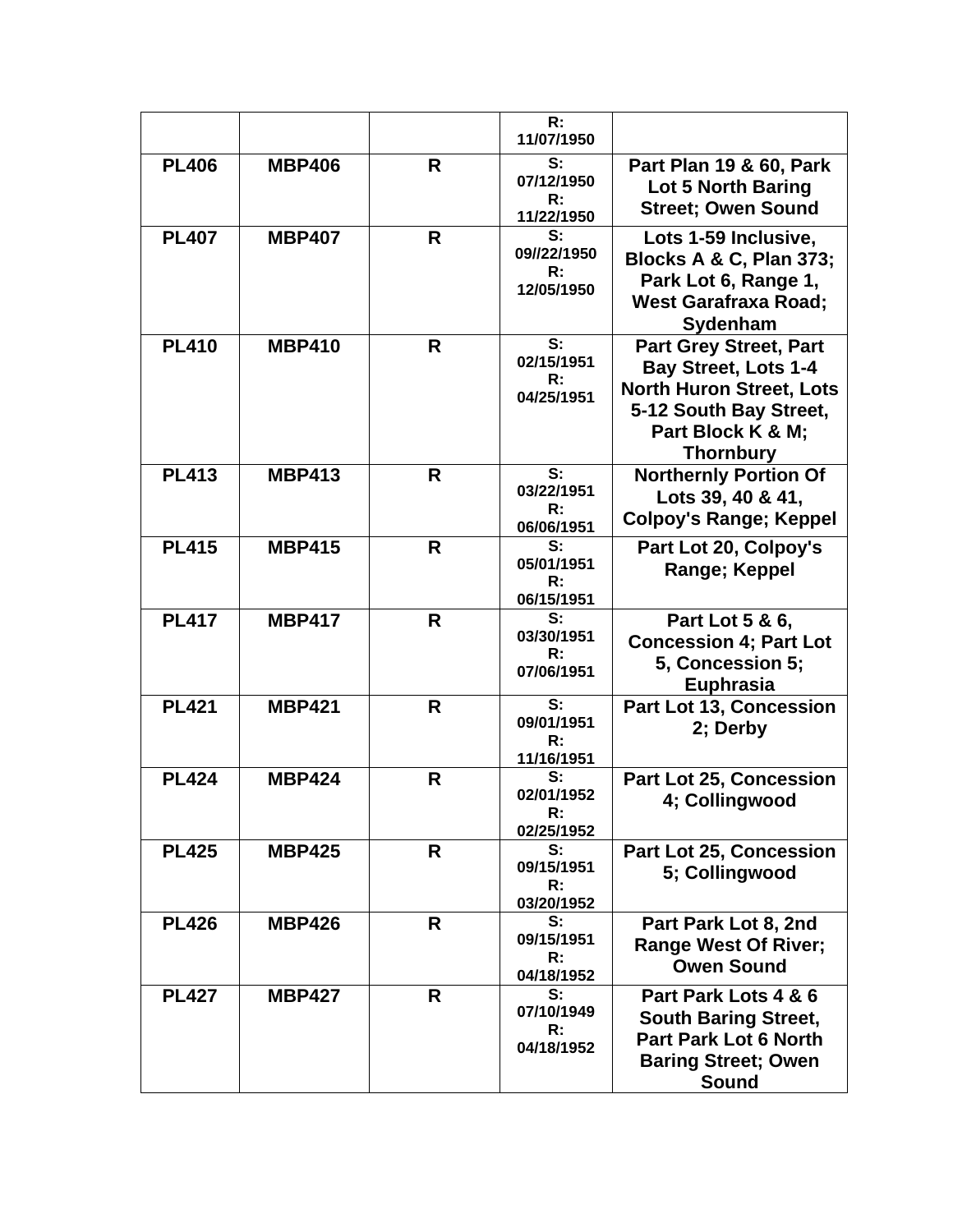| | | | R: 11/07/1950 | |
|---|---|---|---|---|
| PL406 | MBP406 | R | S: 07/12/1950 R: 11/22/1950 | Part Plan 19 & 60, Park Lot 5 North Baring Street; Owen Sound |
| PL407 | MBP407 | R | S: 09//22/1950 R: 12/05/1950 | Lots 1-59 Inclusive, Blocks A & C, Plan 373; Park Lot 6, Range 1, West Garafraxa Road; Sydenham |
| PL410 | MBP410 | R | S: 02/15/1951 R: 04/25/1951 | Part Grey Street, Part Bay Street, Lots 1-4 North Huron Street, Lots 5-12 South Bay Street, Part Block K & M; Thornbury |
| PL413 | MBP413 | R | S: 03/22/1951 R: 06/06/1951 | Northernly Portion Of Lots 39, 40 & 41, Colpoy's Range; Keppel |
| PL415 | MBP415 | R | S: 05/01/1951 R: 06/15/1951 | Part Lot 20, Colpoy's Range; Keppel |
| PL417 | MBP417 | R | S: 03/30/1951 R: 07/06/1951 | Part Lot 5 & 6, Concession 4; Part Lot 5, Concession 5; Euphrasia |
| PL421 | MBP421 | R | S: 09/01/1951 R: 11/16/1951 | Part Lot 13, Concession 2; Derby |
| PL424 | MBP424 | R | S: 02/01/1952 R: 02/25/1952 | Part Lot 25, Concession 4; Collingwood |
| PL425 | MBP425 | R | S: 09/15/1951 R: 03/20/1952 | Part Lot 25, Concession 5; Collingwood |
| PL426 | MBP426 | R | S: 09/15/1951 R: 04/18/1952 | Part Park Lot 8, 2nd Range West Of River; Owen Sound |
| PL427 | MBP427 | R | S: 07/10/1949 R: 04/18/1952 | Part Park Lots 4 & 6 South Baring Street, Part Park Lot 6 North Baring Street; Owen Sound |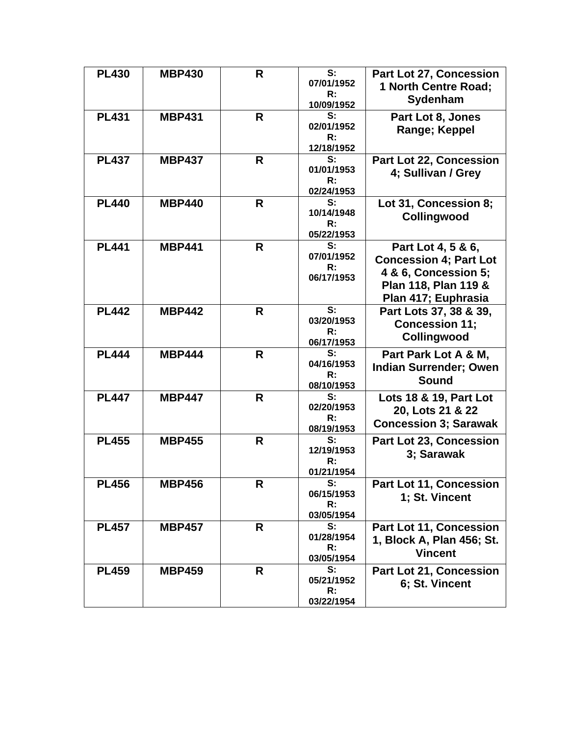| PL430 | MBP430 | R | S: 07/01/1952 R: 10/09/1952 | Part Lot 27, Concession 1 North Centre Road; Sydenham |
|---|---|---|---|---|
| PL431 | MBP431 | R | S: 02/01/1952 R: 12/18/1952 | Part Lot 8, Jones Range; Keppel |
| PL437 | MBP437 | R | S: 01/01/1953 R: 02/24/1953 | Part Lot 22, Concession 4; Sullivan / Grey |
| PL440 | MBP440 | R | S: 10/14/1948 R: 05/22/1953 | Lot 31, Concession 8; Collingwood |
| PL441 | MBP441 | R | S: 07/01/1952 R: 06/17/1953 | Part Lot 4, 5 & 6, Concession 4; Part Lot 4 & 6, Concession 5; Plan 118, Plan 119 & Plan 417; Euphrasia |
| PL442 | MBP442 | R | S: 03/20/1953 R: 06/17/1953 | Part Lots 37, 38 & 39, Concession 11; Collingwood |
| PL444 | MBP444 | R | S: 04/16/1953 R: 08/10/1953 | Part Park Lot A & M, Indian Surrender; Owen Sound |
| PL447 | MBP447 | R | S: 02/20/1953 R: 08/19/1953 | Lots 18 & 19, Part Lot 20, Lots 21 & 22 Concession 3; Sarawak |
| PL455 | MBP455 | R | S: 12/19/1953 R: 01/21/1954 | Part Lot 23, Concession 3; Sarawak |
| PL456 | MBP456 | R | S: 06/15/1953 R: 03/05/1954 | Part Lot 11, Concession 1; St. Vincent |
| PL457 | MBP457 | R | S: 01/28/1954 R: 03/05/1954 | Part Lot 11, Concession 1, Block A, Plan 456; St. Vincent |
| PL459 | MBP459 | R | S: 05/21/1952 R: 03/22/1954 | Part Lot 21, Concession 6; St. Vincent |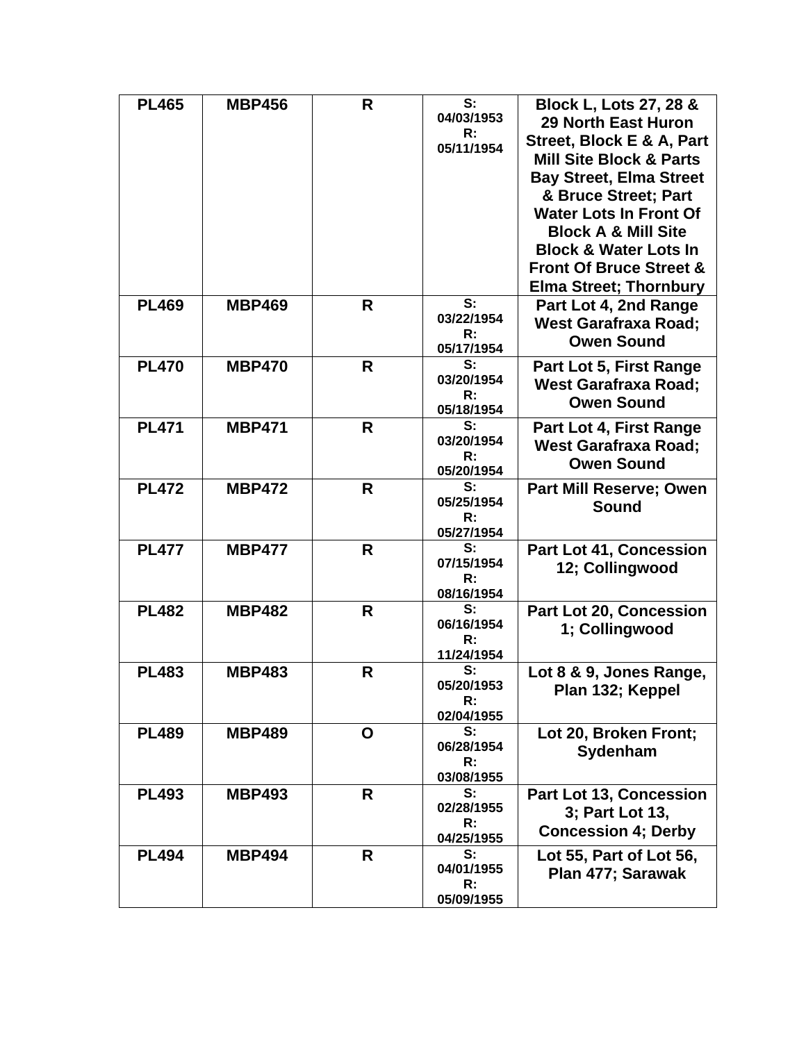| | | | | |
|---|---|---|---|---|
| **PL465** | **MBP456** | **R** | **S: 04/03/1953 R: 05/11/1954** | **Block L, Lots 27, 28 & 29 North East Huron Street, Block E & A, Part Mill Site Block & Parts Bay Street, Elma Street & Bruce Street; Part Water Lots In Front Of Block A & Mill Site Block & Water Lots In Front Of Bruce Street & Elma Street; Thornbury** |
| **PL469** | **MBP469** | **R** | **S: 03/22/1954 R: 05/17/1954** | **Part Lot 4, 2nd Range West Garafraxa Road; Owen Sound** |
| **PL470** | **MBP470** | **R** | **S: 03/20/1954 R: 05/18/1954** | **Part Lot 5, First Range West Garafraxa Road; Owen Sound** |
| **PL471** | **MBP471** | **R** | **S: 03/20/1954 R: 05/20/1954** | **Part Lot 4, First Range West Garafraxa Road; Owen Sound** |
| **PL472** | **MBP472** | **R** | **S: 05/25/1954 R: 05/27/1954** | **Part Mill Reserve; Owen Sound** |
| **PL477** | **MBP477** | **R** | **S: 07/15/1954 R: 08/16/1954** | **Part Lot 41, Concession 12; Collingwood** |
| **PL482** | **MBP482** | **R** | **S: 06/16/1954 R: 11/24/1954** | **Part Lot 20, Concession 1; Collingwood** |
| **PL483** | **MBP483** | **R** | **S: 05/20/1953 R: 02/04/1955** | **Lot 8 & 9, Jones Range, Plan 132; Keppel** |
| **PL489** | **MBP489** | **O** | **S: 06/28/1954 R: 03/08/1955** | **Lot 20, Broken Front; Sydenham** |
| **PL493** | **MBP493** | **R** | **S: 02/28/1955 R: 04/25/1955** | **Part Lot 13, Concession 3; Part Lot 13, Concession 4; Derby** |
| **PL494** | **MBP494** | **R** | **S: 04/01/1955 R: 05/09/1955** | **Lot 55, Part of Lot 56, Plan 477; Sarawak** |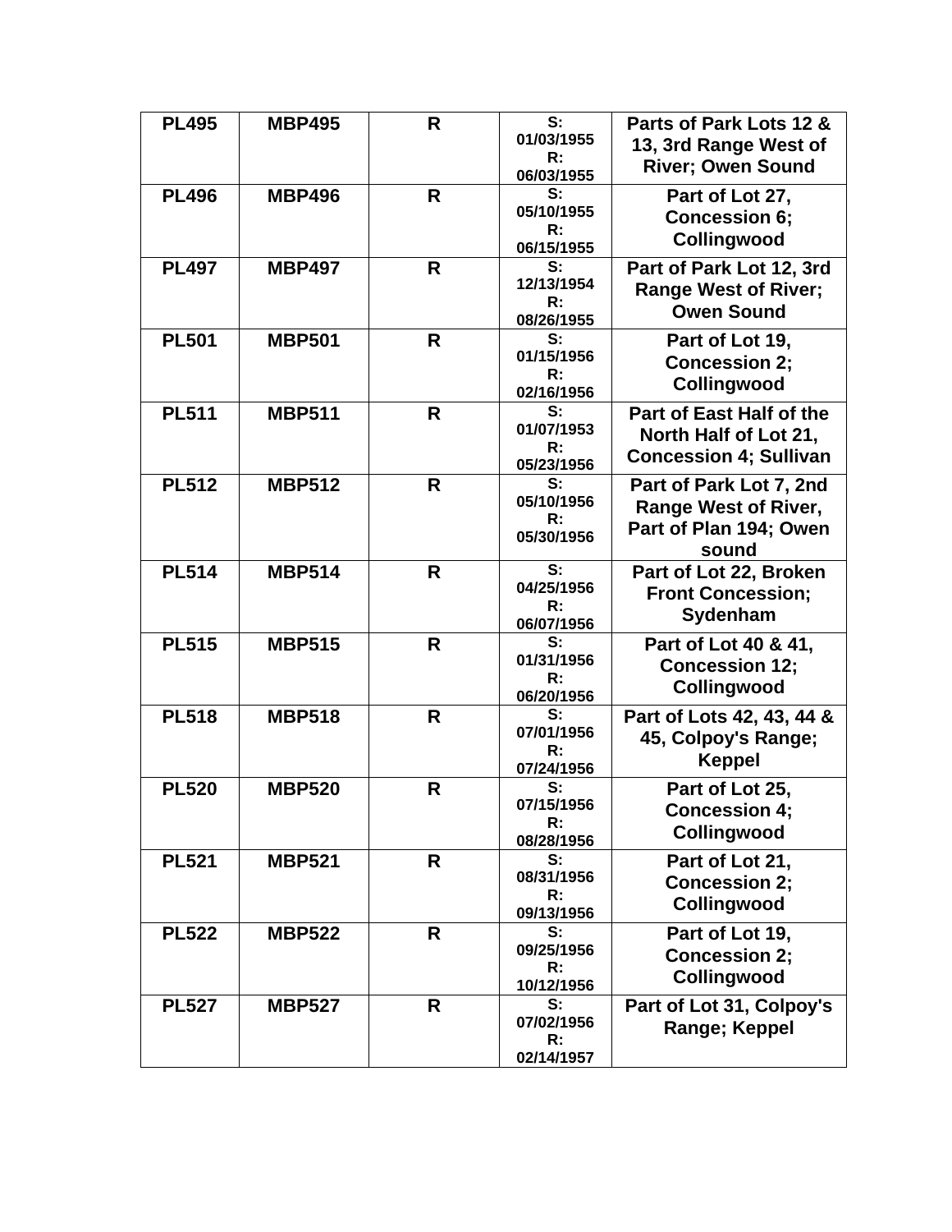| PL495 | MBP495 | R | S: 01/03/1955 R: 06/03/1955 | Parts of Park Lots 12 & 13, 3rd Range West of River; Owen Sound |
|---|---|---|---|---|
| PL496 | MBP496 | R | S: 05/10/1955 R: 06/15/1955 | Part of Lot 27, Concession 6; Collingwood |
| PL497 | MBP497 | R | S: 12/13/1954 R: 08/26/1955 | Part of Park Lot 12, 3rd Range West of River; Owen Sound |
| PL501 | MBP501 | R | S: 01/15/1956 R: 02/16/1956 | Part of Lot 19, Concession 2; Collingwood |
| PL511 | MBP511 | R | S: 01/07/1953 R: 05/23/1956 | Part of East Half of the North Half of Lot 21, Concession 4; Sullivan |
| PL512 | MBP512 | R | S: 05/10/1956 R: 05/30/1956 | Part of Park Lot 7, 2nd Range West of River, Part of Plan 194; Owen sound |
| PL514 | MBP514 | R | S: 04/25/1956 R: 06/07/1956 | Part of Lot 22, Broken Front Concession; Sydenham |
| PL515 | MBP515 | R | S: 01/31/1956 R: 06/20/1956 | Part of Lot 40 & 41, Concession 12; Collingwood |
| PL518 | MBP518 | R | S: 07/01/1956 R: 07/24/1956 | Part of Lots 42, 43, 44 & 45, Colpoy's Range; Keppel |
| PL520 | MBP520 | R | S: 07/15/1956 R: 08/28/1956 | Part of Lot 25, Concession 4; Collingwood |
| PL521 | MBP521 | R | S: 08/31/1956 R: 09/13/1956 | Part of Lot 21, Concession 2; Collingwood |
| PL522 | MBP522 | R | S: 09/25/1956 R: 10/12/1956 | Part of Lot 19, Concession 2; Collingwood |
| PL527 | MBP527 | R | S: 07/02/1956 R: 02/14/1957 | Part of Lot 31, Colpoy's Range; Keppel |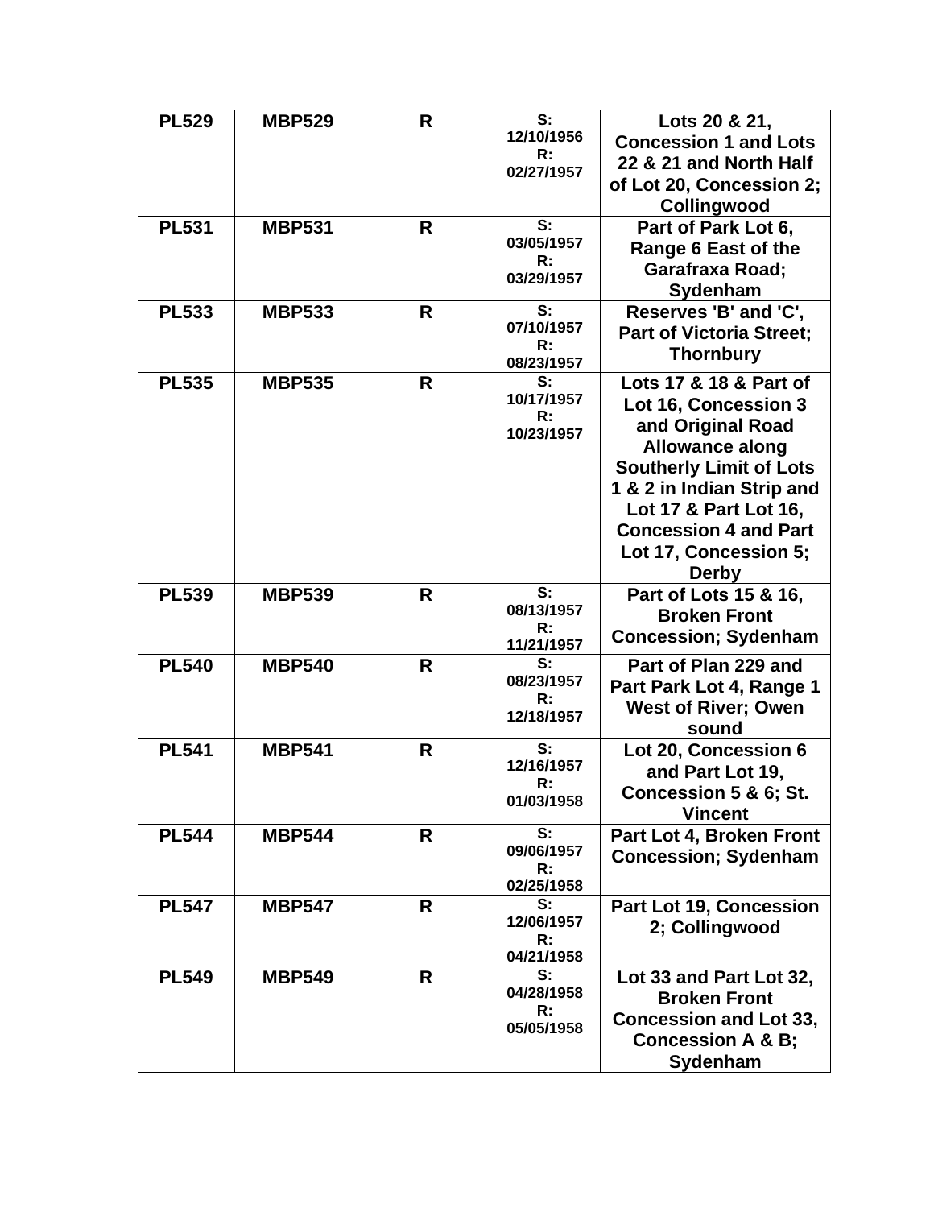| PL529 | MBP529 | R | S: 12/10/1956 R: 02/27/1957 | Lots 20 & 21, Concession 1 and Lots 22 & 21 and North Half of Lot 20, Concession 2; Collingwood |
|---|---|---|---|---|
| PL531 | MBP531 | R | S: 03/05/1957 R: 03/29/1957 | Part of Park Lot 6, Range 6 East of the Garafraxa Road; Sydenham |
| PL533 | MBP533 | R | S: 07/10/1957 R: 08/23/1957 | Reserves 'B' and 'C', Part of Victoria Street; Thornbury |
| PL535 | MBP535 | R | S: 10/17/1957 R: 10/23/1957 | Lots 17 & 18 & Part of Lot 16, Concession 3 and Original Road Allowance along Southerly Limit of Lots 1 & 2 in Indian Strip and Lot 17 & Part Lot 16, Concession 4 and Part Lot 17, Concession 5; Derby |
| PL539 | MBP539 | R | S: 08/13/1957 R: 11/21/1957 | Part of Lots 15 & 16, Broken Front Concession; Sydenham |
| PL540 | MBP540 | R | S: 08/23/1957 R: 12/18/1957 | Part of Plan 229 and Part Park Lot 4, Range 1 West of River; Owen sound |
| PL541 | MBP541 | R | S: 12/16/1957 R: 01/03/1958 | Lot 20, Concession 6 and Part Lot 19, Concession 5 & 6; St. Vincent |
| PL544 | MBP544 | R | S: 09/06/1957 R: 02/25/1958 | Part Lot 4, Broken Front Concession; Sydenham |
| PL547 | MBP547 | R | S: 12/06/1957 R: 04/21/1958 | Part Lot 19, Concession 2; Collingwood |
| PL549 | MBP549 | R | S: 04/28/1958 R: 05/05/1958 | Lot 33 and Part Lot 32, Broken Front Concession and Lot 33, Concession A & B; Sydenham |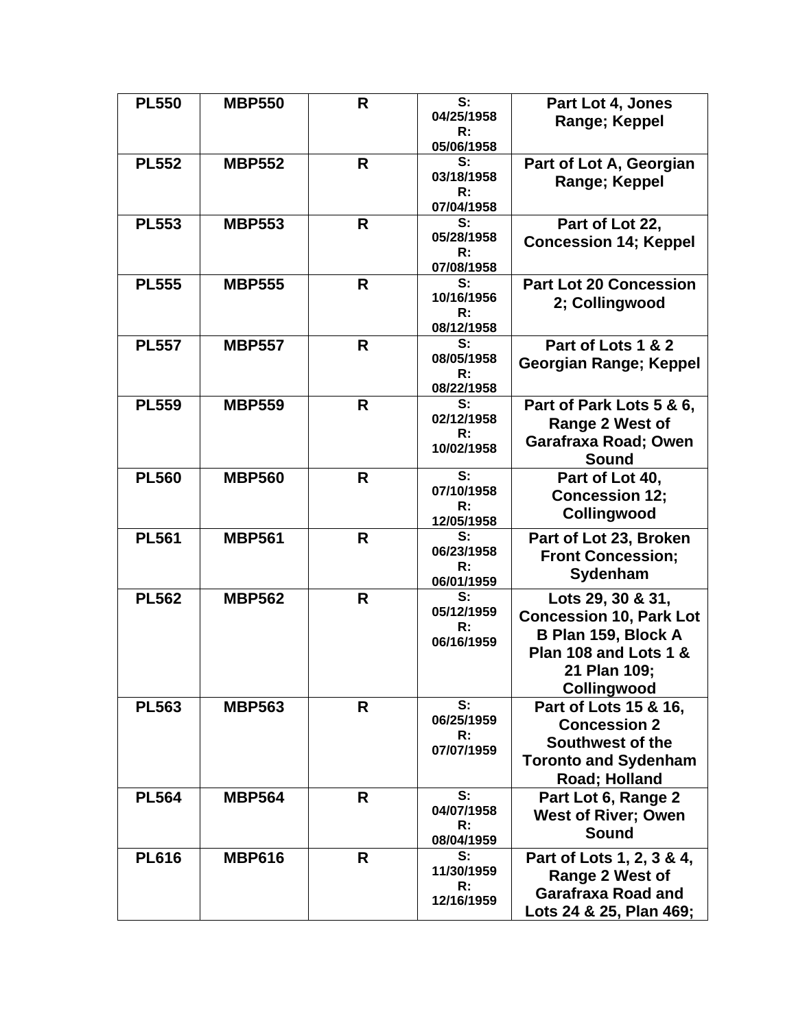| PL550 | MBP550 | R | S: 04/25/1958 R: 05/06/1958 | Part Lot 4, Jones Range; Keppel |
|---|---|---|---|---|
| PL552 | MBP552 | R | S: 03/18/1958 R: 07/04/1958 | Part of Lot A, Georgian Range; Keppel |
| PL553 | MBP553 | R | S: 05/28/1958 R: 07/08/1958 | Part of Lot 22, Concession 14; Keppel |
| PL555 | MBP555 | R | S: 10/16/1956 R: 08/12/1958 | Part Lot 20 Concession 2; Collingwood |
| PL557 | MBP557 | R | S: 08/05/1958 R: 08/22/1958 | Part of Lots 1 & 2 Georgian Range; Keppel |
| PL559 | MBP559 | R | S: 02/12/1958 R: 10/02/1958 | Part of Park Lots 5 & 6, Range 2 West of Garafraxa Road; Owen Sound |
| PL560 | MBP560 | R | S: 07/10/1958 R: 12/05/1958 | Part of Lot 40, Concession 12; Collingwood |
| PL561 | MBP561 | R | S: 06/23/1958 R: 06/01/1959 | Part of Lot 23, Broken Front Concession; Sydenham |
| PL562 | MBP562 | R | S: 05/12/1959 R: 06/16/1959 | Lots 29, 30 & 31, Concession 10, Park Lot B Plan 159, Block A Plan 108 and Lots 1 & 21 Plan 109; Collingwood |
| PL563 | MBP563 | R | S: 06/25/1959 R: 07/07/1959 | Part of Lots 15 & 16, Concession 2 Southwest of the Toronto and Sydenham Road; Holland |
| PL564 | MBP564 | R | S: 04/07/1958 R: 08/04/1959 | Part Lot 6, Range 2 West of River; Owen Sound |
| PL616 | MBP616 | R | S: 11/30/1959 R: 12/16/1959 | Part of Lots 1, 2, 3 & 4, Range 2 West of Garafraxa Road and Lots 24 & 25, Plan 469; |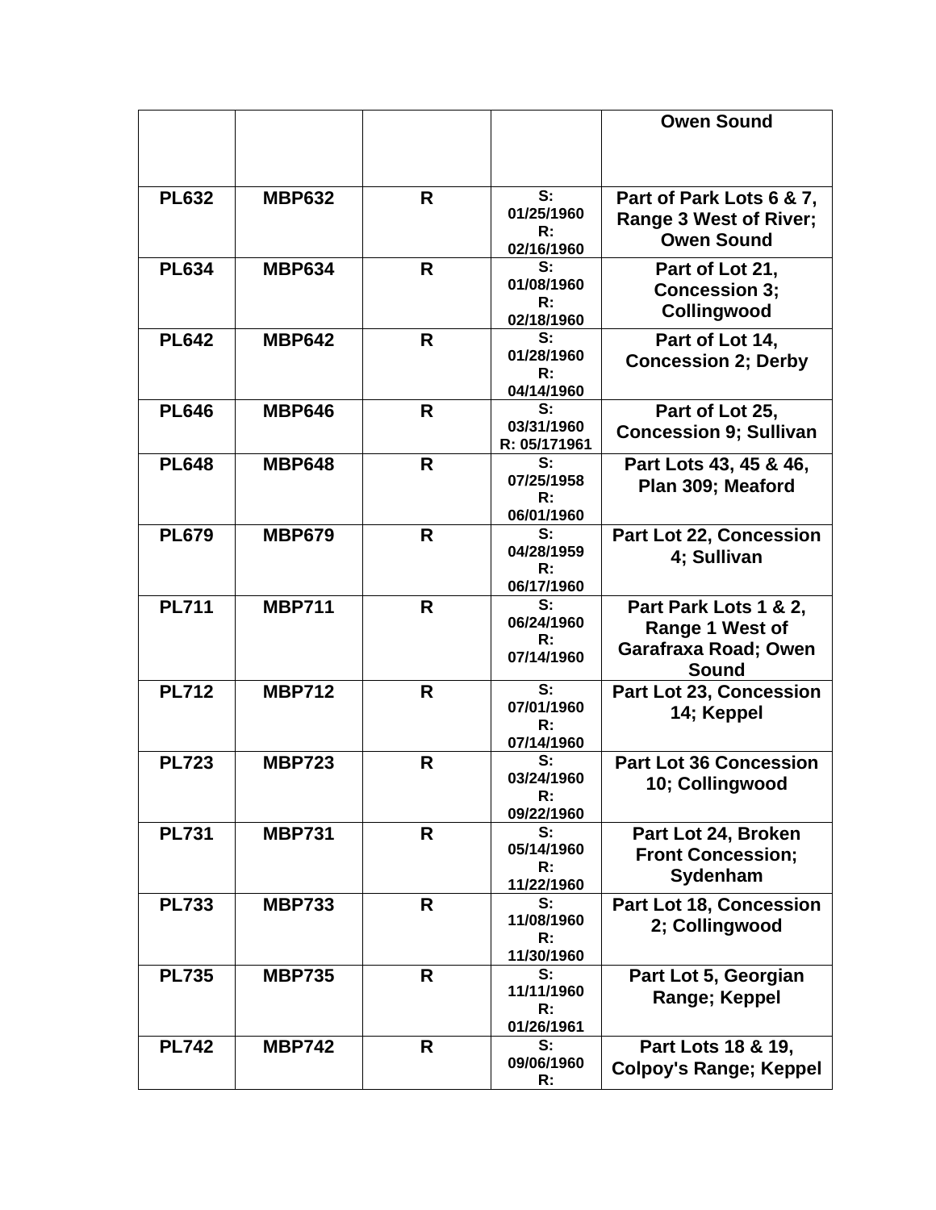| | | | | |
|---|---|---|---|---|
| | | | | **Owen Sound** |
| **PL632** | **MBP632** | **R** | **S: 01/25/1960 R: 02/16/1960** | **Part of Park Lots 6 & 7, Range 3 West of River; Owen Sound** |
| **PL634** | **MBP634** | **R** | **S: 01/08/1960 R: 02/18/1960** | **Part of Lot 21, Concession 3; Collingwood** |
| **PL642** | **MBP642** | **R** | **S: 01/28/1960 R: 04/14/1960** | **Part of Lot 14, Concession 2; Derby** |
| **PL646** | **MBP646** | **R** | **S: 03/31/1960 R: 05/171961** | **Part of Lot 25, Concession 9; Sullivan** |
| **PL648** | **MBP648** | **R** | **S: 07/25/1958 R: 06/01/1960** | **Part Lots 43, 45 & 46, Plan 309; Meaford** |
| **PL679** | **MBP679** | **R** | **S: 04/28/1959 R: 06/17/1960** | **Part Lot 22, Concession 4; Sullivan** |
| **PL711** | **MBP711** | **R** | **S: 06/24/1960 R: 07/14/1960** | **Part Park Lots 1 & 2, Range 1 West of Garafraxa Road; Owen Sound** |
| **PL712** | **MBP712** | **R** | **S: 07/01/1960 R: 07/14/1960** | **Part Lot 23, Concession 14; Keppel** |
| **PL723** | **MBP723** | **R** | **S: 03/24/1960 R: 09/22/1960** | **Part Lot 36 Concession 10; Collingwood** |
| **PL731** | **MBP731** | **R** | **S: 05/14/1960 R: 11/22/1960** | **Part Lot 24, Broken Front Concession; Sydenham** |
| **PL733** | **MBP733** | **R** | **S: 11/08/1960 R: 11/30/1960** | **Part Lot 18, Concession 2; Collingwood** |
| **PL735** | **MBP735** | **R** | **S: 11/11/1960 R: 01/26/1961** | **Part Lot 5, Georgian Range; Keppel** |
| **PL742** | **MBP742** | **R** | **S: 09/06/1960 R:** | **Part Lots 18 & 19, Colpoy's Range; Keppel** |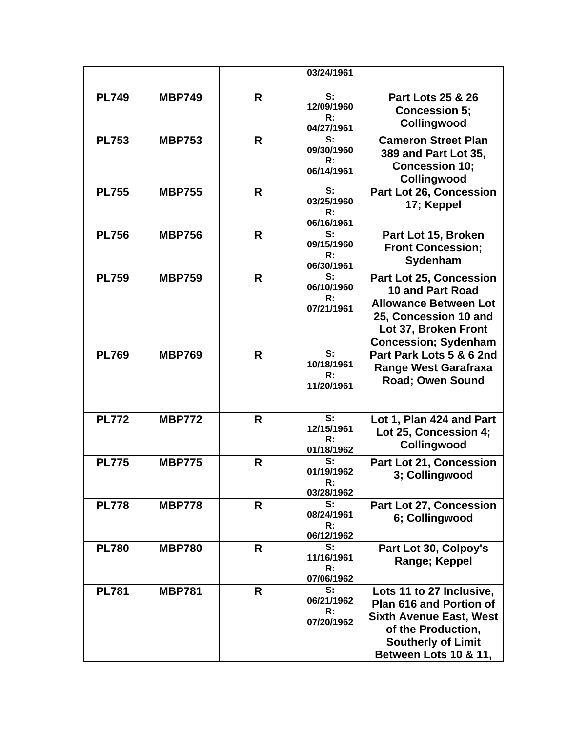| | | | | |
|---|---|---|---|---|
| | | | 03/24/1961 | |
| **PL749** | **MBP749** | **R** | **S: 12/09/1960 R: 04/27/1961** | **Part Lots 25 & 26 Concession 5; Collingwood** |
| **PL753** | **MBP753** | **R** | **S: 09/30/1960 R: 06/14/1961** | **Cameron Street Plan 389 and Part Lot 35, Concession 10; Collingwood** |
| **PL755** | **MBP755** | **R** | **S: 03/25/1960 R: 06/16/1961** | **Part Lot 26, Concession 17; Keppel** |
| **PL756** | **MBP756** | **R** | **S: 09/15/1960 R: 06/30/1961** | **Part Lot 15, Broken Front Concession; Sydenham** |
| **PL759** | **MBP759** | **R** | **S: 06/10/1960 R: 07/21/1961** | **Part Lot 25, Concession 10 and Part Road Allowance Between Lot 25, Concession 10 and Lot 37, Broken Front Concession; Sydenham** |
| **PL769** | **MBP769** | **R** | **S: 10/18/1961 R: 11/20/1961** | **Part Park Lots 5 & 6 2nd Range West Garafraxa Road; Owen Sound** |
| **PL772** | **MBP772** | **R** | **S: 12/15/1961 R: 01/18/1962** | **Lot 1, Plan 424 and Part Lot 25, Concession 4; Collingwood** |
| **PL775** | **MBP775** | **R** | **S: 01/19/1962 R: 03/28/1962** | **Part Lot 21, Concession 3; Collingwood** |
| **PL778** | **MBP778** | **R** | **S: 08/24/1961 R: 06/12/1962** | **Part Lot 27, Concession 6; Collingwood** |
| **PL780** | **MBP780** | **R** | **S: 11/16/1961 R: 07/06/1962** | **Part Lot 30, Colpoy's Range; Keppel** |
| **PL781** | **MBP781** | **R** | **S: 06/21/1962 R: 07/20/1962** | **Lots 11 to 27 Inclusive, Plan 616 and Portion of Sixth Avenue East, West of the Production, Southerly of Limit Between Lots 10 & 11,** |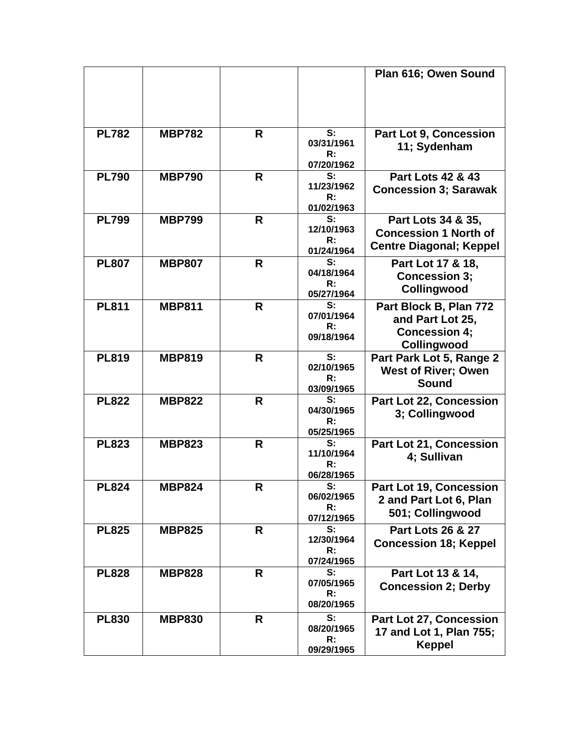| | | | | |
|---|---|---|---|---|
| | | | | Plan 616; Owen Sound |
| PL782 | MBP782 | R | S: 03/31/1961 R: 07/20/1962 | Part Lot 9, Concession 11; Sydenham |
| PL790 | MBP790 | R | S: 11/23/1962 R: 01/02/1963 | Part Lots 42 & 43 Concession 3; Sarawak |
| PL799 | MBP799 | R | S: 12/10/1963 R: 01/24/1964 | Part Lots 34 & 35, Concession 1 North of Centre Diagonal; Keppel |
| PL807 | MBP807 | R | S: 04/18/1964 R: 05/27/1964 | Part Lot 17 & 18, Concession 3; Collingwood |
| PL811 | MBP811 | R | S: 07/01/1964 R: 09/18/1964 | Part Block B, Plan 772 and Part Lot 25, Concession 4; Collingwood |
| PL819 | MBP819 | R | S: 02/10/1965 R: 03/09/1965 | Part Park Lot 5, Range 2 West of River; Owen Sound |
| PL822 | MBP822 | R | S: 04/30/1965 R: 05/25/1965 | Part Lot 22, Concession 3; Collingwood |
| PL823 | MBP823 | R | S: 11/10/1964 R: 06/28/1965 | Part Lot 21, Concession 4; Sullivan |
| PL824 | MBP824 | R | S: 06/02/1965 R: 07/12/1965 | Part Lot 19, Concession 2 and Part Lot 6, Plan 501; Collingwood |
| PL825 | MBP825 | R | S: 12/30/1964 R: 07/24/1965 | Part Lots 26 & 27 Concession 18; Keppel |
| PL828 | MBP828 | R | S: 07/05/1965 R: 08/20/1965 | Part Lot 13 & 14, Concession 2; Derby |
| PL830 | MBP830 | R | S: 08/20/1965 R: 09/29/1965 | Part Lot 27, Concession 17 and Lot 1, Plan 755; Keppel |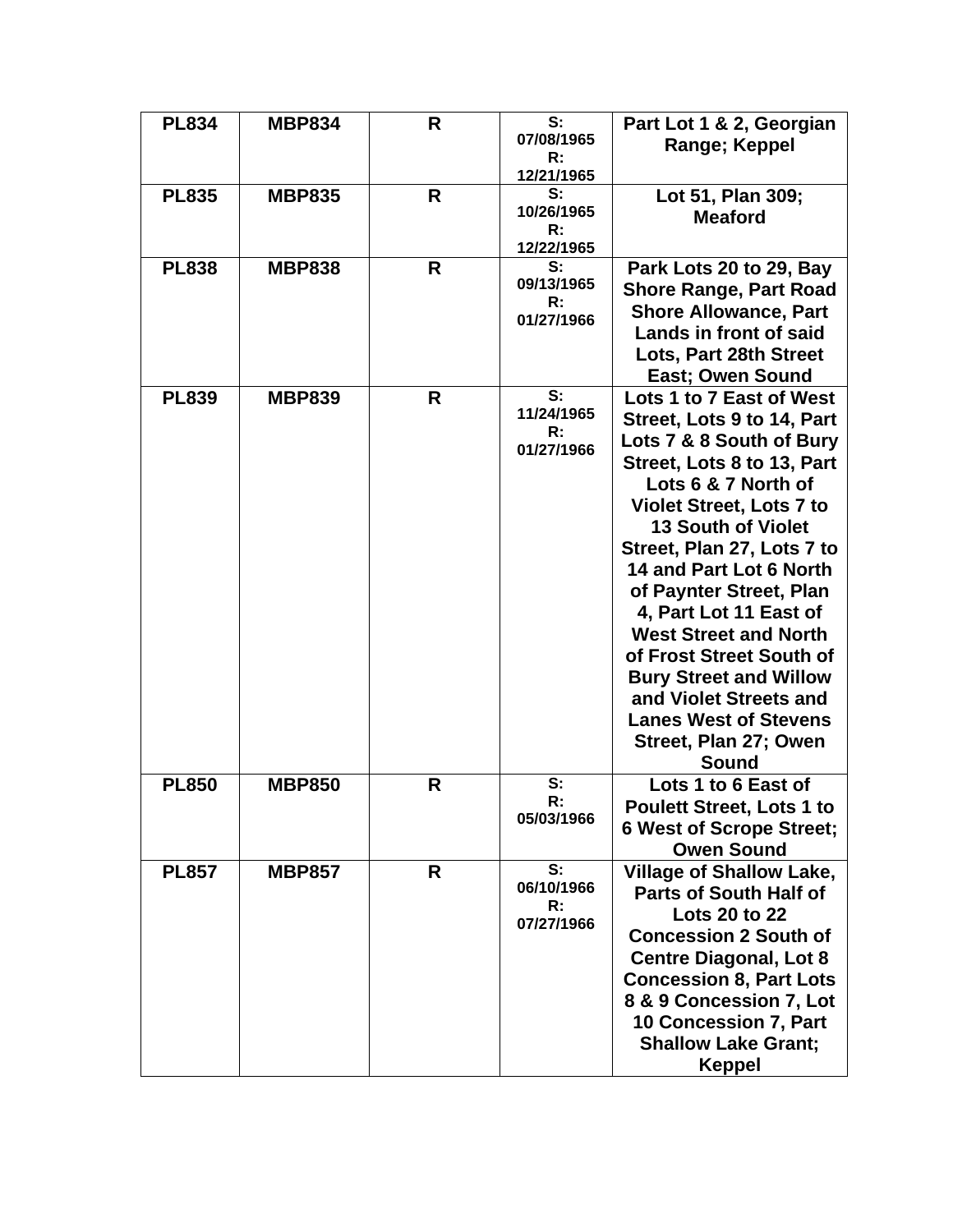| PL834 | MBP834 | R | S: 07/08/1965 R: 12/21/1965 | Part Lot 1 & 2, Georgian Range; Keppel |
|---|---|---|---|---|
| PL835 | MBP835 | R | S: 10/26/1965 R: 12/22/1965 | Lot 51, Plan 309; Meaford |
| PL838 | MBP838 | R | S: 09/13/1965 R: 01/27/1966 | Park Lots 20 to 29, Bay Shore Range, Part Road Shore Allowance, Part Lands in front of said Lots, Part 28th Street East; Owen Sound |
| PL839 | MBP839 | R | S: 11/24/1965 R: 01/27/1966 | Lots 1 to 7 East of West Street, Lots 9 to 14, Part Lots 7 & 8 South of Bury Street, Lots 8 to 13, Part Lots 6 & 7 North of Violet Street, Lots 7 to 13 South of Violet Street, Plan 27, Lots 7 to 14 and Part Lot 6 North of Paynter Street, Plan 4, Part Lot 11 East of West Street and North of Frost Street South of Bury Street and Willow and Violet Streets and Lanes West of Stevens Street, Plan 27; Owen Sound |
| PL850 | MBP850 | R | S: R: 05/03/1966 | Lots 1 to 6 East of Poulett Street, Lots 1 to 6 West of Scrope Street; Owen Sound |
| PL857 | MBP857 | R | S: 06/10/1966 R: 07/27/1966 | Village of Shallow Lake, Parts of South Half of Lots 20 to 22 Concession 2 South of Centre Diagonal, Lot 8 Concession 8, Part Lots 8 & 9 Concession 7, Lot 10 Concession 7, Part Shallow Lake Grant; Keppel |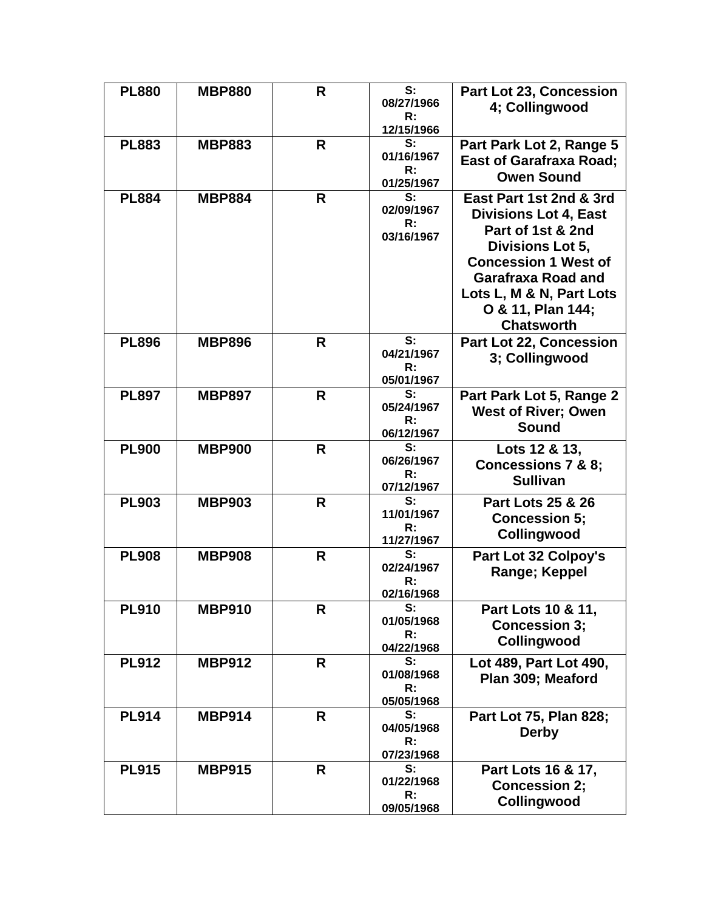| PL880 | MBP880 | R | S: 08/27/1966 R: 12/15/1966 | Part Lot 23, Concession 4; Collingwood |
|---|---|---|---|---|
| PL883 | MBP883 | R | S: 01/16/1967 R: 01/25/1967 | Part Park Lot 2, Range 5 East of Garafraxa Road; Owen Sound |
| PL884 | MBP884 | R | S: 02/09/1967 R: 03/16/1967 | East Part 1st 2nd & 3rd Divisions Lot 4, East Part of 1st & 2nd Divisions Lot 5, Concession 1 West of Garafraxa Road and Lots L, M & N, Part Lots O & 11, Plan 144; Chatsworth |
| PL896 | MBP896 | R | S: 04/21/1967 R: 05/01/1967 | Part Lot 22, Concession 3; Collingwood |
| PL897 | MBP897 | R | S: 05/24/1967 R: 06/12/1967 | Part Park Lot 5, Range 2 West of River; Owen Sound |
| PL900 | MBP900 | R | S: 06/26/1967 R: 07/12/1967 | Lots 12 & 13, Concessions 7 & 8; Sullivan |
| PL903 | MBP903 | R | S: 11/01/1967 R: 11/27/1967 | Part Lots 25 & 26 Concession 5; Collingwood |
| PL908 | MBP908 | R | S: 02/24/1967 R: 02/16/1968 | Part Lot 32 Colpoy's Range; Keppel |
| PL910 | MBP910 | R | S: 01/05/1968 R: 04/22/1968 | Part Lots 10 & 11, Concession 3; Collingwood |
| PL912 | MBP912 | R | S: 01/08/1968 R: 05/05/1968 | Lot 489, Part Lot 490, Plan 309; Meaford |
| PL914 | MBP914 | R | S: 04/05/1968 R: 07/23/1968 | Part Lot 75, Plan 828; Derby |
| PL915 | MBP915 | R | S: 01/22/1968 R: 09/05/1968 | Part Lots 16 & 17, Concession 2; Collingwood |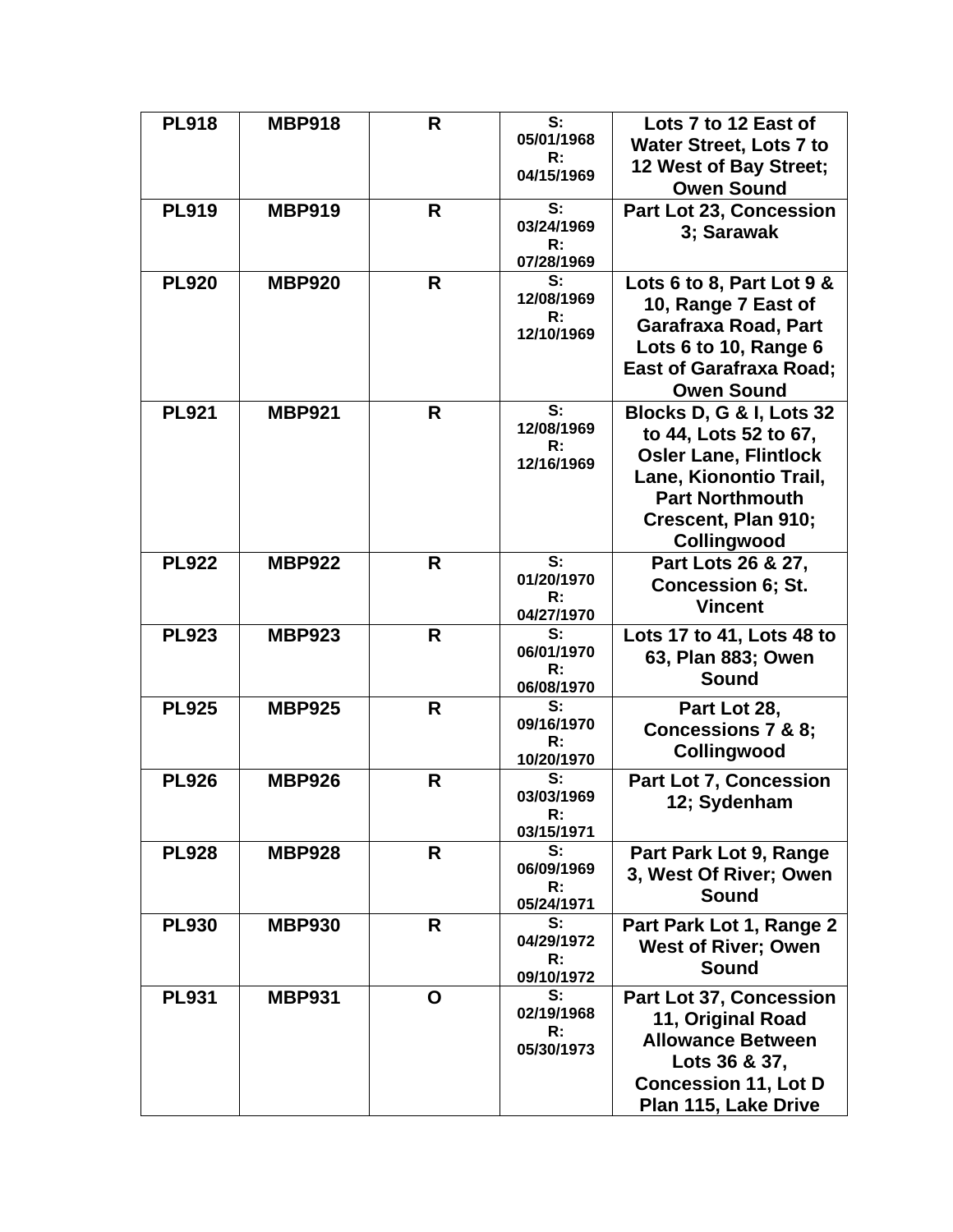| PL918 | MBP918 | R | S: 05/01/1968 R: 04/15/1969 | Lots 7 to 12 East of Water Street, Lots 7 to 12 West of Bay Street; Owen Sound |
|---|---|---|---|---|
| PL919 | MBP919 | R | S: 03/24/1969 R: 07/28/1969 | Part Lot 23, Concession 3; Sarawak |
| PL920 | MBP920 | R | S: 12/08/1969 R: 12/10/1969 | Lots 6 to 8, Part Lot 9 & 10, Range 7 East of Garafraxa Road, Part Lots 6 to 10, Range 6 East of Garafraxa Road; Owen Sound |
| PL921 | MBP921 | R | S: 12/08/1969 R: 12/16/1969 | Blocks D, G & I, Lots 32 to 44, Lots 52 to 67, Osler Lane, Flintlock Lane, Kionontio Trail, Part Northmouth Crescent, Plan 910; Collingwood |
| PL922 | MBP922 | R | S: 01/20/1970 R: 04/27/1970 | Part Lots 26 & 27, Concession 6; St. Vincent |
| PL923 | MBP923 | R | S: 06/01/1970 R: 06/08/1970 | Lots 17 to 41, Lots 48 to 63, Plan 883; Owen Sound |
| PL925 | MBP925 | R | S: 09/16/1970 R: 10/20/1970 | Part Lot 28, Concessions 7 & 8; Collingwood |
| PL926 | MBP926 | R | S: 03/03/1969 R: 03/15/1971 | Part Lot 7, Concession 12; Sydenham |
| PL928 | MBP928 | R | S: 06/09/1969 R: 05/24/1971 | Part Park Lot 9, Range 3, West Of River; Owen Sound |
| PL930 | MBP930 | R | S: 04/29/1972 R: 09/10/1972 | Part Park Lot 1, Range 2 West of River; Owen Sound |
| PL931 | MBP931 | O | S: 02/19/1968 R: 05/30/1973 | Part Lot 37, Concession 11, Original Road Allowance Between Lots 36 & 37, Concession 11, Lot D Plan 115, Lake Drive |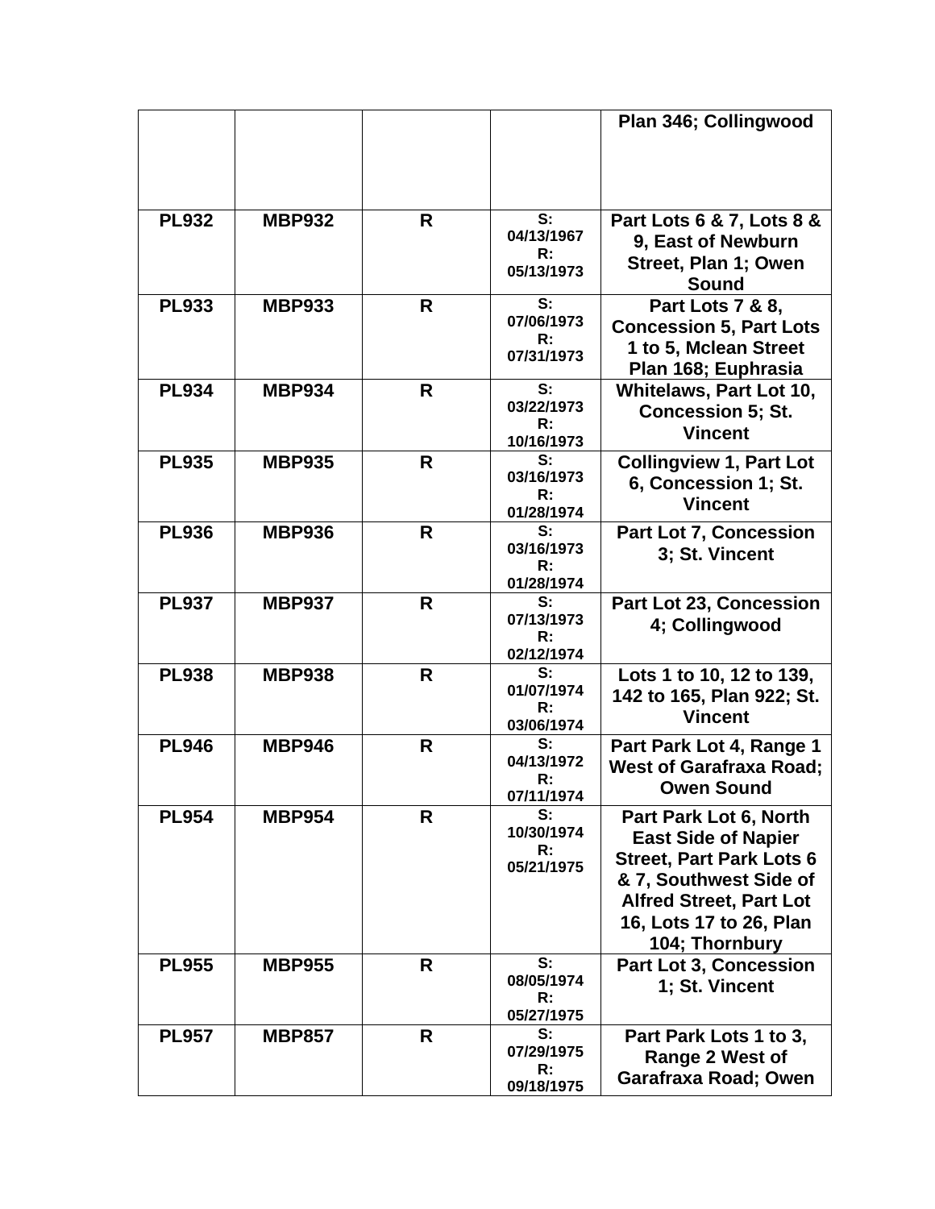| | | | | |
|---|---|---|---|---|
| | | | | Plan 346; Collingwood |
| PL932 | MBP932 | R | S: 04/13/1967 R: 05/13/1973 | Part Lots 6 & 7, Lots 8 & 9, East of Newburn Street, Plan 1; Owen Sound |
| PL933 | MBP933 | R | S: 07/06/1973 R: 07/31/1973 | Part Lots 7 & 8, Concession 5, Part Lots 1 to 5, Mclean Street Plan 168; Euphrasia |
| PL934 | MBP934 | R | S: 03/22/1973 R: 10/16/1973 | Whitelaws, Part Lot 10, Concession 5; St. Vincent |
| PL935 | MBP935 | R | S: 03/16/1973 R: 01/28/1974 | Collingview 1, Part Lot 6, Concession 1; St. Vincent |
| PL936 | MBP936 | R | S: 03/16/1973 R: 01/28/1974 | Part Lot 7, Concession 3; St. Vincent |
| PL937 | MBP937 | R | S: 07/13/1973 R: 02/12/1974 | Part Lot 23, Concession 4; Collingwood |
| PL938 | MBP938 | R | S: 01/07/1974 R: 03/06/1974 | Lots 1 to 10, 12 to 139, 142 to 165, Plan 922; St. Vincent |
| PL946 | MBP946 | R | S: 04/13/1972 R: 07/11/1974 | Part Park Lot 4, Range 1 West of Garafraxa Road; Owen Sound |
| PL954 | MBP954 | R | S: 10/30/1974 R: 05/21/1975 | Part Park Lot 6, North East Side of Napier Street, Part Park Lots 6 & 7, Southwest Side of Alfred Street, Part Lot 16, Lots 17 to 26, Plan 104; Thornbury |
| PL955 | MBP955 | R | S: 08/05/1974 R: 05/27/1975 | Part Lot 3, Concession 1; St. Vincent |
| PL957 | MBP857 | R | S: 07/29/1975 R: 09/18/1975 | Part Park Lots 1 to 3, Range 2 West of Garafraxa Road; Owen |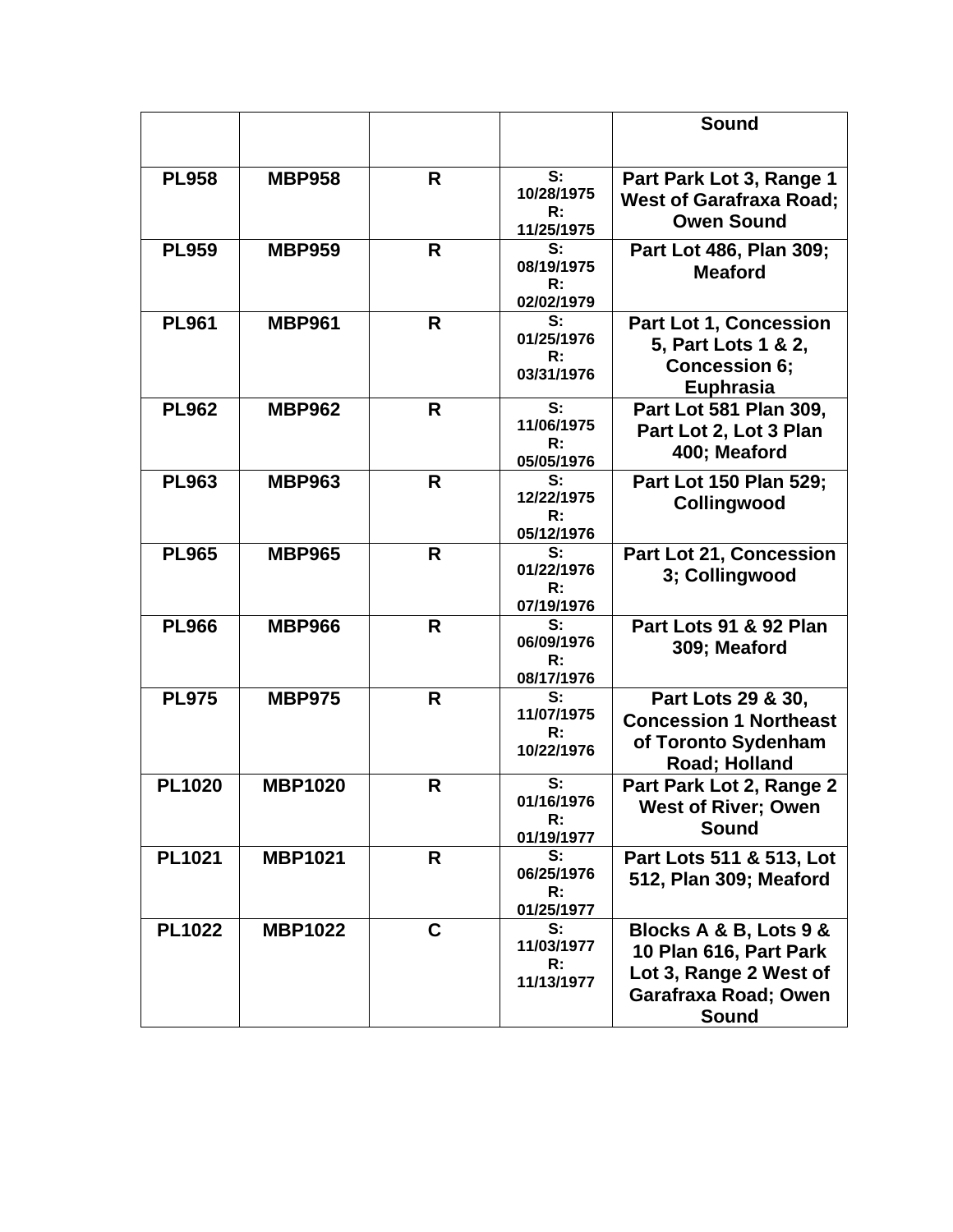| | | | | Sound |
|---|---|---|---|---|
| PL958 | MBP958 | R | S: 10/28/1975 R: 11/25/1975 | Part Park Lot 3, Range 1 West of Garafraxa Road; Owen Sound |
| PL959 | MBP959 | R | S: 08/19/1975 R: 02/02/1979 | Part Lot 486, Plan 309; Meaford |
| PL961 | MBP961 | R | S: 01/25/1976 R: 03/31/1976 | Part Lot 1, Concession 5, Part Lots 1 & 2, Concession 6; Euphrasia |
| PL962 | MBP962 | R | S: 11/06/1975 R: 05/05/1976 | Part Lot 581 Plan 309, Part Lot 2, Lot 3 Plan 400; Meaford |
| PL963 | MBP963 | R | S: 12/22/1975 R: 05/12/1976 | Part Lot 150 Plan 529; Collingwood |
| PL965 | MBP965 | R | S: 01/22/1976 R: 07/19/1976 | Part Lot 21, Concession 3; Collingwood |
| PL966 | MBP966 | R | S: 06/09/1976 R: 08/17/1976 | Part Lots 91 & 92 Plan 309; Meaford |
| PL975 | MBP975 | R | S: 11/07/1975 R: 10/22/1976 | Part Lots 29 & 30, Concession 1 Northeast of Toronto Sydenham Road; Holland |
| PL1020 | MBP1020 | R | S: 01/16/1976 R: 01/19/1977 | Part Park Lot 2, Range 2 West of River; Owen Sound |
| PL1021 | MBP1021 | R | S: 06/25/1976 R: 01/25/1977 | Part Lots 511 & 513, Lot 512, Plan 309; Meaford |
| PL1022 | MBP1022 | C | S: 11/03/1977 R: 11/13/1977 | Blocks A & B, Lots 9 & 10 Plan 616, Part Park Lot 3, Range 2 West of Garafraxa Road; Owen Sound |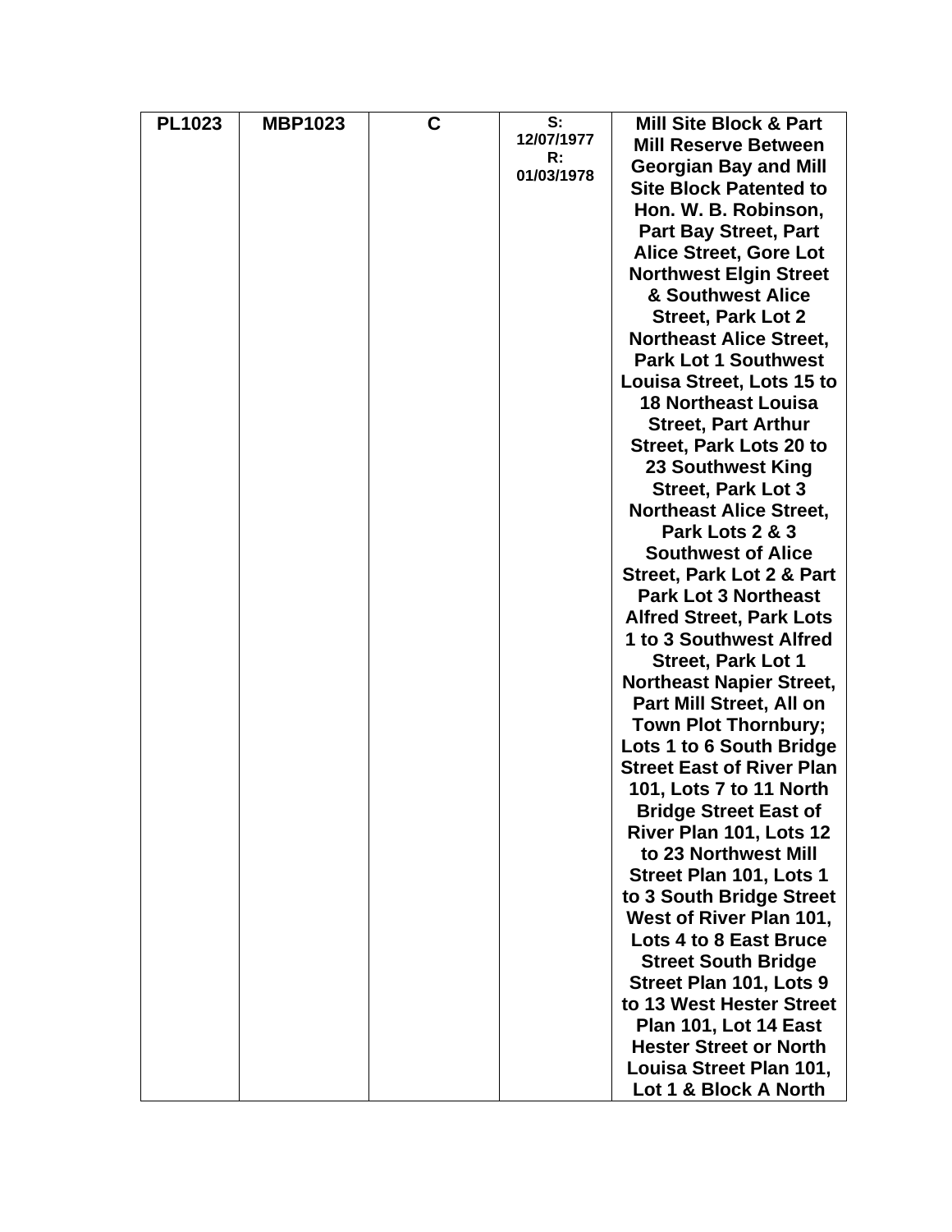| PL1023 | MBP1023 | C | S: 12/07/1977 R: 01/03/1978 | Mill Site Block & Part Mill Reserve Between Georgian Bay and Mill Site Block Patented to Hon. W. B. Robinson, Part Bay Street, Part Alice Street, Gore Lot Northwest Elgin Street & Southwest Alice Street, Park Lot 2 Northeast Alice Street, Park Lot 1 Southwest Louisa Street, Lots 15 to 18 Northeast Louisa Street, Part Arthur Street, Park Lots 20 to 23 Southwest King Street, Park Lot 3 Northeast Alice Street, Park Lots 2 & 3 Southwest of Alice Street, Park Lot 2 & Part Park Lot 3 Northeast Alfred Street, Park Lots 1 to 3 Southwest Alfred Street, Park Lot 1 Northeast Napier Street, Part Mill Street, All on Town Plot Thornbury; Lots 1 to 6 South Bridge Street East of River Plan 101, Lots 7 to 11 North Bridge Street East of River Plan 101, Lots 12 to 23 Northwest Mill Street Plan 101, Lots 1 to 3 South Bridge Street West of River Plan 101, Lots 4 to 8 East Bruce Street South Bridge Street Plan 101, Lots 9 to 13 West Hester Street Plan 101, Lot 14 East Hester Street or North Louisa Street Plan 101, Lot 1 & Block A North |
|---|---|---|---|---|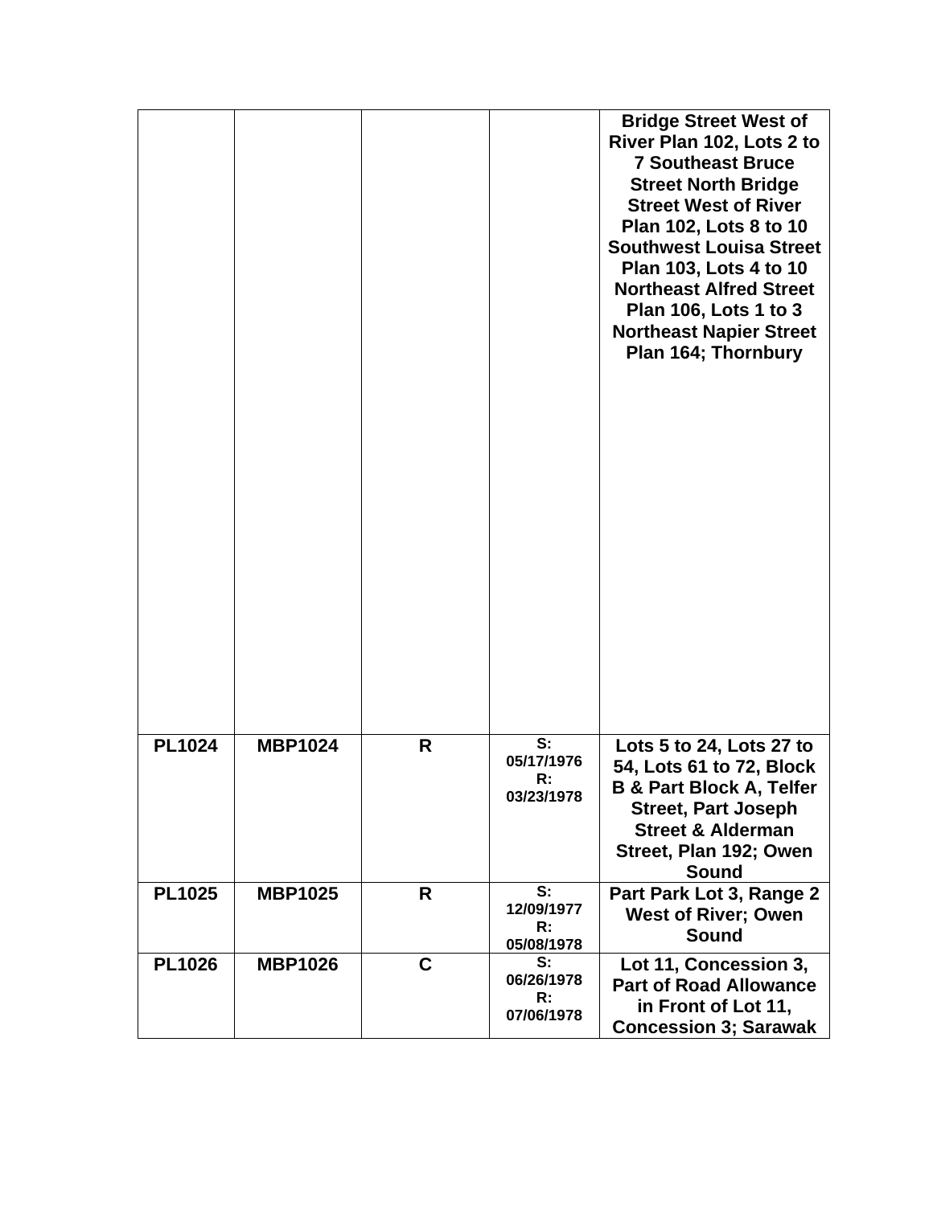| | | | | |
|---|---|---|---|---|
| | | | | Bridge Street West of River Plan 102, Lots 2 to 7 Southeast Bruce Street North Bridge Street West of River Plan 102, Lots 8 to 10 Southwest Louisa Street Plan 103, Lots 4 to 10 Northeast Alfred Street Plan 106, Lots 1 to 3 Northeast Napier Street Plan 164; Thornbury |
| PL1024 | MBP1024 | R | S: 05/17/1976 R: 03/23/1978 | Lots 5 to 24, Lots 27 to 54, Lots 61 to 72, Block B & Part Block A, Telfer Street, Part Joseph Street & Alderman Street, Plan 192; Owen Sound |
| PL1025 | MBP1025 | R | S: 12/09/1977 R: 05/08/1978 | Part Park Lot 3, Range 2 West of River; Owen Sound |
| PL1026 | MBP1026 | C | S: 06/26/1978 R: 07/06/1978 | Lot 11, Concession 3, Part of Road Allowance in Front of Lot 11, Concession 3; Sarawak |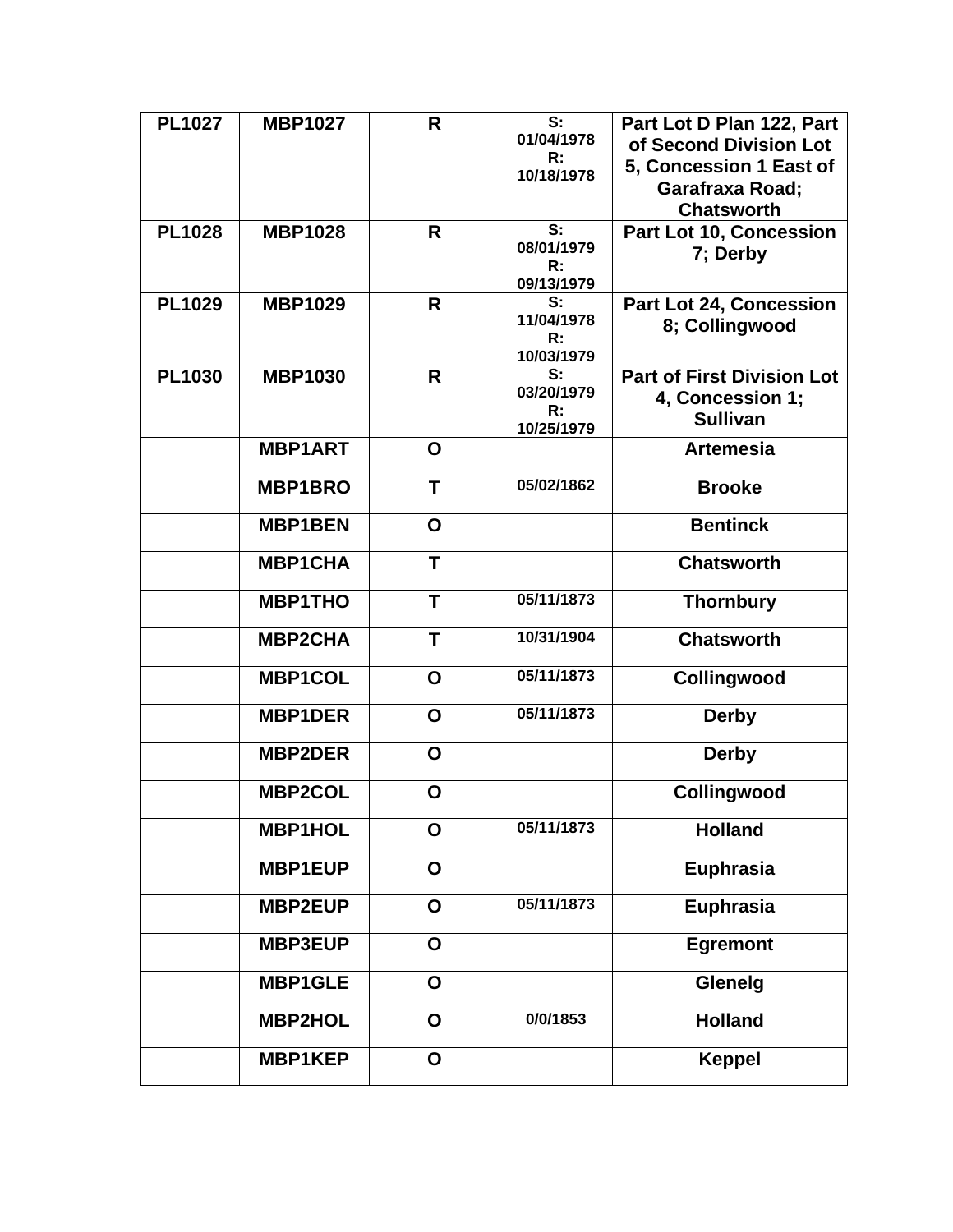| PL1027 | MBP1027 | R | S: 01/04/1978 R: 10/18/1978 | Part Lot D Plan 122, Part of Second Division Lot 5, Concession 1 East of Garafraxa Road; Chatsworth |
|---|---|---|---|---|
| PL1028 | MBP1028 | R | S: 08/01/1979 R: 09/13/1979 | Part Lot 10, Concession 7; Derby |
| PL1029 | MBP1029 | R | S: 11/04/1978 R: 10/03/1979 | Part Lot 24, Concession 8; Collingwood |
| PL1030 | MBP1030 | R | S: 03/20/1979 R: 10/25/1979 | Part of First Division Lot 4, Concession 1; Sullivan |
| | MBP1ART | O | | Artemesia |
| | MBP1BRO | T | 05/02/1862 | Brooke |
| | MBP1BEN | O | | Bentinck |
| | MBP1CHA | T | | Chatsworth |
| | MBP1THO | T | 05/11/1873 | Thornbury |
| | MBP2CHA | T | 10/31/1904 | Chatsworth |
| | MBP1COL | O | 05/11/1873 | Collingwood |
| | MBP1DER | O | 05/11/1873 | Derby |
| | MBP2DER | O | | Derby |
| | MBP2COL | O | | Collingwood |
| | MBP1HOL | O | 05/11/1873 | Holland |
| | MBP1EUP | O | | Euphrasia |
| | MBP2EUP | O | 05/11/1873 | Euphrasia |
| | MBP3EUP | O | | Egremont |
| | MBP1GLE | O | | Glenelg |
| | MBP2HOL | O | 0/0/1853 | Holland |
| | MBP1KEP | O | | Keppel |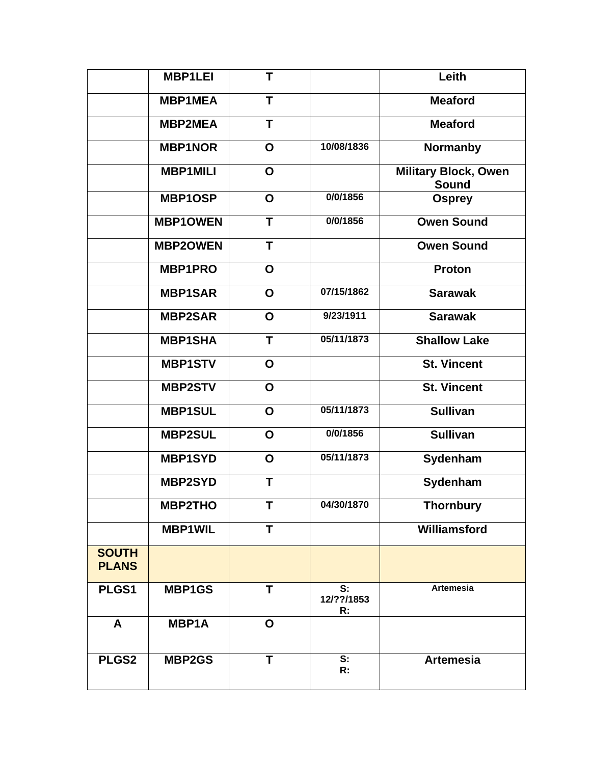| | | | | |
|---|---|---|---|---|
| | **MBP1LEI** | **T** | | **Leith** |
| | **MBP1MEA** | **T** | | **Meaford** |
| | **MBP2MEA** | **T** | | **Meaford** |
| | **MBP1NOR** | **O** | **10/08/1836** | **Normanby** |
| | **MBP1MILI** | **O** | | **Military Block, Owen Sound** |
| | **MBP1OSP** | **O** | **0/0/1856** | **Osprey** |
| | **MBP1OWEN** | **T** | **0/0/1856** | **Owen Sound** |
| | **MBP2OWEN** | **T** | | **Owen Sound** |
| | **MBP1PRO** | **O** | | **Proton** |
| | **MBP1SAR** | **O** | **07/15/1862** | **Sarawak** |
| | **MBP2SAR** | **O** | **9/23/1911** | **Sarawak** |
| | **MBP1SHA** | **T** | **05/11/1873** | **Shallow Lake** |
| | **MBP1STV** | **O** | | **St. Vincent** |
| | **MBP2STV** | **O** | | **St. Vincent** |
| | **MBP1SUL** | **O** | **05/11/1873** | **Sullivan** |
| | **MBP2SUL** | **O** | **0/0/1856** | **Sullivan** |
| | **MBP1SYD** | **O** | **05/11/1873** | **Sydenham** |
| | **MBP2SYD** | **T** | | **Sydenham** |
| | **MBP2THO** | **T** | **04/30/1870** | **Thornbury** |
| | **MBP1WIL** | **T** | | **Williamsford** |
| **SOUTH PLANS** | | | | |
| **PLGS1** | **MBP1GS** | **T** | **S: 12/??/1853 R:** | **Artemesia** |
| **A** | **MBP1A** | **O** | | |
| **PLGS2** | **MBP2GS** | **T** | **S: R:** | **Artemesia** |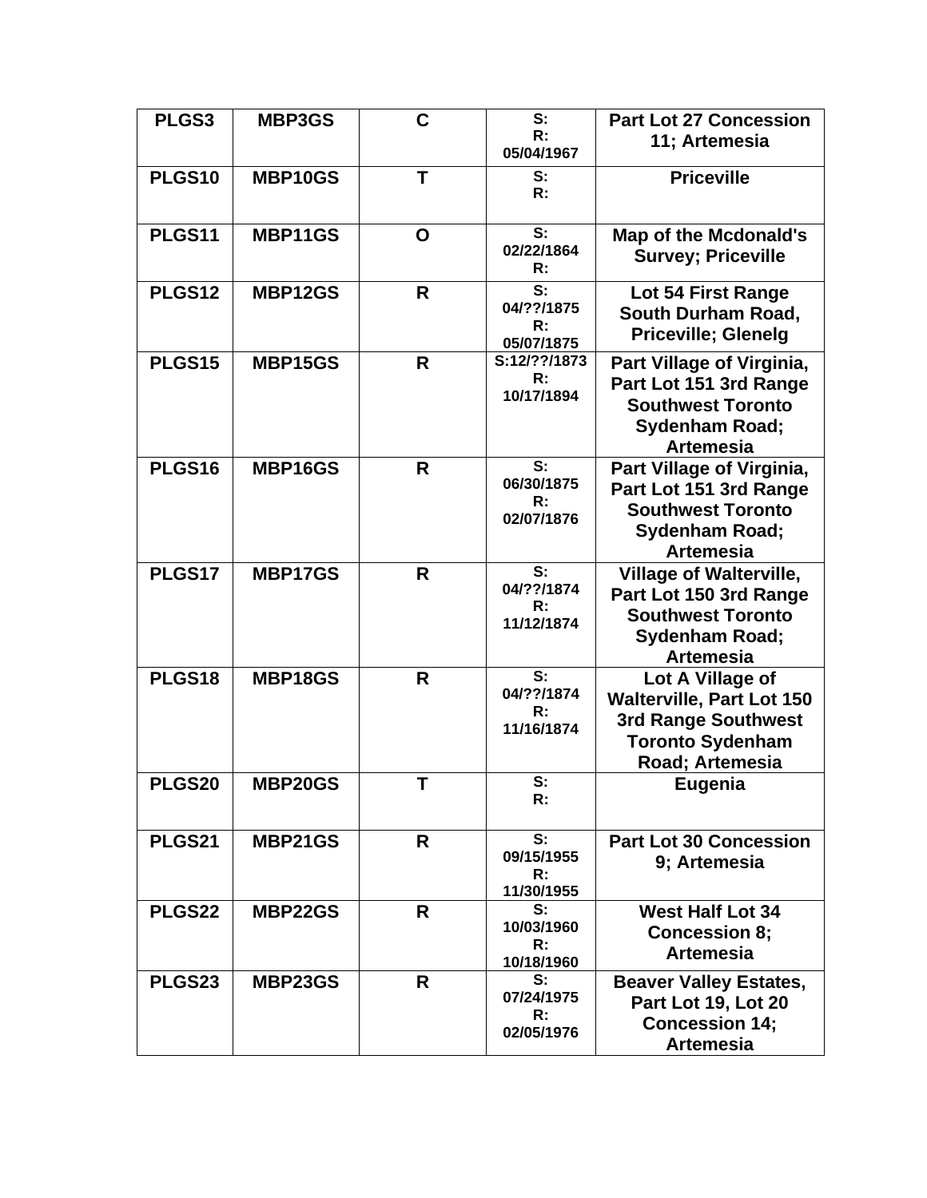| PLGS3 | MBP3GS | C | S: R: 05/04/1967 | Part Lot 27 Concession 11; Artemesia |
|---|---|---|---|---|
| PLGS10 | MBP10GS | T | S: R: | Priceville |
| PLGS11 | MBP11GS | O | S: 02/22/1864 R: | Map of the Mcdonald's Survey; Priceville |
| PLGS12 | MBP12GS | R | S: 04/??/1875 R: 05/07/1875 | Lot 54 First Range South Durham Road, Priceville; Glenelg |
| PLGS15 | MBP15GS | R | S:12/??/1873 R: 10/17/1894 | Part Village of Virginia, Part Lot 151 3rd Range Southwest Toronto Sydenham Road; Artemesia |
| PLGS16 | MBP16GS | R | S: 06/30/1875 R: 02/07/1876 | Part Village of Virginia, Part Lot 151 3rd Range Southwest Toronto Sydenham Road; Artemesia |
| PLGS17 | MBP17GS | R | S: 04/??/1874 R: 11/12/1874 | Village of Walterville, Part Lot 150 3rd Range Southwest Toronto Sydenham Road; Artemesia |
| PLGS18 | MBP18GS | R | S: 04/??/1874 R: 11/16/1874 | Lot A Village of Walterville, Part Lot 150 3rd Range Southwest Toronto Sydenham Road; Artemesia |
| PLGS20 | MBP20GS | T | S: R: | Eugenia |
| PLGS21 | MBP21GS | R | S: 09/15/1955 R: 11/30/1955 | Part Lot 30 Concession 9; Artemesia |
| PLGS22 | MBP22GS | R | S: 10/03/1960 R: 10/18/1960 | West Half Lot 34 Concession 8; Artemesia |
| PLGS23 | MBP23GS | R | S: 07/24/1975 R: 02/05/1976 | Beaver Valley Estates, Part Lot 19, Lot 20 Concession 14; Artemesia |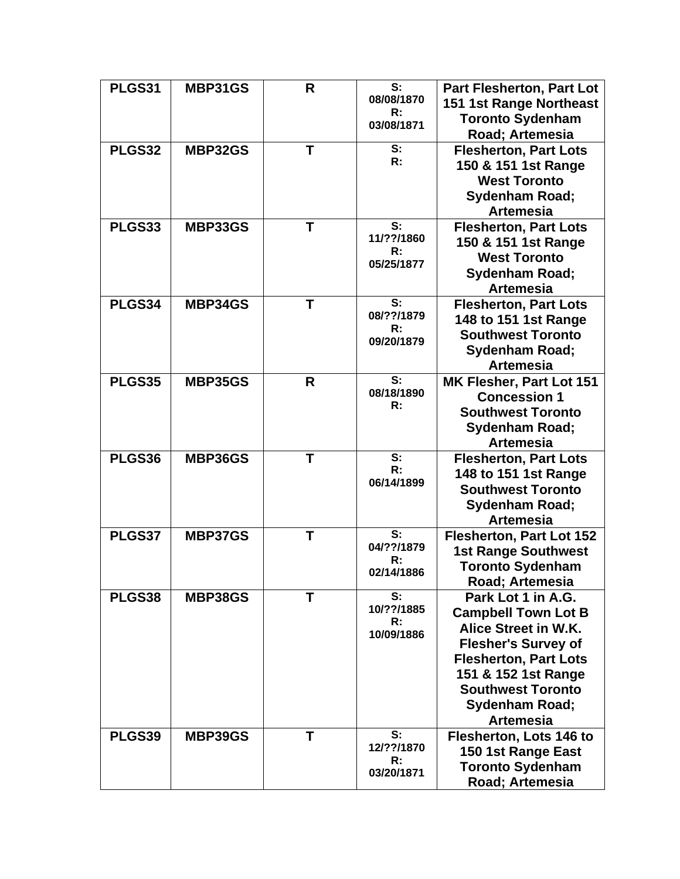| PLGS31 | MBP31GS | R | S: 08/08/1870 R: 03/08/1871 | Part Flesherton, Part Lot 151 1st Range Northeast Toronto Sydenham Road; Artemesia |
|---|---|---|---|---|
| PLGS32 | MBP32GS | T | S: R: | Flesherton, Part Lots 150 & 151 1st Range West Toronto Sydenham Road; Artemesia |
| PLGS33 | MBP33GS | T | S: 11/??/1860 R: 05/25/1877 | Flesherton, Part Lots 150 & 151 1st Range West Toronto Sydenham Road; Artemesia |
| PLGS34 | MBP34GS | T | S: 08/??/1879 R: 09/20/1879 | Flesherton, Part Lots 148 to 151 1st Range Southwest Toronto Sydenham Road; Artemesia |
| PLGS35 | MBP35GS | R | S: 08/18/1890 R: | MK Flesher, Part Lot 151 Concession 1 Southwest Toronto Sydenham Road; Artemesia |
| PLGS36 | MBP36GS | T | S: R: 06/14/1899 | Flesherton, Part Lots 148 to 151 1st Range Southwest Toronto Sydenham Road; Artemesia |
| PLGS37 | MBP37GS | T | S: 04/??/1879 R: 02/14/1886 | Flesherton, Part Lot 152 1st Range Southwest Toronto Sydenham Road; Artemesia |
| PLGS38 | MBP38GS | T | S: 10/??/1885 R: 10/09/1886 | Park Lot 1 in A.G. Campbell Town Lot B Alice Street in W.K. Flesher's Survey of Flesherton, Part Lots 151 & 152 1st Range Southwest Toronto Sydenham Road; Artemesia |
| PLGS39 | MBP39GS | T | S: 12/??/1870 R: 03/20/1871 | Flesherton, Lots 146 to 150 1st Range East Toronto Sydenham Road; Artemesia |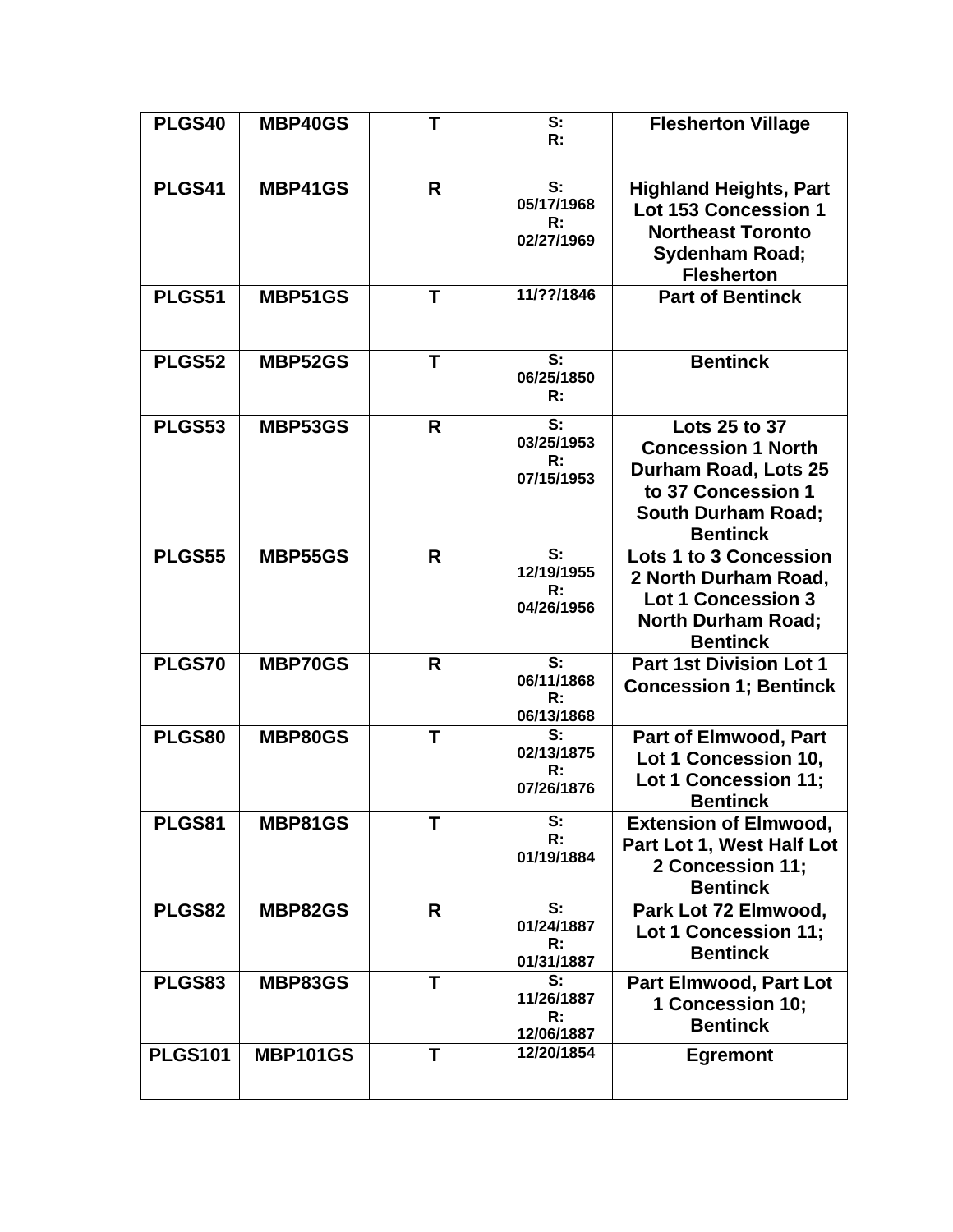| PLGS40 | MBP40GS | T | S:<br>R: | Flesherton Village |
|---|---|---|---|---|
| PLGS41 | MBP41GS | R | S:<br>05/17/1968<br>R:<br>02/27/1969 | Highland Heights, Part Lot 153 Concession 1 Northeast Toronto Sydenham Road; Flesherton |
| PLGS51 | MBP51GS | T | 11/??/1846 | Part of Bentinck |
| PLGS52 | MBP52GS | T | S:<br>06/25/1850<br>R: | Bentinck |
| PLGS53 | MBP53GS | R | S:<br>03/25/1953<br>R:<br>07/15/1953 | Lots 25 to 37 Concession 1 North Durham Road, Lots 25 to 37 Concession 1 South Durham Road; Bentinck |
| PLGS55 | MBP55GS | R | S:<br>12/19/1955<br>R:<br>04/26/1956 | Lots 1 to 3 Concession 2 North Durham Road, Lot 1 Concession 3 North Durham Road; Bentinck |
| PLGS70 | MBP70GS | R | S:<br>06/11/1868<br>R:<br>06/13/1868 | Part 1st Division Lot 1 Concession 1; Bentinck |
| PLGS80 | MBP80GS | T | S:<br>02/13/1875<br>R:<br>07/26/1876 | Part of Elmwood, Part Lot 1 Concession 10, Lot 1 Concession 11; Bentinck |
| PLGS81 | MBP81GS | T | S:<br>R:<br>01/19/1884 | Extension of Elmwood, Part Lot 1, West Half Lot 2 Concession 11; Bentinck |
| PLGS82 | MBP82GS | R | S:<br>01/24/1887<br>R:<br>01/31/1887 | Park Lot 72 Elmwood, Lot 1 Concession 11; Bentinck |
| PLGS83 | MBP83GS | T | S:<br>11/26/1887<br>R:<br>12/06/1887 | Part Elmwood, Part Lot 1 Concession 10; Bentinck |
| PLGS101 | MBP101GS | T | 12/20/1854 | Egremont |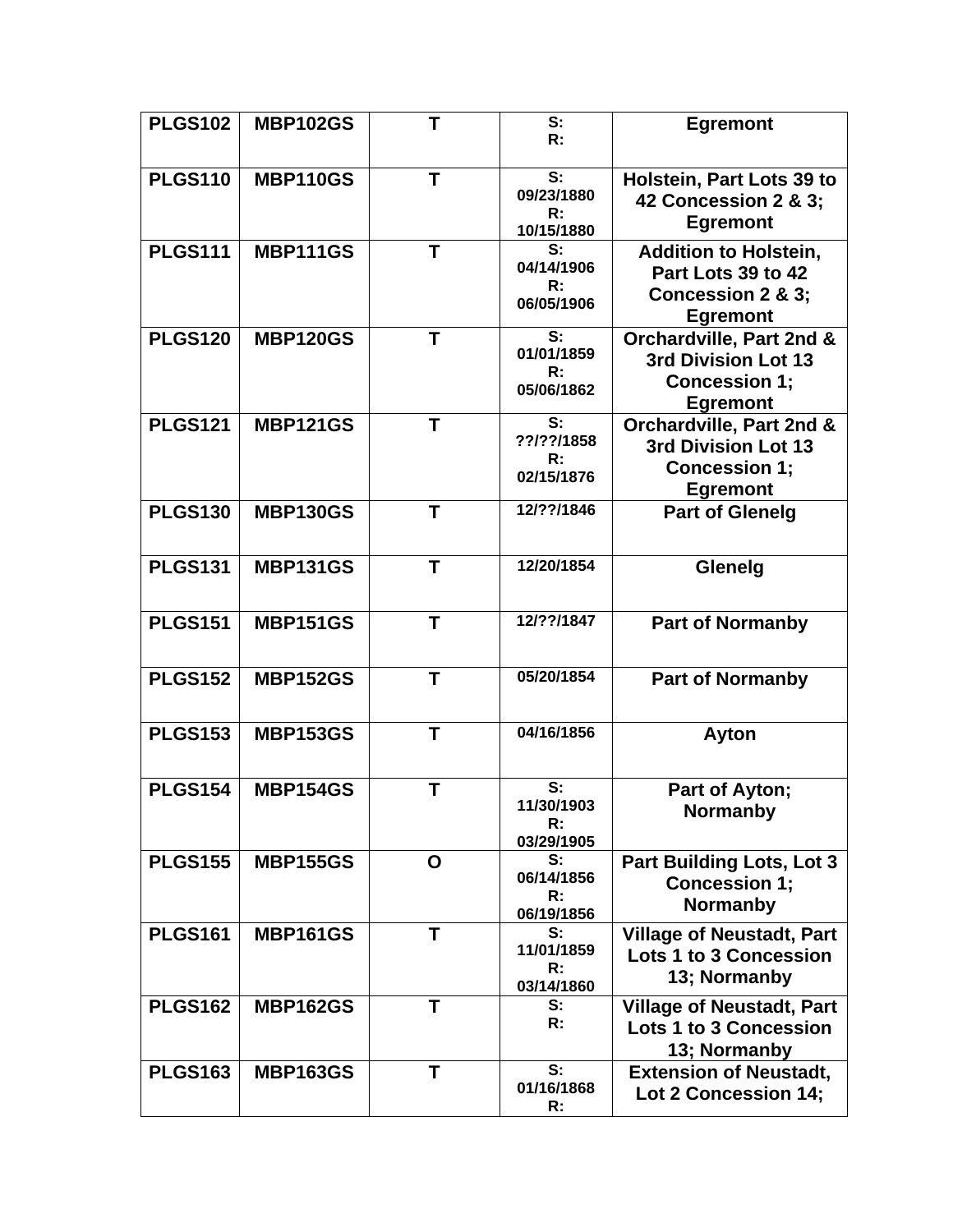| | | | | |
|---|---|---|---|---|
| PLGS102 | MBP102GS | T | S:<br>R: | Egremont |
| PLGS110 | MBP110GS | T | S: 09/23/1880<br>R: 10/15/1880 | Holstein, Part Lots 39 to 42 Concession 2 & 3; Egremont |
| PLGS111 | MBP111GS | T | S: 04/14/1906<br>R: 06/05/1906 | Addition to Holstein, Part Lots 39 to 42 Concession 2 & 3; Egremont |
| PLGS120 | MBP120GS | T | S: 01/01/1859<br>R: 05/06/1862 | Orchardville, Part 2nd & 3rd Division Lot 13 Concession 1; Egremont |
| PLGS121 | MBP121GS | T | S: ??/??/1858<br>R: 02/15/1876 | Orchardville, Part 2nd & 3rd Division Lot 13 Concession 1; Egremont |
| PLGS130 | MBP130GS | T | 12/??/1846 | Part of Glenelg |
| PLGS131 | MBP131GS | T | 12/20/1854 | Glenelg |
| PLGS151 | MBP151GS | T | 12/??/1847 | Part of Normanby |
| PLGS152 | MBP152GS | T | 05/20/1854 | Part of Normanby |
| PLGS153 | MBP153GS | T | 04/16/1856 | Ayton |
| PLGS154 | MBP154GS | T | S: 11/30/1903<br>R: 03/29/1905 | Part of Ayton; Normanby |
| PLGS155 | MBP155GS | O | S: 06/14/1856<br>R: 06/19/1856 | Part Building Lots, Lot 3 Concession 1; Normanby |
| PLGS161 | MBP161GS | T | S: 11/01/1859<br>R: 03/14/1860 | Village of Neustadt, Part Lots 1 to 3 Concession 13; Normanby |
| PLGS162 | MBP162GS | T | S:<br>R: | Village of Neustadt, Part Lots 1 to 3 Concession 13; Normanby |
| PLGS163 | MBP163GS | T | S: 01/16/1868<br>R: | Extension of Neustadt, Lot 2 Concession 14; |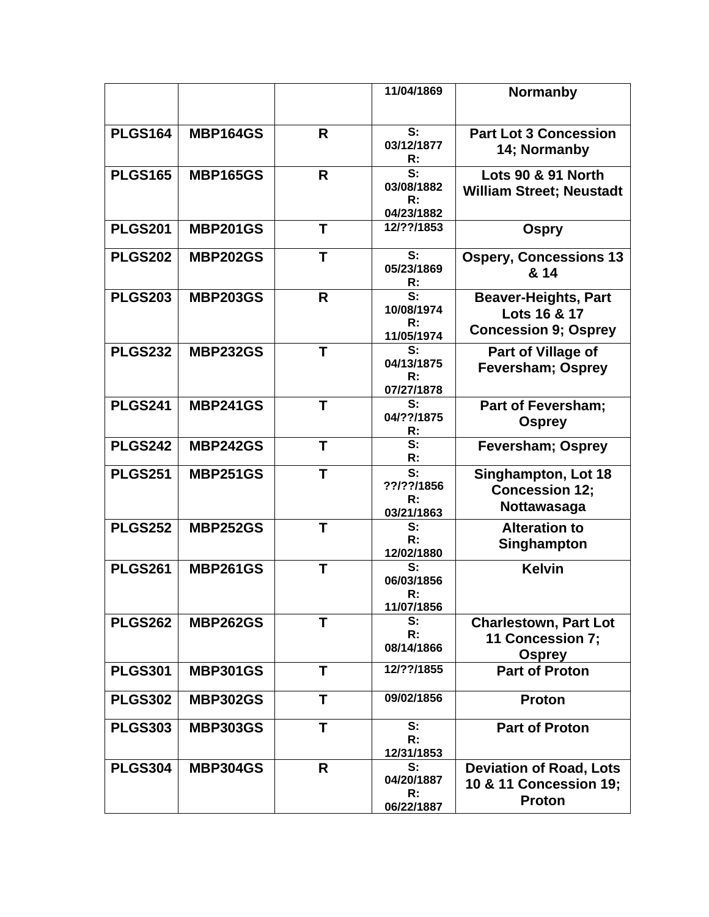| | | | 11/04/1869 | Normanby |
|---|---|---|---|---|
| PLGS164 | MBP164GS | R | S: 03/12/1877 R: | Part Lot 3 Concession 14; Normanby |
| PLGS165 | MBP165GS | R | S: 03/08/1882 R: 04/23/1882 | Lots 90 & 91 North William Street; Neustadt |
| PLGS201 | MBP201GS | T | 12/??/1853 | Ospry |
| PLGS202 | MBP202GS | T | S: 05/23/1869 R: | Ospery, Concessions 13 & 14 |
| PLGS203 | MBP203GS | R | S: 10/08/1974 R: 11/05/1974 | Beaver-Heights, Part Lots 16 & 17 Concession 9; Osprey |
| PLGS232 | MBP232GS | T | S: 04/13/1875 R: 07/27/1878 | Part of Village of Feversham; Osprey |
| PLGS241 | MBP241GS | T | S: 04/??/1875 R: | Part of Feversham; Osprey |
| PLGS242 | MBP242GS | T | S: R: | Feversham; Osprey |
| PLGS251 | MBP251GS | T | S: ??/??/1856 R: 03/21/1863 | Singhampton, Lot 18 Concession 12; Nottawasaga |
| PLGS252 | MBP252GS | T | S: R: 12/02/1880 | Alteration to Singhampton |
| PLGS261 | MBP261GS | T | S: 06/03/1856 R: 11/07/1856 | Kelvin |
| PLGS262 | MBP262GS | T | S: R: 08/14/1866 | Charlestown, Part Lot 11 Concession 7; Osprey |
| PLGS301 | MBP301GS | T | 12/??/1855 | Part of Proton |
| PLGS302 | MBP302GS | T | 09/02/1856 | Proton |
| PLGS303 | MBP303GS | T | S: R: 12/31/1853 | Part of Proton |
| PLGS304 | MBP304GS | R | S: 04/20/1887 R: 06/22/1887 | Deviation of Road, Lots 10 & 11 Concession 19; Proton |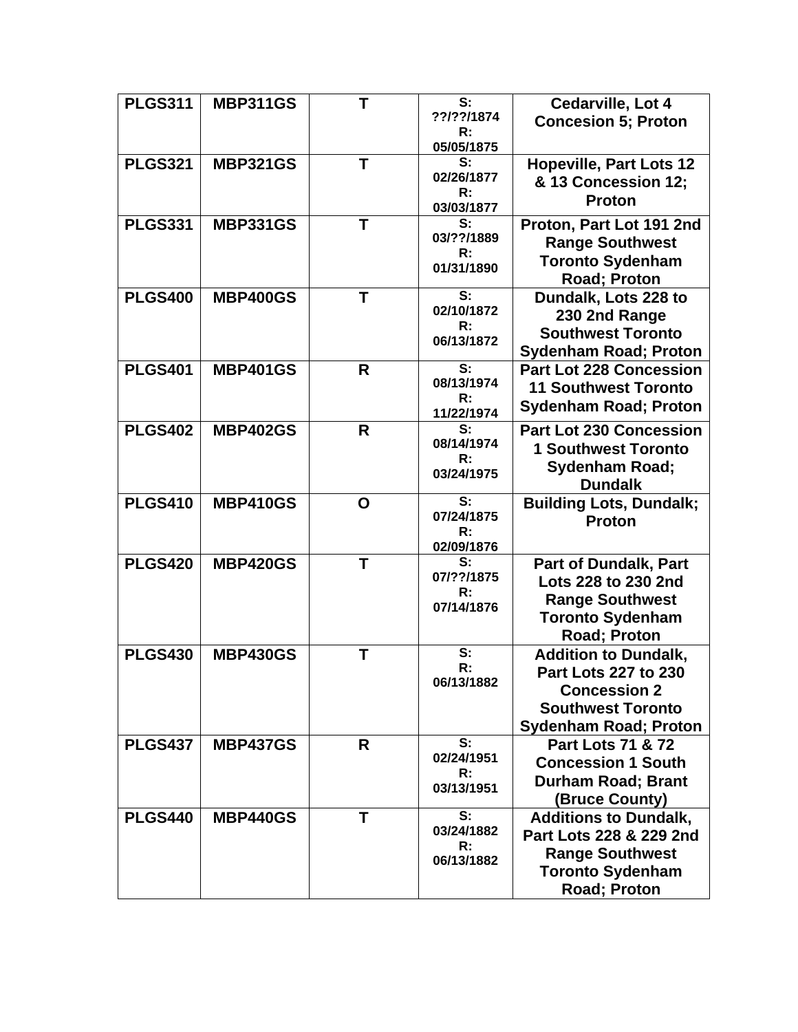| PLGS311 | MBP311GS | T | S: ??/??/1874 R: 05/05/1875 | Cedarville, Lot 4 Concesion 5; Proton |
|---|---|---|---|---|
| PLGS321 | MBP321GS | T | S: 02/26/1877 R: 03/03/1877 | Hopeville, Part Lots 12 & 13 Concession 12; Proton |
| PLGS331 | MBP331GS | T | S: 03/??/1889 R: 01/31/1890 | Proton, Part Lot 191 2nd Range Southwest Toronto Sydenham Road; Proton |
| PLGS400 | MBP400GS | T | S: 02/10/1872 R: 06/13/1872 | Dundalk, Lots 228 to 230 2nd Range Southwest Toronto Sydenham Road; Proton |
| PLGS401 | MBP401GS | R | S: 08/13/1974 R: 11/22/1974 | Part Lot 228 Concession 11 Southwest Toronto Sydenham Road; Proton |
| PLGS402 | MBP402GS | R | S: 08/14/1974 R: 03/24/1975 | Part Lot 230 Concession 1 Southwest Toronto Sydenham Road; Dundalk |
| PLGS410 | MBP410GS | O | S: 07/24/1875 R: 02/09/1876 | Building Lots, Dundalk; Proton |
| PLGS420 | MBP420GS | T | S: 07/??/1875 R: 07/14/1876 | Part of Dundalk, Part Lots 228 to 230 2nd Range Southwest Toronto Sydenham Road; Proton |
| PLGS430 | MBP430GS | T | S: R: 06/13/1882 | Addition to Dundalk, Part Lots 227 to 230 Concession 2 Southwest Toronto Sydenham Road; Proton |
| PLGS437 | MBP437GS | R | S: 02/24/1951 R: 03/13/1951 | Part Lots 71 & 72 Concession 1 South Durham Road; Brant (Bruce County) |
| PLGS440 | MBP440GS | T | S: 03/24/1882 R: 06/13/1882 | Additions to Dundalk, Part Lots 228 & 229 2nd Range Southwest Toronto Sydenham Road; Proton |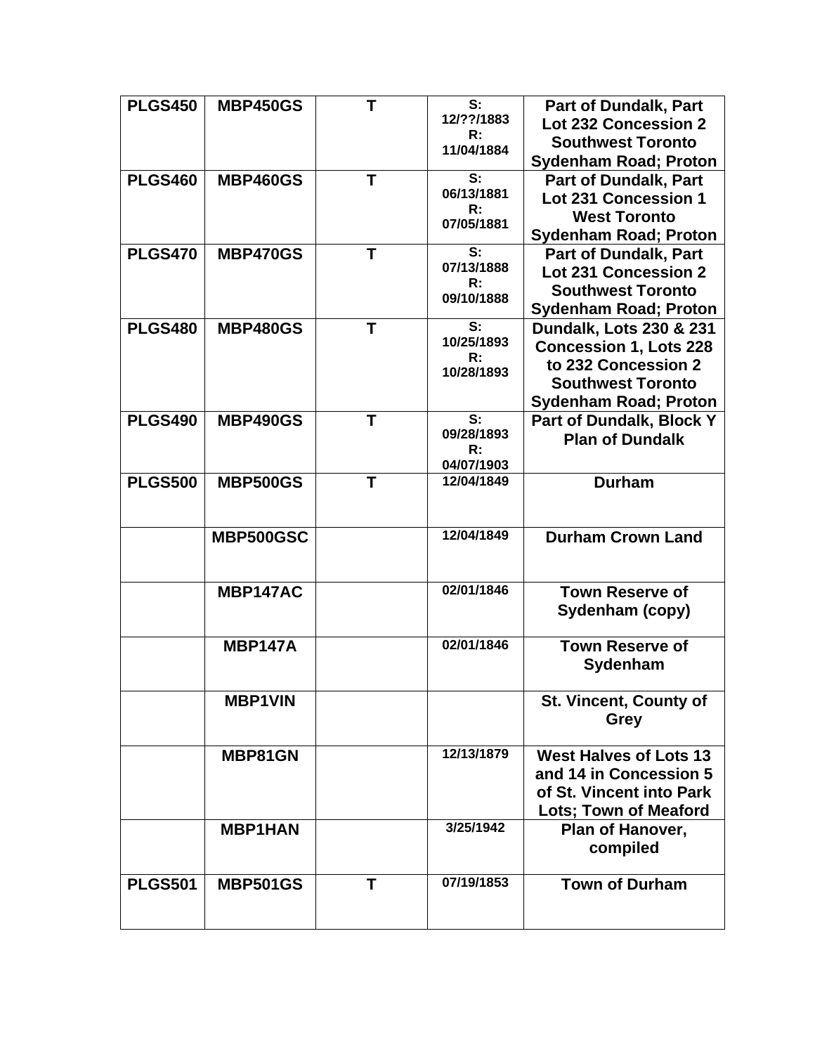| PLGS450 | MBP450GS | T | S: 12/??/1883 R: 11/04/1884 | Part of Dundalk, Part Lot 232 Concession 2 Southwest Toronto Sydenham Road; Proton |
|---|---|---|---|---|
| PLGS460 | MBP460GS | T | S: 06/13/1881 R: 07/05/1881 | Part of Dundalk, Part Lot 231 Concession 1 West Toronto Sydenham Road; Proton |
| PLGS470 | MBP470GS | T | S: 07/13/1888 R: 09/10/1888 | Part of Dundalk, Part Lot 231 Concession 2 Southwest Toronto Sydenham Road; Proton |
| PLGS480 | MBP480GS | T | S: 10/25/1893 R: 10/28/1893 | Dundalk, Lots 230 & 231 Concession 1, Lots 228 to 232 Concession 2 Southwest Toronto Sydenham Road; Proton |
| PLGS490 | MBP490GS | T | S: 09/28/1893 R: 04/07/1903 | Part of Dundalk, Block Y Plan of Dundalk |
| PLGS500 | MBP500GS | T | 12/04/1849 | Durham |
| | MBP500GSC | | 12/04/1849 | Durham Crown Land |
| | MBP147AC | | 02/01/1846 | Town Reserve of Sydenham (copy) |
| | MBP147A | | 02/01/1846 | Town Reserve of Sydenham |
| | MBP1VIN | | | St. Vincent, County of Grey |
| | MBP81GN | | 12/13/1879 | West Halves of Lots 13 and 14 in Concession 5 of St. Vincent into Park Lots; Town of Meaford |
| | MBP1HAN | | 3/25/1942 | Plan of Hanover, compiled |
| PLGS501 | MBP501GS | T | 07/19/1853 | Town of Durham |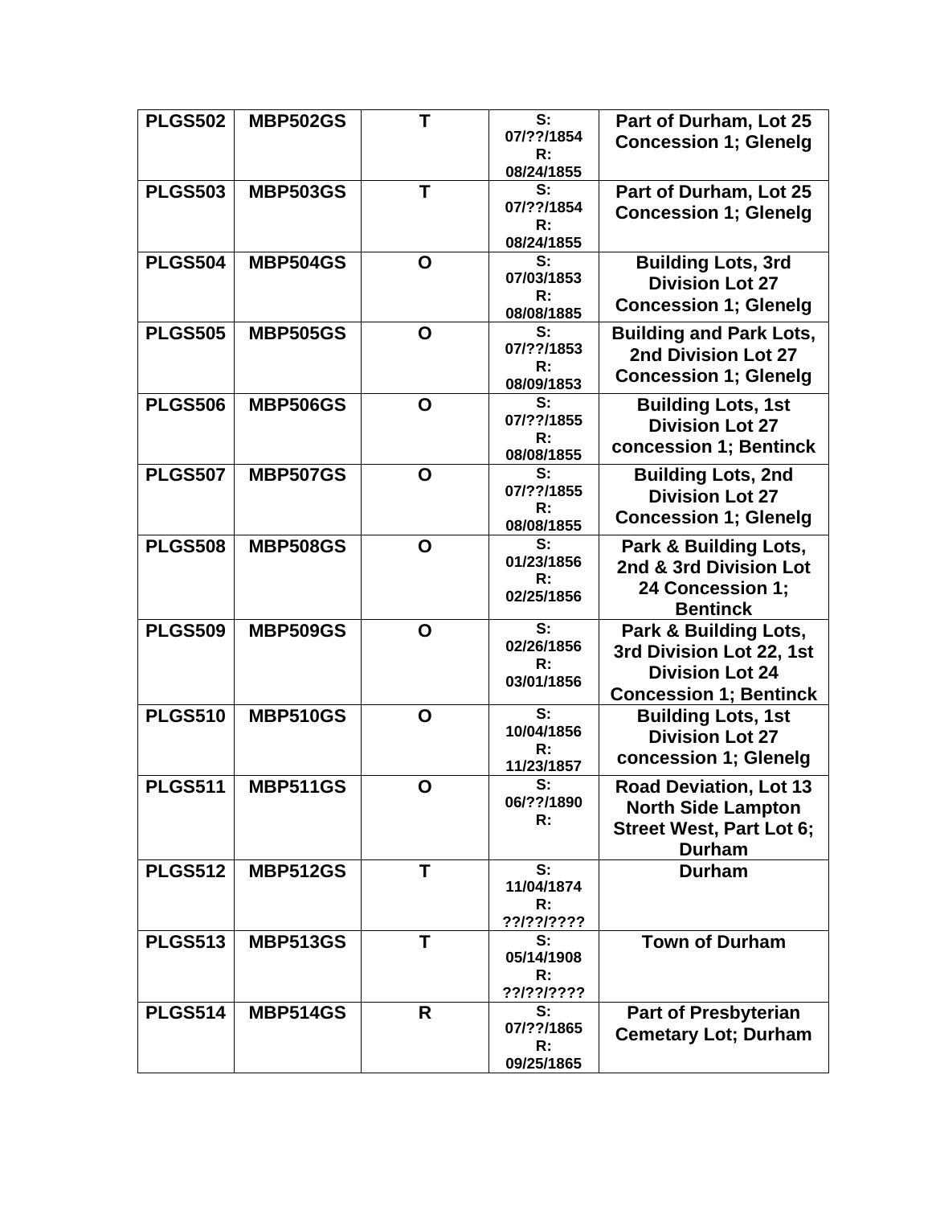| PLGS502 | MBP502GS | T | S: 07/??/1854 R: 08/24/1855 | Part of Durham, Lot 25 Concession 1; Glenelg |
|---|---|---|---|---|
| PLGS503 | MBP503GS | T | S: 07/??/1854 R: 08/24/1855 | Part of Durham, Lot 25 Concession 1; Glenelg |
| PLGS504 | MBP504GS | O | S: 07/03/1853 R: 08/08/1885 | Building Lots, 3rd Division Lot 27 Concession 1; Glenelg |
| PLGS505 | MBP505GS | O | S: 07/??/1853 R: 08/09/1853 | Building and Park Lots, 2nd Division Lot 27 Concession 1; Glenelg |
| PLGS506 | MBP506GS | O | S: 07/??/1855 R: 08/08/1855 | Building Lots, 1st Division Lot 27 concession 1; Bentinck |
| PLGS507 | MBP507GS | O | S: 07/??/1855 R: 08/08/1855 | Building Lots, 2nd Division Lot 27 Concession 1; Glenelg |
| PLGS508 | MBP508GS | O | S: 01/23/1856 R: 02/25/1856 | Park & Building Lots, 2nd & 3rd Division Lot 24 Concession 1; Bentinck |
| PLGS509 | MBP509GS | O | S: 02/26/1856 R: 03/01/1856 | Park & Building Lots, 3rd Division Lot 22, 1st Division Lot 24 Concession 1; Bentinck |
| PLGS510 | MBP510GS | O | S: 10/04/1856 R: 11/23/1857 | Building Lots, 1st Division Lot 27 concession 1; Glenelg |
| PLGS511 | MBP511GS | O | S: 06/??/1890 R: | Road Deviation, Lot 13 North Side Lampton Street West, Part Lot 6; Durham |
| PLGS512 | MBP512GS | T | S: 11/04/1874 R: ??/??/???? | Durham |
| PLGS513 | MBP513GS | T | S: 05/14/1908 R: ??/??/???? | Town of Durham |
| PLGS514 | MBP514GS | R | S: 07/??/1865 R: 09/25/1865 | Part of Presbyterian Cemetary Lot; Durham |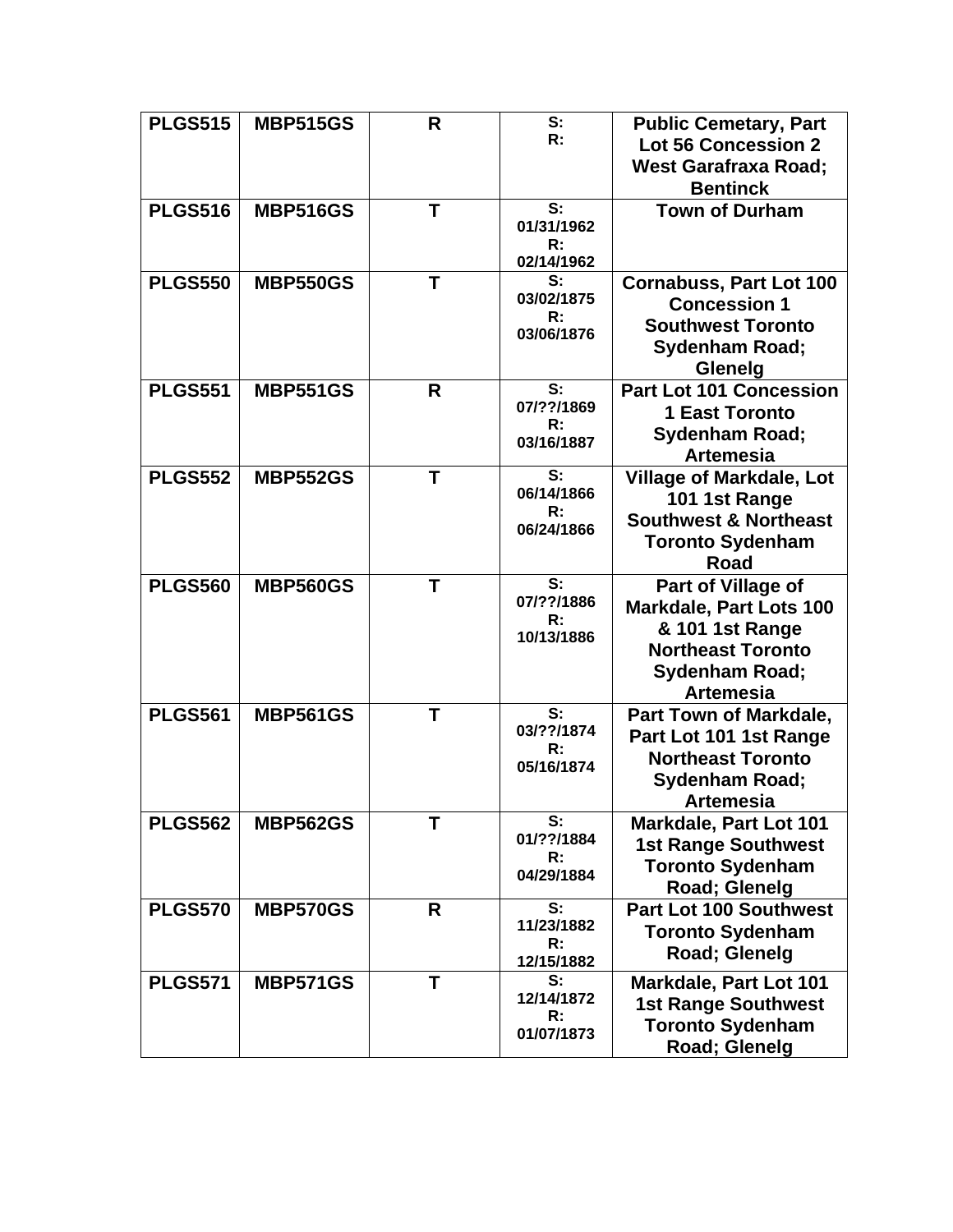| PLGS515 | MBP515GS | R | S:<br>R: | Public Cemetary, Part Lot 56 Concession 2 West Garafraxa Road; Bentinck |
|---|---|---|---|---|
| PLGS516 | MBP516GS | T | S: 01/31/1962<br>R: 02/14/1962 | Town of Durham |
| PLGS550 | MBP550GS | T | S: 03/02/1875<br>R: 03/06/1876 | Cornabuss, Part Lot 100 Concession 1 Southwest Toronto Sydenham Road; Glenelg |
| PLGS551 | MBP551GS | R | S: 07/??/1869<br>R: 03/16/1887 | Part Lot 101 Concession 1 East Toronto Sydenham Road; Artemesia |
| PLGS552 | MBP552GS | T | S: 06/14/1866<br>R: 06/24/1866 | Village of Markdale, Lot 101 1st Range Southwest & Northeast Toronto Sydenham Road |
| PLGS560 | MBP560GS | T | S: 07/??/1886<br>R: 10/13/1886 | Part of Village of Markdale, Part Lots 100 & 101 1st Range Northeast Toronto Sydenham Road; Artemesia |
| PLGS561 | MBP561GS | T | S: 03/??/1874<br>R: 05/16/1874 | Part Town of Markdale, Part Lot 101 1st Range Northeast Toronto Sydenham Road; Artemesia |
| PLGS562 | MBP562GS | T | S: 01/??/1884<br>R: 04/29/1884 | Markdale, Part Lot 101 1st Range Southwest Toronto Sydenham Road; Glenelg |
| PLGS570 | MBP570GS | R | S: 11/23/1882<br>R: 12/15/1882 | Part Lot 100 Southwest Toronto Sydenham Road; Glenelg |
| PLGS571 | MBP571GS | T | S: 12/14/1872<br>R: 01/07/1873 | Markdale, Part Lot 101 1st Range Southwest Toronto Sydenham Road; Glenelg |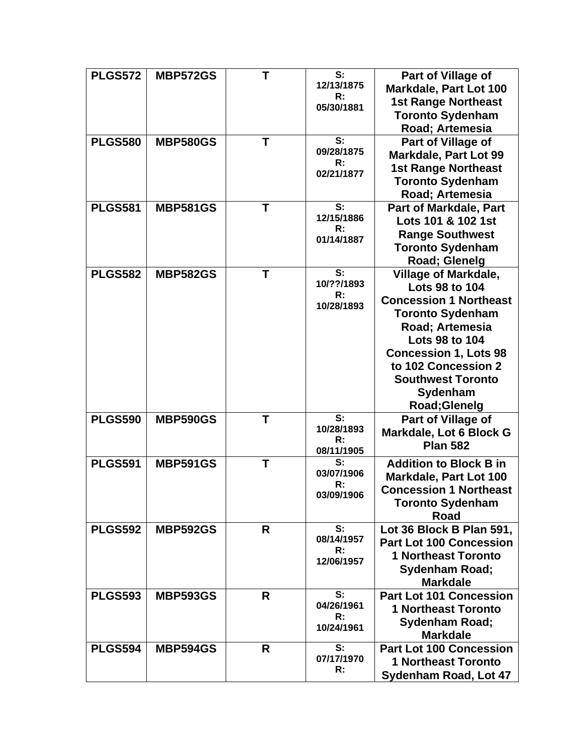| PLGS572 | MBP572GS | T | S: 12/13/1875 R: 05/30/1881 | Part of Village of Markdale, Part Lot 100 1st Range Northeast Toronto Sydenham Road; Artemesia |
|---|---|---|---|---|
| PLGS580 | MBP580GS | T | S: 09/28/1875 R: 02/21/1877 | Part of Village of Markdale, Part Lot 99 1st Range Northeast Toronto Sydenham Road; Artemesia |
| PLGS581 | MBP581GS | T | S: 12/15/1886 R: 01/14/1887 | Part of Markdale, Part Lots 101 & 102 1st Range Southwest Toronto Sydenham Road; Glenelg |
| PLGS582 | MBP582GS | T | S: 10/??/1893 R: 10/28/1893 | Village of Markdale, Lots 98 to 104 Concession 1 Northeast Toronto Sydenham Road; Artemesia Lots 98 to 104 Concession 1, Lots 98 to 102 Concession 2 Southwest Toronto Sydenham Road;Glenelg |
| PLGS590 | MBP590GS | T | S: 10/28/1893 R: 08/11/1905 | Part of Village of Markdale, Lot 6 Block G Plan 582 |
| PLGS591 | MBP591GS | T | S: 03/07/1906 R: 03/09/1906 | Addition to Block B in Markdale, Part Lot 100 Concession 1 Northeast Toronto Sydenham Road |
| PLGS592 | MBP592GS | R | S: 08/14/1957 R: 12/06/1957 | Lot 36 Block B Plan 591, Part Lot 100 Concession 1 Northeast Toronto Sydenham Road; Markdale |
| PLGS593 | MBP593GS | R | S: 04/26/1961 R: 10/24/1961 | Part Lot 101 Concession 1 Northeast Toronto Sydenham Road; Markdale |
| PLGS594 | MBP594GS | R | S: 07/17/1970 R: | Part Lot 100 Concession 1 Northeast Toronto Sydenham Road, Lot 47 |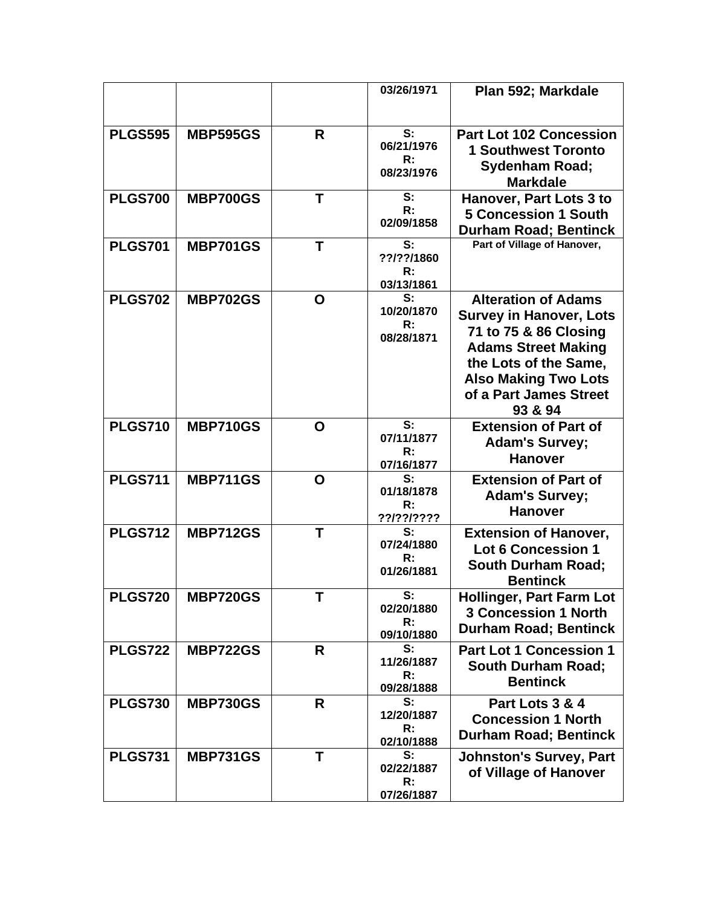|  |  |  |  |  |
|---|---|---|---|---|
|  |  |  | 03/26/1971 | **Plan 592; Markdale** |
| **PLGS595** | **MBP595GS** | **R** | S: 06/21/1976 R: 08/23/1976 | **Part Lot 102 Concession 1 Southwest Toronto Sydenham Road; Markdale** |
| **PLGS700** | **MBP700GS** | **T** | S: R: 02/09/1858 | **Hanover, Part Lots 3 to 5 Concession 1 South Durham Road; Bentinck** |
| **PLGS701** | **MBP701GS** | **T** | S: ??/??/1860 R: 03/13/1861 | **Part of Village of Hanover,** |
| **PLGS702** | **MBP702GS** | **O** | S: 10/20/1870 R: 08/28/1871 | **Alteration of Adams Survey in Hanover, Lots 71 to 75 & 86 Closing Adams Street Making the Lots of the Same, Also Making Two Lots of a Part James Street 93 & 94** |
| **PLGS710** | **MBP710GS** | **O** | S: 07/11/1877 R: 07/16/1877 | **Extension of Part of Adam's Survey; Hanover** |
| **PLGS711** | **MBP711GS** | **O** | S: 01/18/1878 R: ??/??/???? | **Extension of Part of Adam's Survey; Hanover** |
| **PLGS712** | **MBP712GS** | **T** | S: 07/24/1880 R: 01/26/1881 | **Extension of Hanover, Lot 6 Concession 1 South Durham Road; Bentinck** |
| **PLGS720** | **MBP720GS** | **T** | S: 02/20/1880 R: 09/10/1880 | **Hollinger, Part Farm Lot 3 Concession 1 North Durham Road; Bentinck** |
| **PLGS722** | **MBP722GS** | **R** | S: 11/26/1887 R: 09/28/1888 | **Part Lot 1 Concession 1 South Durham Road; Bentinck** |
| **PLGS730** | **MBP730GS** | **R** | S: 12/20/1887 R: 02/10/1888 | **Part Lots 3 & 4 Concession 1 North Durham Road; Bentinck** |
| **PLGS731** | **MBP731GS** | **T** | S: 02/22/1887 R: 07/26/1887 | **Johnston's Survey, Part of Village of Hanover** |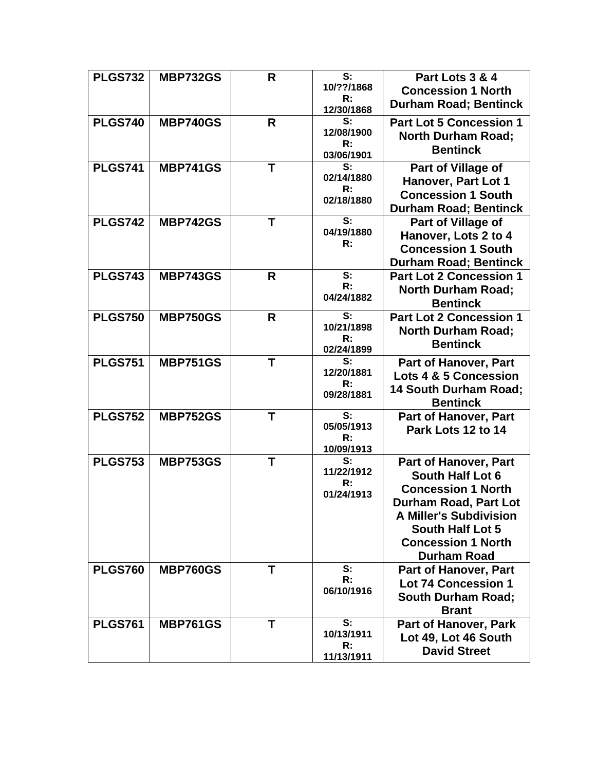| PLGS732 | MBP732GS | R | S: 10/??/1868 R: 12/30/1868 | Part Lots 3 & 4 Concession 1 North Durham Road; Bentinck |
|---|---|---|---|---|
| PLGS740 | MBP740GS | R | S: 12/08/1900 R: 03/06/1901 | Part Lot 5 Concession 1 North Durham Road; Bentinck |
| PLGS741 | MBP741GS | T | S: 02/14/1880 R: 02/18/1880 | Part of Village of Hanover, Part Lot 1 Concession 1 South Durham Road; Bentinck |
| PLGS742 | MBP742GS | T | S: 04/19/1880 R: | Part of Village of Hanover, Lots 2 to 4 Concession 1 South Durham Road; Bentinck |
| PLGS743 | MBP743GS | R | S: R: 04/24/1882 | Part Lot 2 Concession 1 North Durham Road; Bentinck |
| PLGS750 | MBP750GS | R | S: 10/21/1898 R: 02/24/1899 | Part Lot 2 Concession 1 North Durham Road; Bentinck |
| PLGS751 | MBP751GS | T | S: 12/20/1881 R: 09/28/1881 | Part of Hanover, Part Lots 4 & 5 Concession 14 South Durham Road; Bentinck |
| PLGS752 | MBP752GS | T | S: 05/05/1913 R: 10/09/1913 | Part of Hanover, Part Park Lots 12 to 14 |
| PLGS753 | MBP753GS | T | S: 11/22/1912 R: 01/24/1913 | Part of Hanover, Part South Half Lot 6 Concession 1 North Durham Road, Part Lot A Miller's Subdivision South Half Lot 5 Concession 1 North Durham Road |
| PLGS760 | MBP760GS | T | S: R: 06/10/1916 | Part of Hanover, Part Lot 74 Concession 1 South Durham Road; Brant |
| PLGS761 | MBP761GS | T | S: 10/13/1911 R: 11/13/1911 | Part of Hanover, Park Lot 49, Lot 46 South David Street |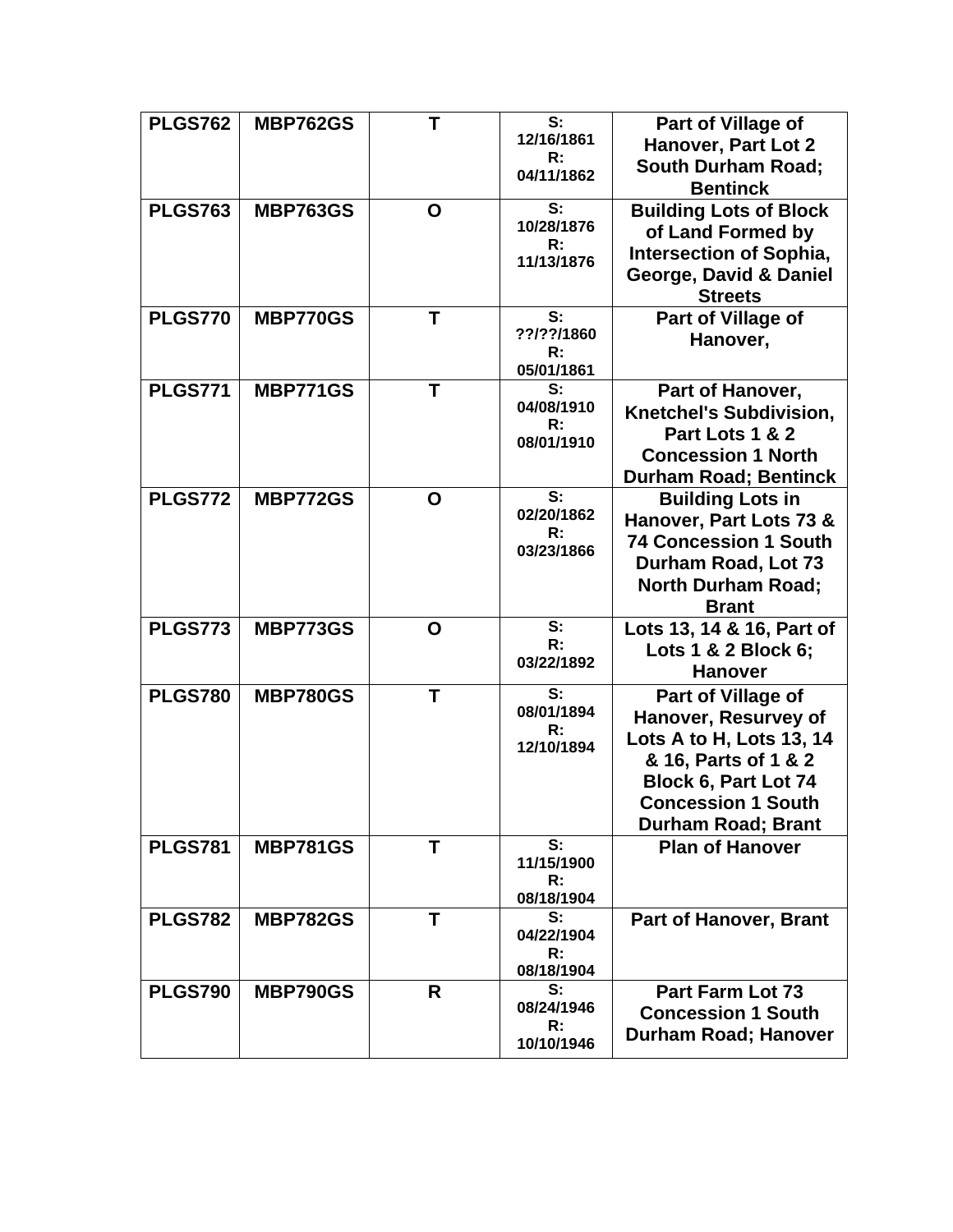| PLGS762 | MBP762GS | T | S: 12/16/1861 R: 04/11/1862 | Part of Village of Hanover, Part Lot 2 South Durham Road; Bentinck |
|---|---|---|---|---|
| PLGS763 | MBP763GS | O | S: 10/28/1876 R: 11/13/1876 | Building Lots of Block of Land Formed by Intersection of Sophia, George, David & Daniel Streets |
| PLGS770 | MBP770GS | T | S: ??/??/1860 R: 05/01/1861 | Part of Village of Hanover, |
| PLGS771 | MBP771GS | T | S: 04/08/1910 R: 08/01/1910 | Part of Hanover, Knetchel's Subdivision, Part Lots 1 & 2 Concession 1 North Durham Road; Bentinck |
| PLGS772 | MBP772GS | O | S: 02/20/1862 R: 03/23/1866 | Building Lots in Hanover, Part Lots 73 & 74 Concession 1 South Durham Road, Lot 73 North Durham Road; Brant |
| PLGS773 | MBP773GS | O | S: R: 03/22/1892 | Lots 13, 14 & 16, Part of Lots 1 & 2 Block 6; Hanover |
| PLGS780 | MBP780GS | T | S: 08/01/1894 R: 12/10/1894 | Part of Village of Hanover, Resurvey of Lots A to H, Lots 13, 14 & 16, Parts of 1 & 2 Block 6, Part Lot 74 Concession 1 South Durham Road; Brant |
| PLGS781 | MBP781GS | T | S: 11/15/1900 R: 08/18/1904 | Plan of Hanover |
| PLGS782 | MBP782GS | T | S: 04/22/1904 R: 08/18/1904 | Part of Hanover, Brant |
| PLGS790 | MBP790GS | R | S: 08/24/1946 R: 10/10/1946 | Part Farm Lot 73 Concession 1 South Durham Road; Hanover |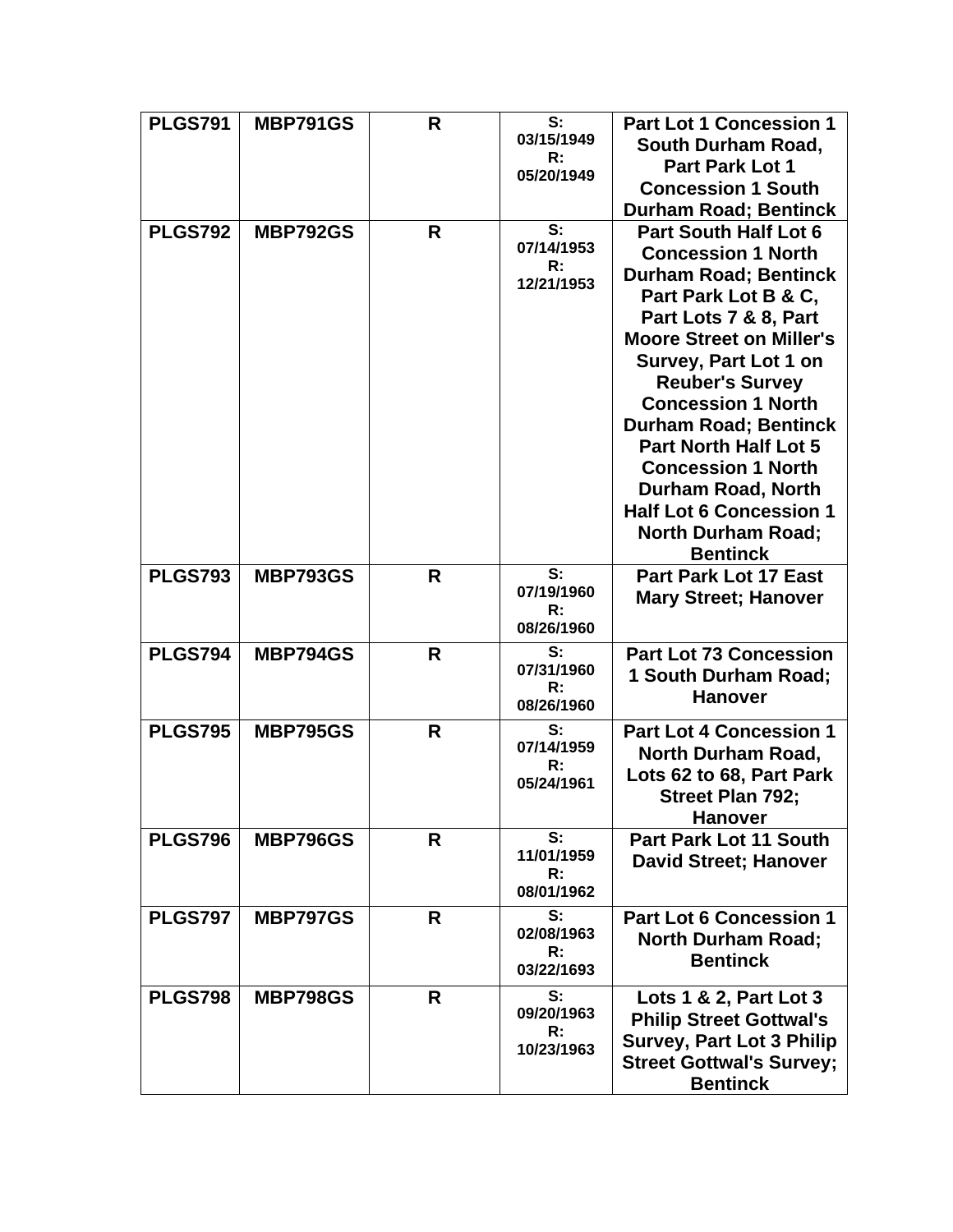| PLGS791 | MBP791GS | R | S: 03/15/1949 R: 05/20/1949 | Part Lot 1 Concession 1 South Durham Road, Part Park Lot 1 Concession 1 South Durham Road; Bentinck |
|---|---|---|---|---|
| PLGS792 | MBP792GS | R | S: 07/14/1953 R: 12/21/1953 | Part South Half Lot 6 Concession 1 North Durham Road; Bentinck Part Park Lot B & C, Part Lots 7 & 8, Part Moore Street on Miller's Survey, Part Lot 1 on Reuber's Survey Concession 1 North Durham Road; Bentinck Part North Half Lot 5 Concession 1 North Durham Road, North Half Lot 6 Concession 1 North Durham Road; Bentinck |
| PLGS793 | MBP793GS | R | S: 07/19/1960 R: 08/26/1960 | Part Park Lot 17 East Mary Street; Hanover |
| PLGS794 | MBP794GS | R | S: 07/31/1960 R: 08/26/1960 | Part Lot 73 Concession 1 South Durham Road; Hanover |
| PLGS795 | MBP795GS | R | S: 07/14/1959 R: 05/24/1961 | Part Lot 4 Concession 1 North Durham Road, Lots 62 to 68, Part Park Street Plan 792; Hanover |
| PLGS796 | MBP796GS | R | S: 11/01/1959 R: 08/01/1962 | Part Park Lot 11 South David Street; Hanover |
| PLGS797 | MBP797GS | R | S: 02/08/1963 R: 03/22/1693 | Part Lot 6 Concession 1 North Durham Road; Bentinck |
| PLGS798 | MBP798GS | R | S: 09/20/1963 R: 10/23/1963 | Lots 1 & 2, Part Lot 3 Philip Street Gottwal's Survey, Part Lot 3 Philip Street Gottwal's Survey; Bentinck |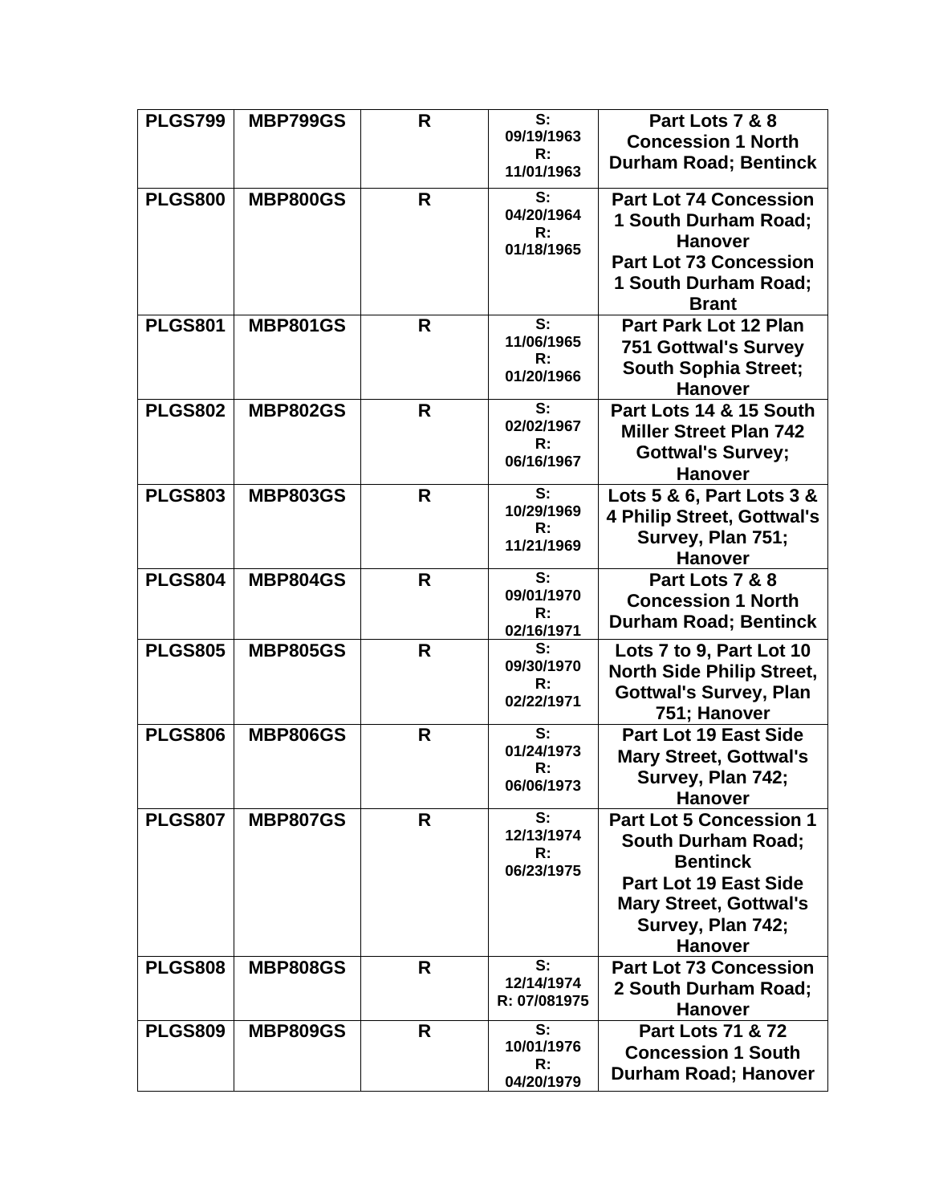| PLGS799 | MBP799GS | R | S: 09/19/1963 R: 11/01/1963 | Part Lots 7 & 8 Concession 1 North Durham Road; Bentinck |
|---|---|---|---|---|
| PLGS800 | MBP800GS | R | S: 04/20/1964 R: 01/18/1965 | Part Lot 74 Concession 1 South Durham Road; Hanover Part Lot 73 Concession 1 South Durham Road; Brant |
| PLGS801 | MBP801GS | R | S: 11/06/1965 R: 01/20/1966 | Part Park Lot 12 Plan 751 Gottwal's Survey South Sophia Street; Hanover |
| PLGS802 | MBP802GS | R | S: 02/02/1967 R: 06/16/1967 | Part Lots 14 & 15 South Miller Street Plan 742 Gottwal's Survey; Hanover |
| PLGS803 | MBP803GS | R | S: 10/29/1969 R: 11/21/1969 | Lots 5 & 6, Part Lots 3 & 4 Philip Street, Gottwal's Survey, Plan 751; Hanover |
| PLGS804 | MBP804GS | R | S: 09/01/1970 R: 02/16/1971 | Part Lots 7 & 8 Concession 1 North Durham Road; Bentinck |
| PLGS805 | MBP805GS | R | S: 09/30/1970 R: 02/22/1971 | Lots 7 to 9, Part Lot 10 North Side Philip Street, Gottwal's Survey, Plan 751; Hanover |
| PLGS806 | MBP806GS | R | S: 01/24/1973 R: 06/06/1973 | Part Lot 19 East Side Mary Street, Gottwal's Survey, Plan 742; Hanover |
| PLGS807 | MBP807GS | R | S: 12/13/1974 R: 06/23/1975 | Part Lot 5 Concession 1 South Durham Road; Bentinck Part Lot 19 East Side Mary Street, Gottwal's Survey, Plan 742; Hanover |
| PLGS808 | MBP808GS | R | S: 12/14/1974 R: 07/081975 | Part Lot 73 Concession 2 South Durham Road; Hanover |
| PLGS809 | MBP809GS | R | S: 10/01/1976 R: 04/20/1979 | Part Lots 71 & 72 Concession 1 South Durham Road; Hanover |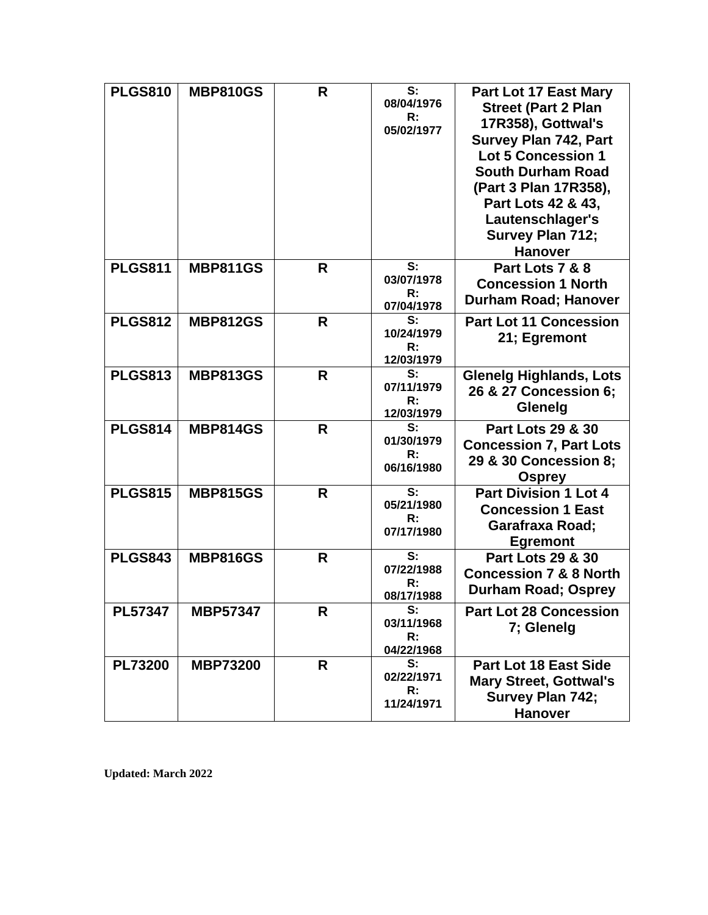| | | | | |
|---|---|---|---|---|
| **PLGS810** | **MBP810GS** | **R** | **S: 08/04/1976 R: 05/02/1977** | **Part Lot 17 East Mary Street (Part 2 Plan 17R358), Gottwal's Survey Plan 742, Part Lot 5 Concession 1 South Durham Road (Part 3 Plan 17R358), Part Lots 42 & 43, Lautenschlager's Survey Plan 712; Hanover** |
| **PLGS811** | **MBP811GS** | **R** | **S: 03/07/1978 R: 07/04/1978** | **Part Lots 7 & 8 Concession 1 North Durham Road; Hanover** |
| **PLGS812** | **MBP812GS** | **R** | **S: 10/24/1979 R: 12/03/1979** | **Part Lot 11 Concession 21; Egremont** |
| **PLGS813** | **MBP813GS** | **R** | **S: 07/11/1979 R: 12/03/1979** | **Glenelg Highlands, Lots 26 & 27 Concession 6; Glenelg** |
| **PLGS814** | **MBP814GS** | **R** | **S: 01/30/1979 R: 06/16/1980** | **Part Lots 29 & 30 Concession 7, Part Lots 29 & 30 Concession 8; Osprey** |
| **PLGS815** | **MBP815GS** | **R** | **S: 05/21/1980 R: 07/17/1980** | **Part Division 1 Lot 4 Concession 1 East Garafraxa Road; Egremont** |
| **PLGS843** | **MBP816GS** | **R** | **S: 07/22/1988 R: 08/17/1988** | **Part Lots 29 & 30 Concession 7 & 8 North Durham Road; Osprey** |
| **PL57347** | **MBP57347** | **R** | **S: 03/11/1968 R: 04/22/1968** | **Part Lot 28 Concession 7; Glenelg** |
| **PL73200** | **MBP73200** | **R** | **S: 02/22/1971 R: 11/24/1971** | **Part Lot 18 East Side Mary Street, Gottwal's Survey Plan 742; Hanover** |

**Updated: March 2022**